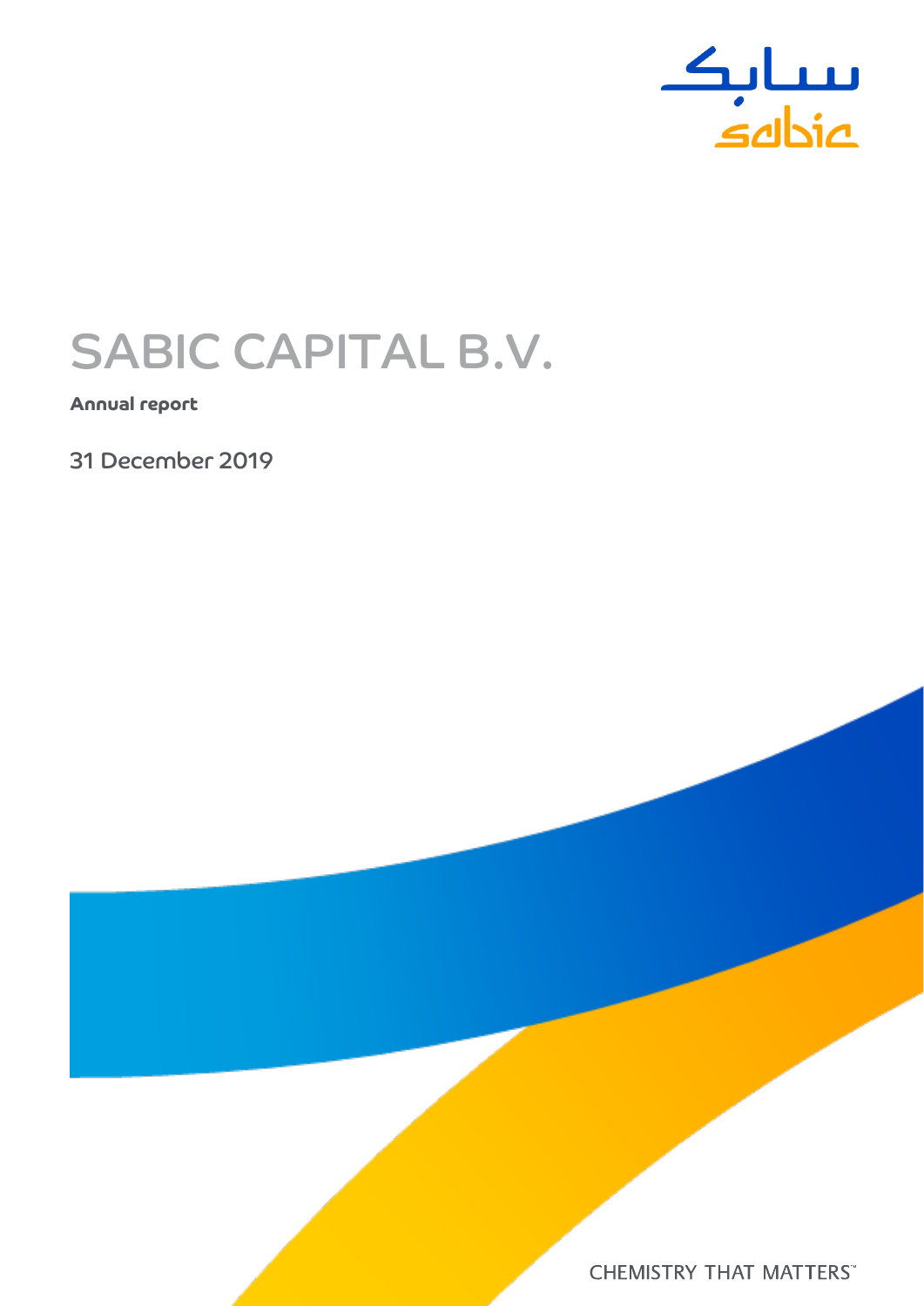سابك

sabic

# SABIC CAPITAL B.V.

**Annual report**

31 December 2019

CHEMISTRY THAT MATTERS™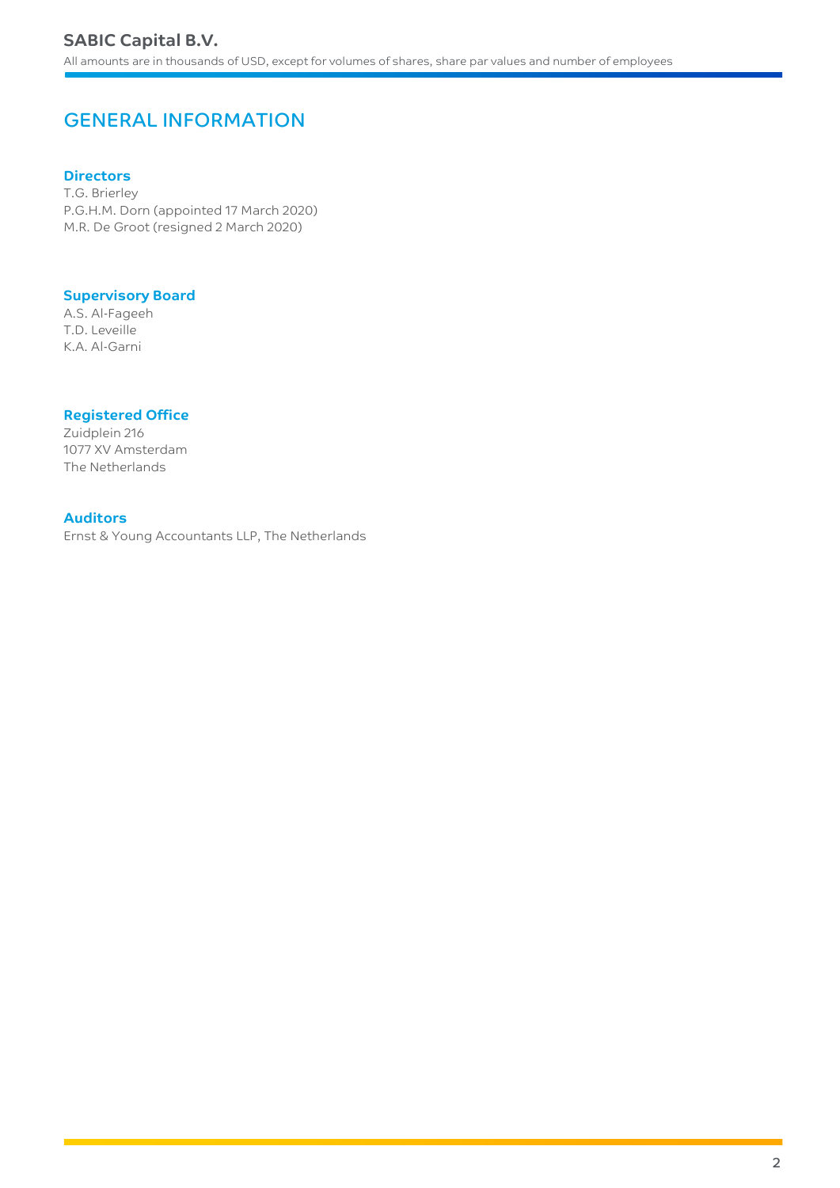# GENERAL INFORMATION

### Directors

T.G. Brierley
P.G.H.M. Dorn (appointed 17 March 2020)
M.R. De Groot (resigned 2 March 2020)

### Supervisory Board

A.S. Al-Fageeh
T.D. Leveille
K.A. Al-Garni

### Registered Office

Zuidplein 216
1077 XV Amsterdam
The Netherlands

### Auditors

Ernst & Young Accountants LLP, The Netherlands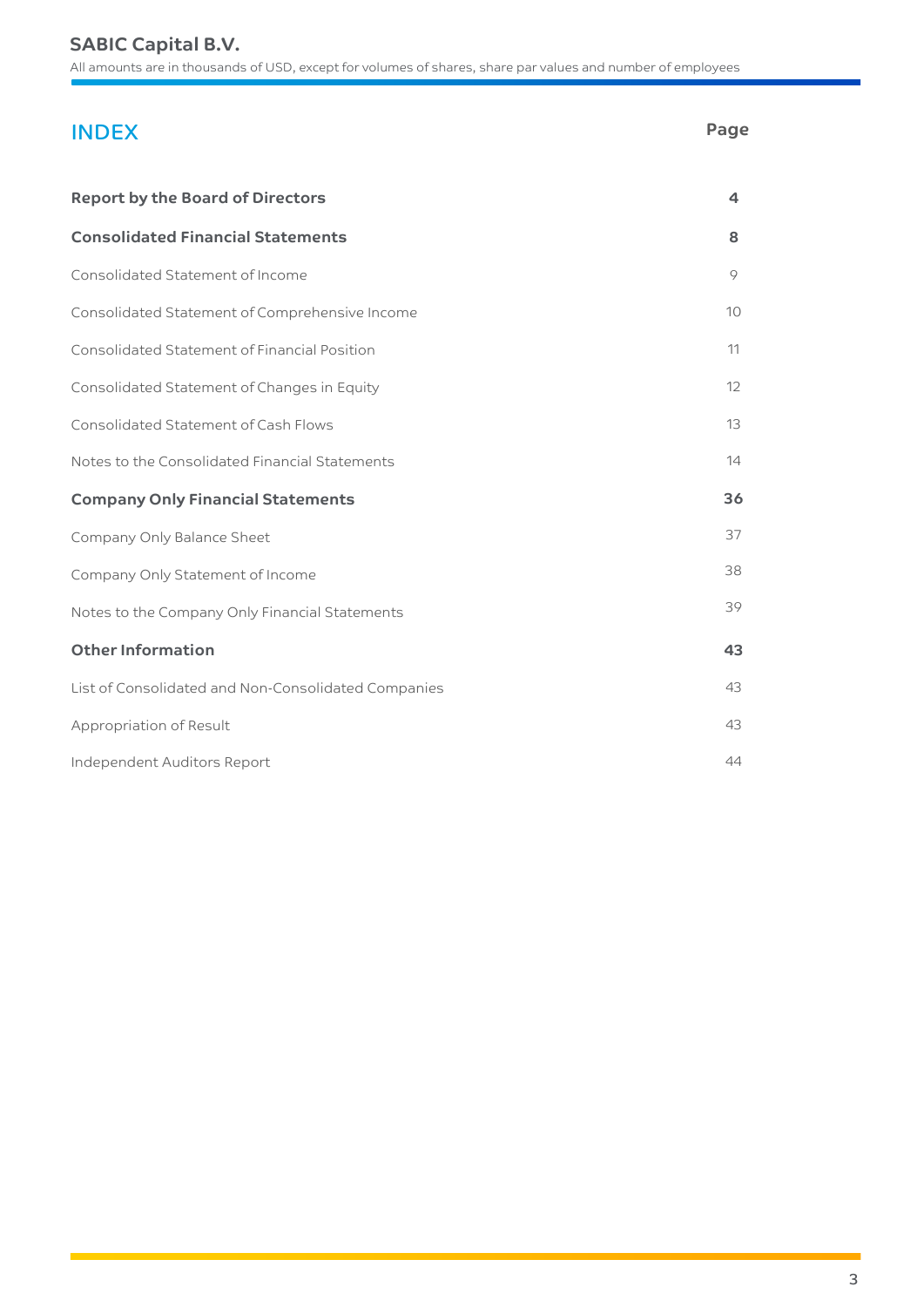## INDEX

| | Page |
|---|---|
| **Report by the Board of Directors** | **4** |
| **Consolidated Financial Statements** | **8** |
| Consolidated Statement of Income | 9 |
| Consolidated Statement of Comprehensive Income | 10 |
| Consolidated Statement of Financial Position | 11 |
| Consolidated Statement of Changes in Equity | 12 |
| Consolidated Statement of Cash Flows | 13 |
| Notes to the Consolidated Financial Statements | 14 |
| **Company Only Financial Statements** | **36** |
| Company Only Balance Sheet | 37 |
| Company Only Statement of Income | 38 |
| Notes to the Company Only Financial Statements | 39 |
| **Other Information** | **43** |
| List of Consolidated and Non-Consolidated Companies | 43 |
| Appropriation of Result | 43 |
| Independent Auditors Report | 44 |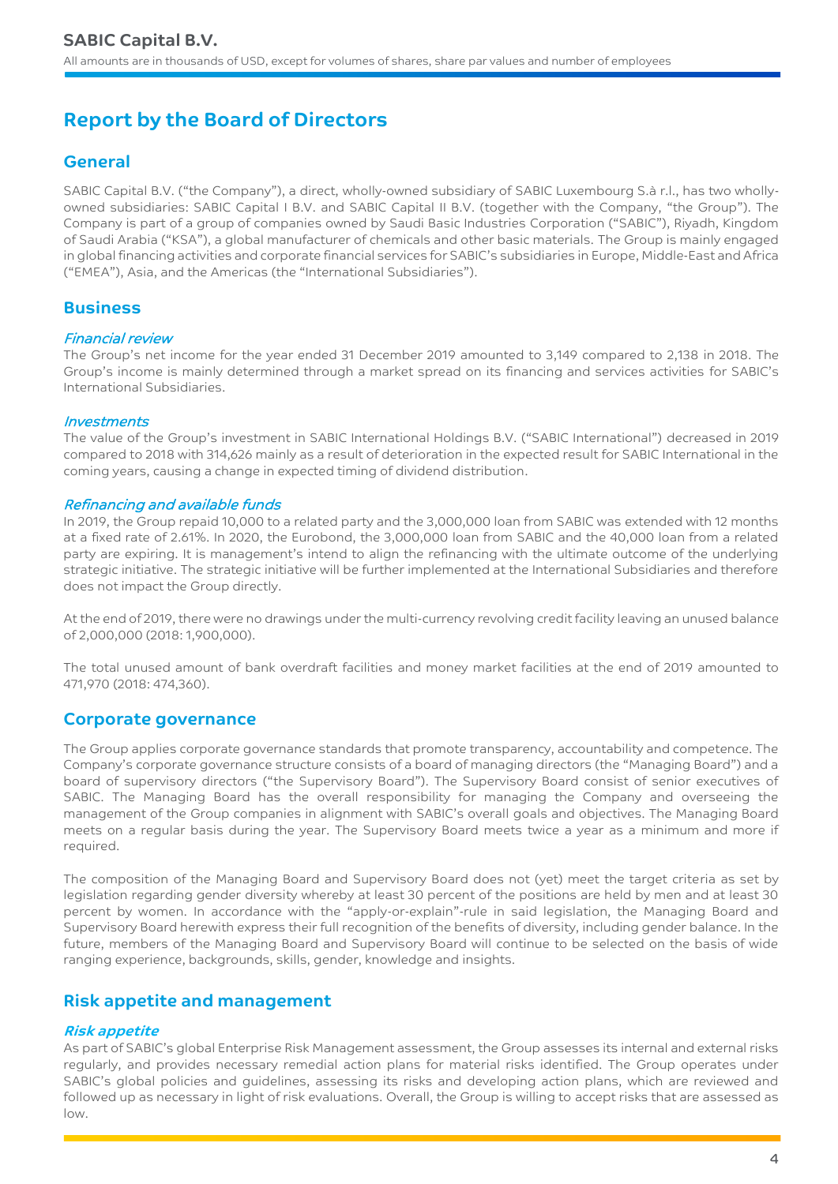# Report by the Board of Directors

## General

SABIC Capital B.V. ("the Company"), a direct, wholly-owned subsidiary of SABIC Luxembourg S.à r.l., has two wholly-owned subsidiaries: SABIC Capital I B.V. and SABIC Capital II B.V. (together with the Company, "the Group"). The Company is part of a group of companies owned by Saudi Basic Industries Corporation ("SABIC"), Riyadh, Kingdom of Saudi Arabia ("KSA"), a global manufacturer of chemicals and other basic materials. The Group is mainly engaged in global financing activities and corporate financial services for SABIC's subsidiaries in Europe, Middle-East and Africa ("EMEA"), Asia, and the Americas (the "International Subsidiaries").

## Business

### *Financial review*

The Group's net income for the year ended 31 December 2019 amounted to 3,149 compared to 2,138 in 2018. The Group's income is mainly determined through a market spread on its financing and services activities for SABIC's International Subsidiaries.

### *Investments*

The value of the Group's investment in SABIC International Holdings B.V. ("SABIC International") decreased in 2019 compared to 2018 with 314,626 mainly as a result of deterioration in the expected result for SABIC International in the coming years, causing a change in expected timing of dividend distribution.

### *Refinancing and available funds*

In 2019, the Group repaid 10,000 to a related party and the 3,000,000 loan from SABIC was extended with 12 months at a fixed rate of 2.61%. In 2020, the Eurobond, the 3,000,000 loan from SABIC and the 40,000 loan from a related party are expiring. It is management's intend to align the refinancing with the ultimate outcome of the underlying strategic initiative. The strategic initiative will be further implemented at the International Subsidiaries and therefore does not impact the Group directly.

At the end of 2019, there were no drawings under the multi-currency revolving credit facility leaving an unused balance of 2,000,000 (2018: 1,900,000).

The total unused amount of bank overdraft facilities and money market facilities at the end of 2019 amounted to 471,970 (2018: 474,360).

## Corporate governance

The Group applies corporate governance standards that promote transparency, accountability and competence. The Company's corporate governance structure consists of a board of managing directors (the "Managing Board") and a board of supervisory directors ("the Supervisory Board"). The Supervisory Board consist of senior executives of SABIC. The Managing Board has the overall responsibility for managing the Company and overseeing the management of the Group companies in alignment with SABIC's overall goals and objectives. The Managing Board meets on a regular basis during the year. The Supervisory Board meets twice a year as a minimum and more if required.

The composition of the Managing Board and Supervisory Board does not (yet) meet the target criteria as set by legislation regarding gender diversity whereby at least 30 percent of the positions are held by men and at least 30 percent by women. In accordance with the "apply-or-explain"-rule in said legislation, the Managing Board and Supervisory Board herewith express their full recognition of the benefits of diversity, including gender balance. In the future, members of the Managing Board and Supervisory Board will continue to be selected on the basis of wide ranging experience, backgrounds, skills, gender, knowledge and insights.

## Risk appetite and management

### ***Risk appetite***

As part of SABIC's global Enterprise Risk Management assessment, the Group assesses its internal and external risks regularly, and provides necessary remedial action plans for material risks identified. The Group operates under SABIC's global policies and guidelines, assessing its risks and developing action plans, which are reviewed and followed up as necessary in light of risk evaluations. Overall, the Group is willing to accept risks that are assessed as low.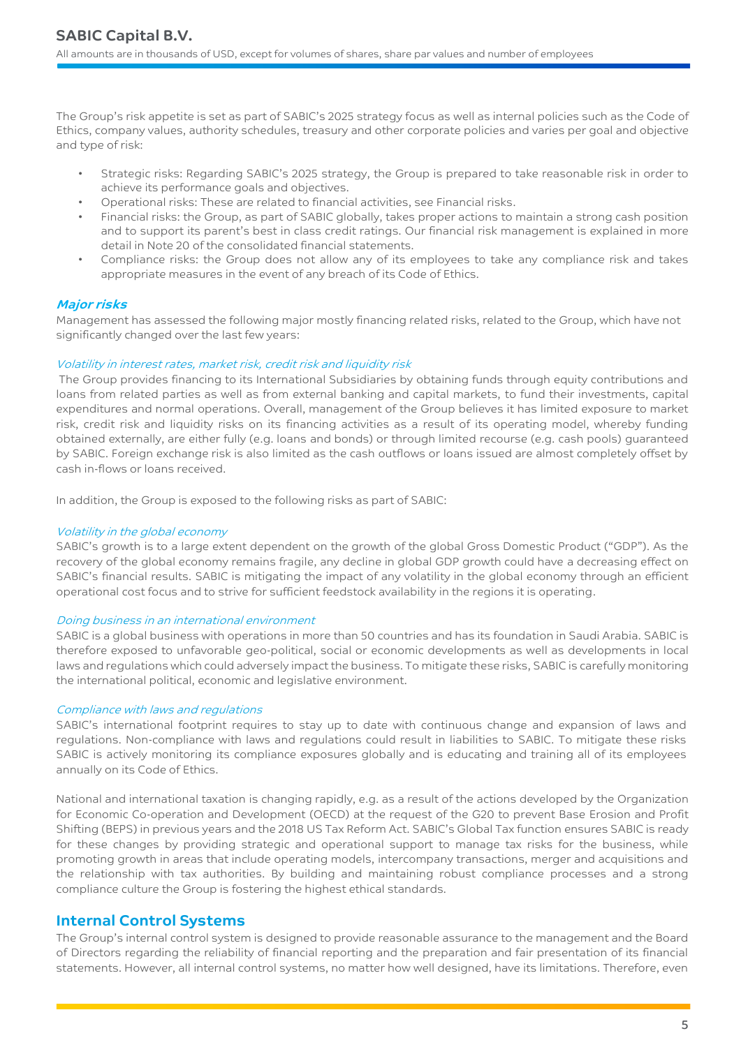The Group's risk appetite is set as part of SABIC's 2025 strategy focus as well as internal policies such as the Code of Ethics, company values, authority schedules, treasury and other corporate policies and varies per goal and objective and type of risk:

- Strategic risks: Regarding SABIC's 2025 strategy, the Group is prepared to take reasonable risk in order to achieve its performance goals and objectives.
- Operational risks: These are related to financial activities, see Financial risks.
- Financial risks: the Group, as part of SABIC globally, takes proper actions to maintain a strong cash position and to support its parent's best in class credit ratings. Our financial risk management is explained in more detail in Note 20 of the consolidated financial statements.
- Compliance risks: the Group does not allow any of its employees to take any compliance risk and takes appropriate measures in the event of any breach of its Code of Ethics.

### *Major risks*

Management has assessed the following major mostly financing related risks, related to the Group, which have not significantly changed over the last few years:

*Volatility in interest rates, market risk, credit risk and liquidity risk*

The Group provides financing to its International Subsidiaries by obtaining funds through equity contributions and loans from related parties as well as from external banking and capital markets, to fund their investments, capital expenditures and normal operations. Overall, management of the Group believes it has limited exposure to market risk, credit risk and liquidity risks on its financing activities as a result of its operating model, whereby funding obtained externally, are either fully (e.g. loans and bonds) or through limited recourse (e.g. cash pools) guaranteed by SABIC. Foreign exchange risk is also limited as the cash outflows or loans issued are almost completely offset by cash in-flows or loans received.

In addition, the Group is exposed to the following risks as part of SABIC:

*Volatility in the global economy*

SABIC's growth is to a large extent dependent on the growth of the global Gross Domestic Product ("GDP"). As the recovery of the global economy remains fragile, any decline in global GDP growth could have a decreasing effect on SABIC's financial results. SABIC is mitigating the impact of any volatility in the global economy through an efficient operational cost focus and to strive for sufficient feedstock availability in the regions it is operating.

*Doing business in an international environment*

SABIC is a global business with operations in more than 50 countries and has its foundation in Saudi Arabia. SABIC is therefore exposed to unfavorable geo-political, social or economic developments as well as developments in local laws and regulations which could adversely impact the business. To mitigate these risks, SABIC is carefully monitoring the international political, economic and legislative environment.

*Compliance with laws and regulations*

SABIC's international footprint requires to stay up to date with continuous change and expansion of laws and regulations. Non-compliance with laws and regulations could result in liabilities to SABIC. To mitigate these risks SABIC is actively monitoring its compliance exposures globally and is educating and training all of its employees annually on its Code of Ethics.

National and international taxation is changing rapidly, e.g. as a result of the actions developed by the Organization for Economic Co-operation and Development (OECD) at the request of the G20 to prevent Base Erosion and Profit Shifting (BEPS) in previous years and the 2018 US Tax Reform Act. SABIC's Global Tax function ensures SABIC is ready for these changes by providing strategic and operational support to manage tax risks for the business, while promoting growth in areas that include operating models, intercompany transactions, merger and acquisitions and the relationship with tax authorities. By building and maintaining robust compliance processes and a strong compliance culture the Group is fostering the highest ethical standards.

## Internal Control Systems

The Group's internal control system is designed to provide reasonable assurance to the management and the Board of Directors regarding the reliability of financial reporting and the preparation and fair presentation of its financial statements. However, all internal control systems, no matter how well designed, have its limitations. Therefore, even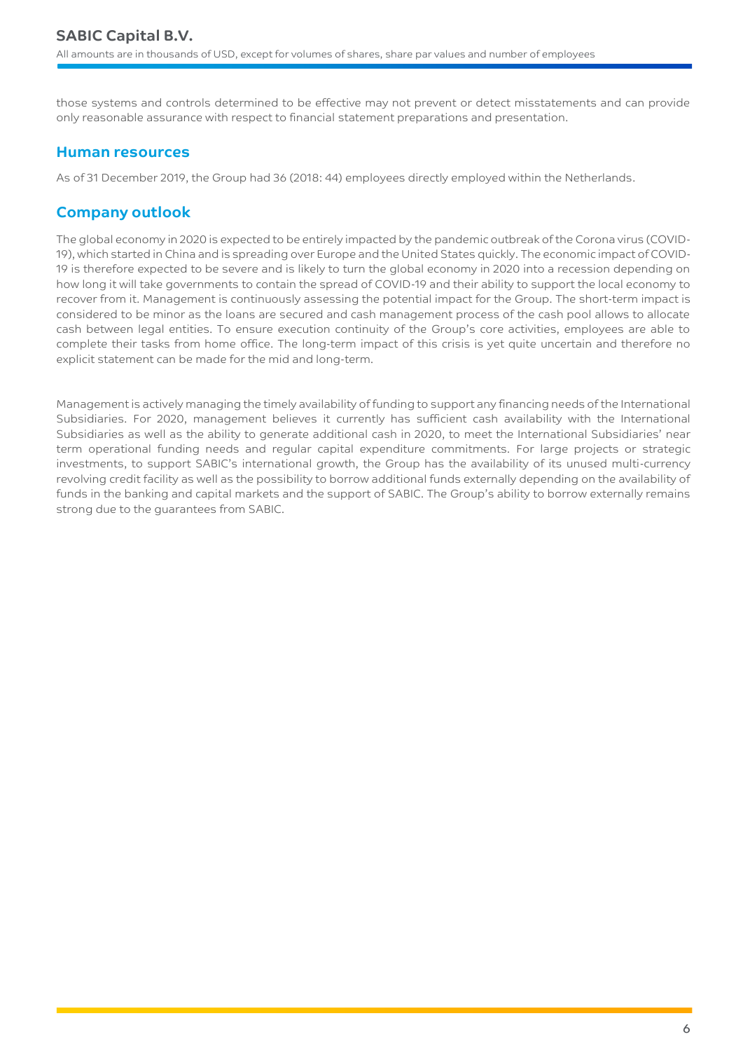those systems and controls determined to be effective may not prevent or detect misstatements and can provide only reasonable assurance with respect to financial statement preparations and presentation.

## Human resources

As of 31 December 2019, the Group had 36 (2018: 44) employees directly employed within the Netherlands.

## Company outlook

The global economy in 2020 is expected to be entirely impacted by the pandemic outbreak of the Corona virus (COVID-19), which started in China and is spreading over Europe and the United States quickly. The economic impact of COVID-19 is therefore expected to be severe and is likely to turn the global economy in 2020 into a recession depending on how long it will take governments to contain the spread of COVID-19 and their ability to support the local economy to recover from it. Management is continuously assessing the potential impact for the Group. The short-term impact is considered to be minor as the loans are secured and cash management process of the cash pool allows to allocate cash between legal entities. To ensure execution continuity of the Group's core activities, employees are able to complete their tasks from home office. The long-term impact of this crisis is yet quite uncertain and therefore no explicit statement can be made for the mid and long-term.

Management is actively managing the timely availability of funding to support any financing needs of the International Subsidiaries. For 2020, management believes it currently has sufficient cash availability with the International Subsidiaries as well as the ability to generate additional cash in 2020, to meet the International Subsidiaries' near term operational funding needs and regular capital expenditure commitments. For large projects or strategic investments, to support SABIC's international growth, the Group has the availability of its unused multi-currency revolving credit facility as well as the possibility to borrow additional funds externally depending on the availability of funds in the banking and capital markets and the support of SABIC. The Group's ability to borrow externally remains strong due to the guarantees from SABIC.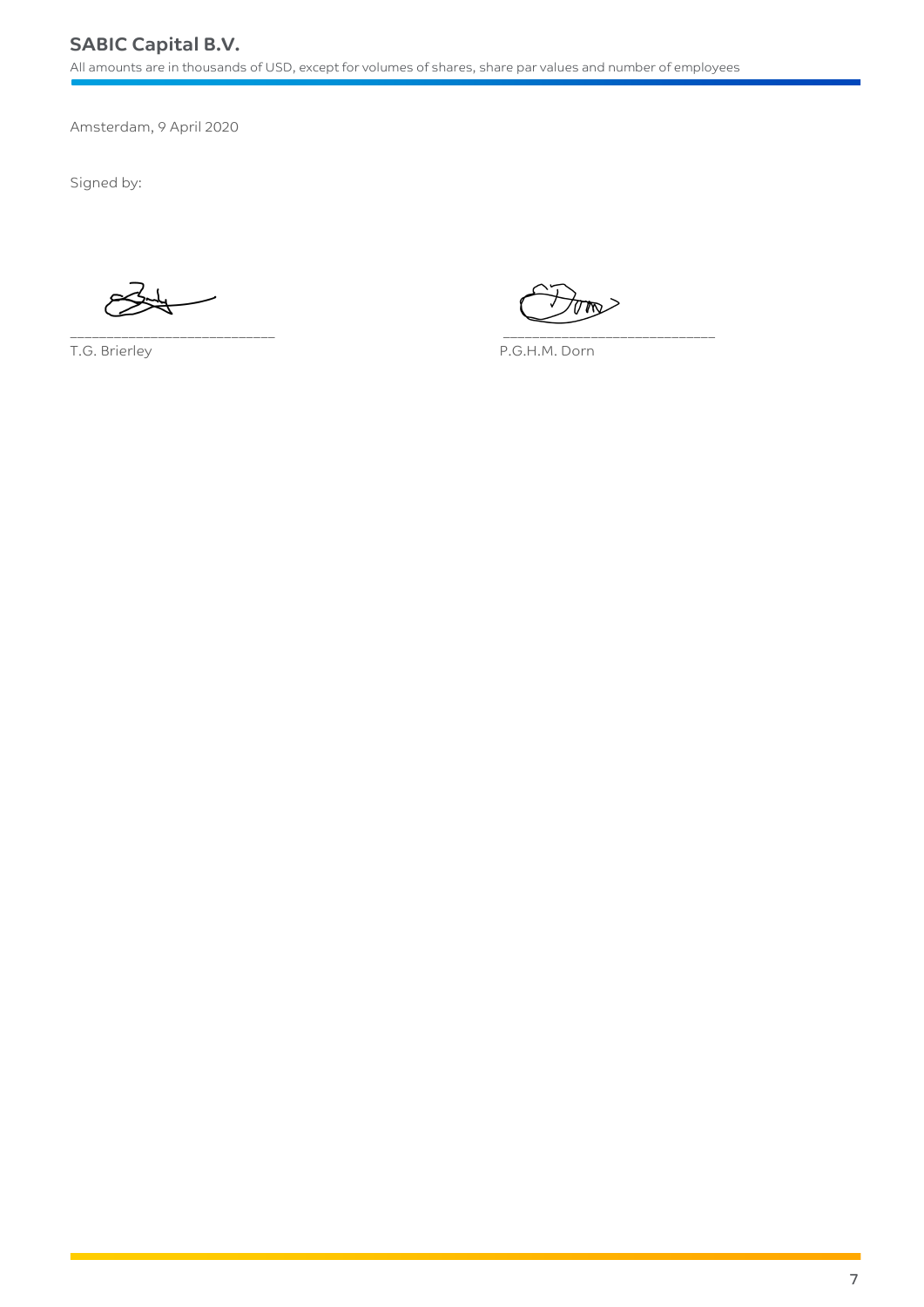Amsterdam, 9 April 2020

Signed by:

\_\_\_\_\_\_\_\_\_\_\_\_\_\_\_\_\_\_\_\_\_\_\_\_\_\_\_\_
T.G. Brierley

\_\_\_\_\_\_\_\_\_\_\_\_\_\_\_\_\_\_\_\_\_\_\_\_\_\_\_\_
P.G.H.M. Dorn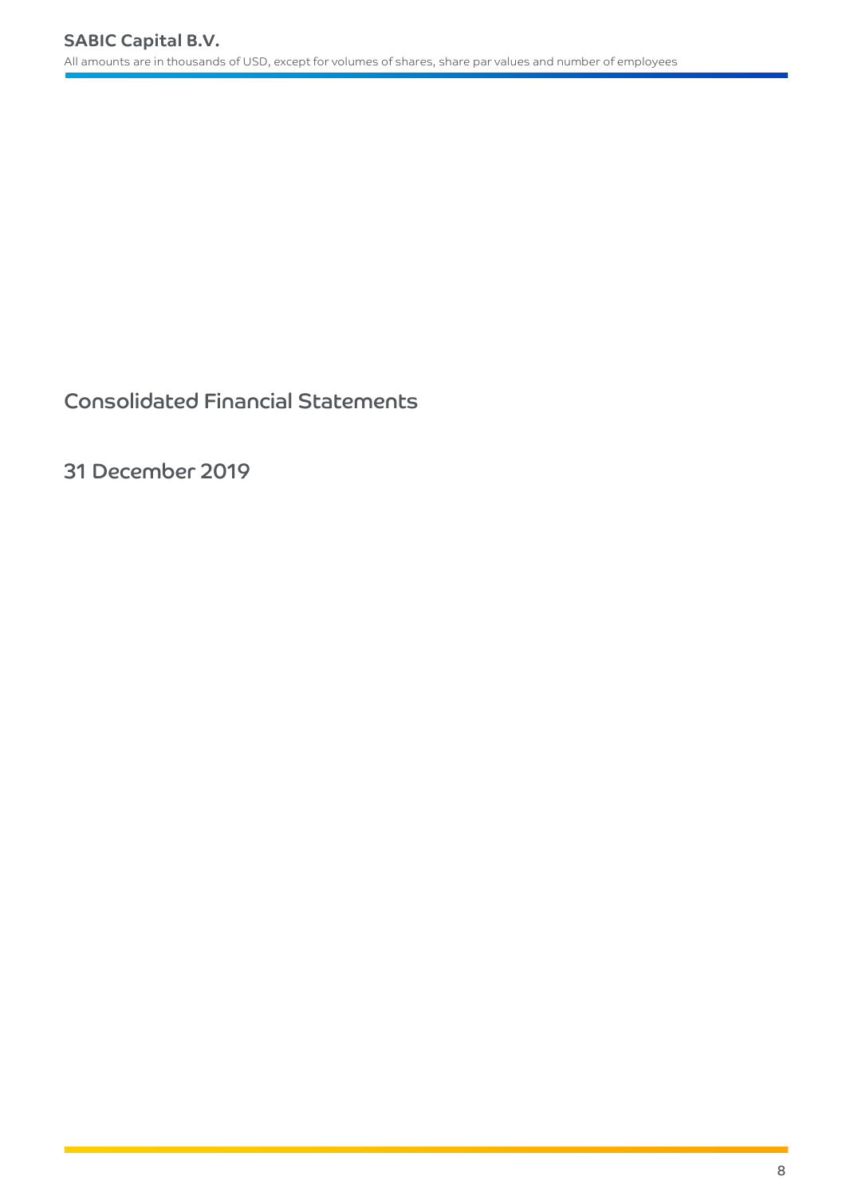# Consolidated Financial Statements

# 31 December 2019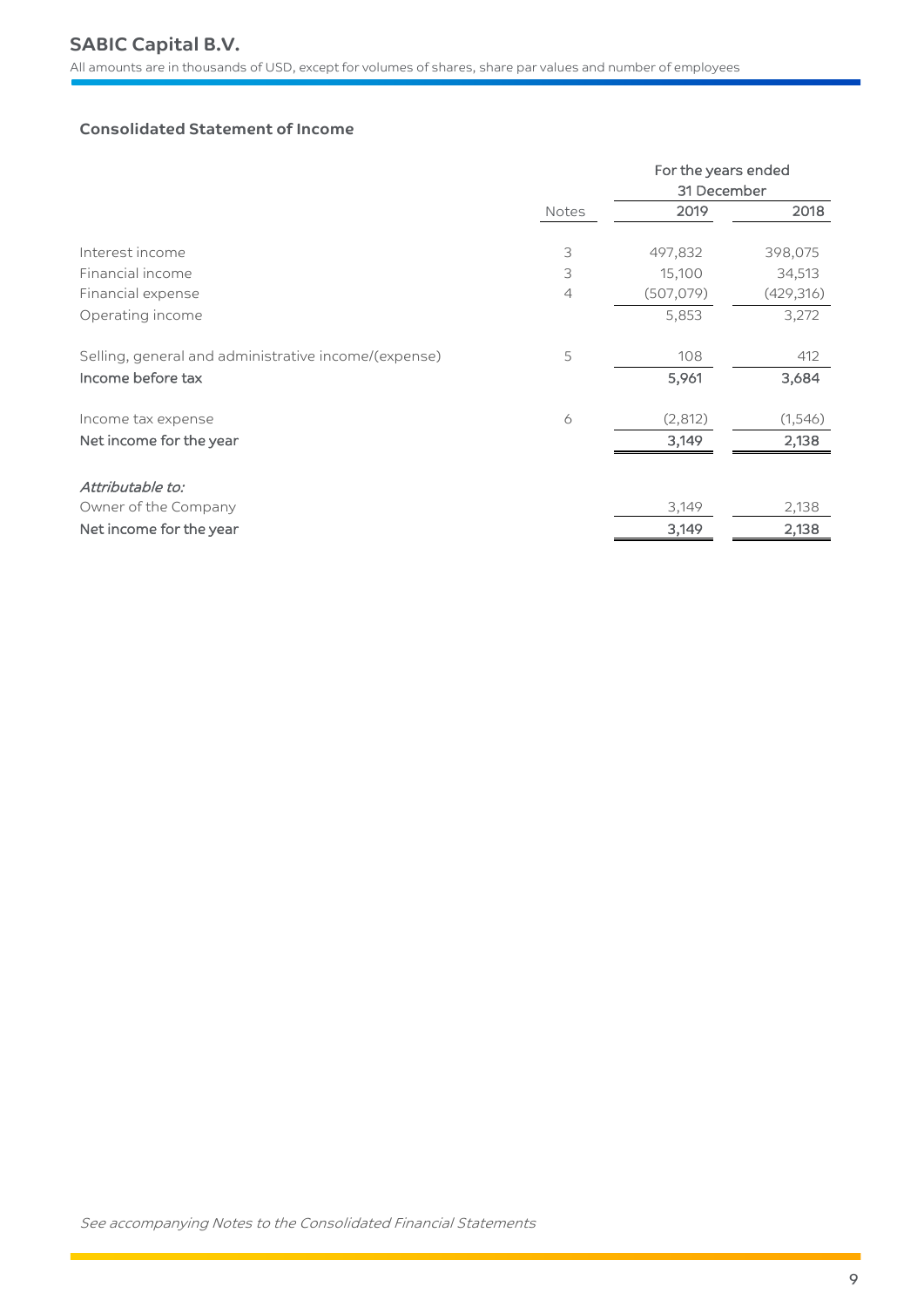SABIC Capital B.V.

All amounts are in thousands of USD, except for volumes of shares, share par values and number of employees

### Consolidated Statement of Income

| | Notes | For the years ended 31 December 2019 | 2018 |
|---|---|---|---|
| Interest income | 3 | 497,832 | 398,075 |
| Financial income | 3 | 15,100 | 34,513 |
| Financial expense | 4 | (507,079) | (429,316) |
| Operating income | | 5,853 | 3,272 |
| | | | |
| Selling, general and administrative income/(expense) | 5 | 108 | 412 |
| **Income before tax** | | **5,961** | **3,684** |
| | | | |
| Income tax expense | 6 | (2,812) | (1,546) |
| **Net income for the year** | | **3,149** | **2,138** |
| | | | |
| *Attributable to:* | | | |
| Owner of the Company | | 3,149 | 2,138 |
| **Net income for the year** | | **3,149** | **2,138** |

*See accompanying Notes to the Consolidated Financial Statements*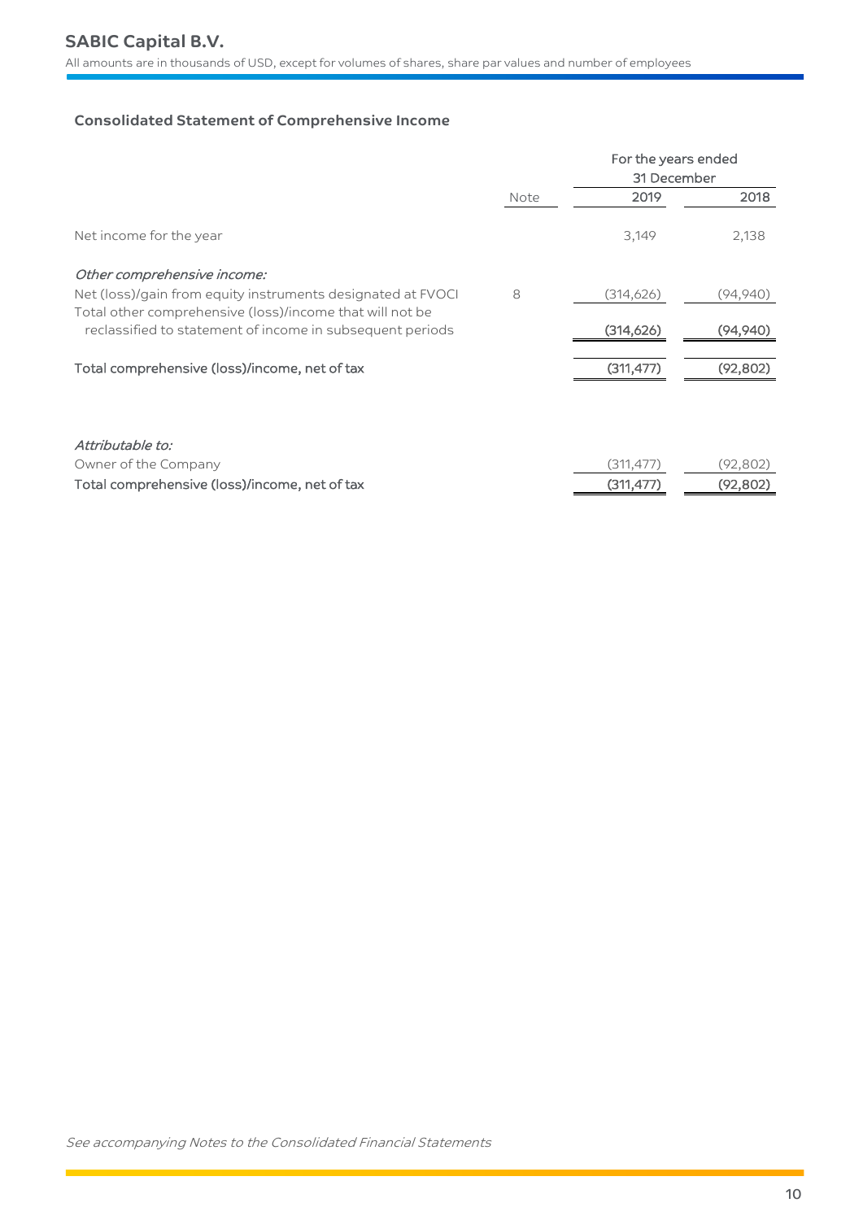**SABIC Capital B.V.**

All amounts are in thousands of USD, except for volumes of shares, share par values and number of employees

### Consolidated Statement of Comprehensive Income

| | Note | For the years ended 31 December 2019 | 2018 |
|---|---|---|---|
| Net income for the year | | 3,149 | 2,138 |
| *Other comprehensive income:* | | | |
| Net (loss)/gain from equity instruments designated at FVOCI | 8 | (314,626) | (94,940) |
| Total other comprehensive (loss)/income that will not be reclassified to statement of income in subsequent periods | | **(314,626)** | **(94,940)** |
| Total comprehensive (loss)/income, net of tax | | **(311,477)** | **(92,802)** |
| *Attributable to:* | | | |
| Owner of the Company | | (311,477) | (92,802) |
| Total comprehensive (loss)/income, net of tax | | **(311,477)** | **(92,802)** |

*See accompanying Notes to the Consolidated Financial Statements*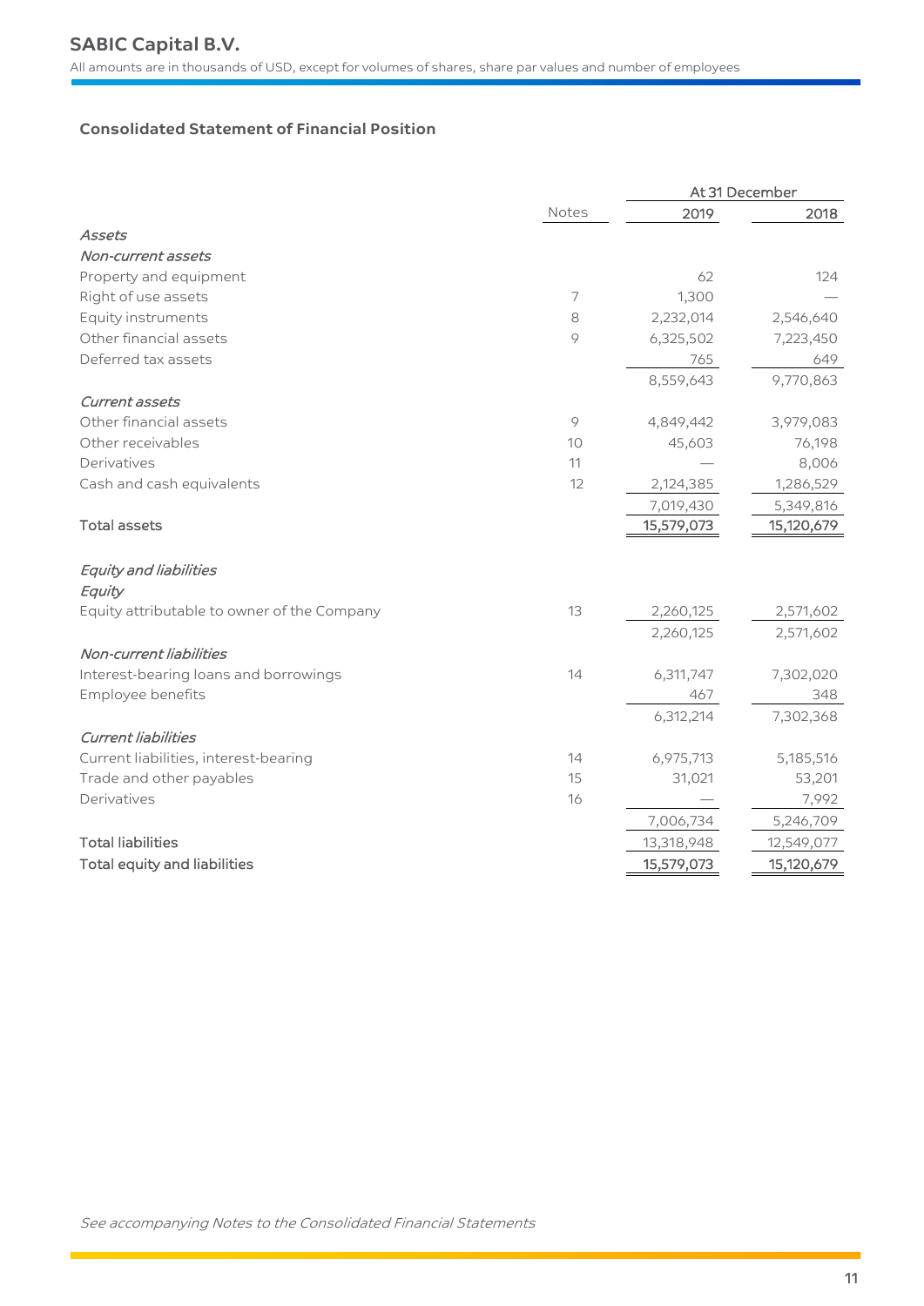# SABIC Capital B.V.

All amounts are in thousands of USD, except for volumes of shares, share par values and number of employees

## Consolidated Statement of Financial Position

| | Notes | At 31 December 2019 | 2018 |
|---|---|---|---|
| *Assets* | | | |
| *Non-current assets* | | | |
| Property and equipment | | 62 | 124 |
| Right of use assets | 7 | 1,300 | — |
| Equity instruments | 8 | 2,232,014 | 2,546,640 |
| Other financial assets | 9 | 6,325,502 | 7,223,450 |
| Deferred tax assets | | 765 | 649 |
| | | 8,559,643 | 9,770,863 |
| *Current assets* | | | |
| Other financial assets | 9 | 4,849,442 | 3,979,083 |
| Other receivables | 10 | 45,603 | 76,198 |
| Derivatives | 11 | — | 8,006 |
| Cash and cash equivalents | 12 | 2,124,385 | 1,286,529 |
| | | 7,019,430 | 5,349,816 |
| Total assets | | 15,579,073 | 15,120,679 |
| *Equity and liabilities* | | | |
| *Equity* | | | |
| Equity attributable to owner of the Company | 13 | 2,260,125 | 2,571,602 |
| | | 2,260,125 | 2,571,602 |
| *Non-current liabilities* | | | |
| Interest-bearing loans and borrowings | 14 | 6,311,747 | 7,302,020 |
| Employee benefits | | 467 | 348 |
| | | 6,312,214 | 7,302,368 |
| *Current liabilities* | | | |
| Current liabilities, interest-bearing | 14 | 6,975,713 | 5,185,516 |
| Trade and other payables | 15 | 31,021 | 53,201 |
| Derivatives | 16 | — | 7,992 |
| | | 7,006,734 | 5,246,709 |
| Total liabilities | | 13,318,948 | 12,549,077 |
| Total equity and liabilities | | 15,579,073 | 15,120,679 |

*See accompanying Notes to the Consolidated Financial Statements*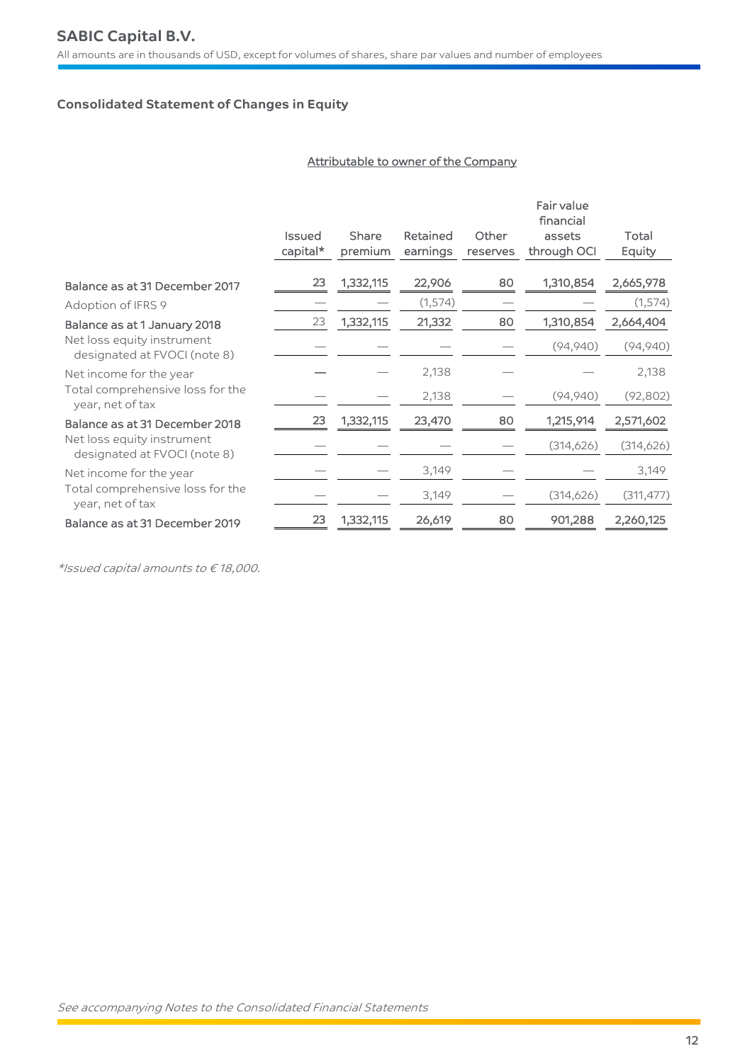## Consolidated Statement of Changes in Equity

| | Attributable to owner of the Company | | | | | |
|---|---|---|---|---|---|---|
| | Issued capital* | Share premium | Retained earnings | Other reserves | Fair value financial assets through OCI | Total Equity |
| **Balance as at 31 December 2017** | 23 | 1,332,115 | 22,906 | 80 | 1,310,854 | 2,665,978 |
| Adoption of IFRS 9 | — | — | (1,574) | — | — | (1,574) |
| **Balance as at 1 January 2018** | 23 | 1,332,115 | 21,332 | 80 | 1,310,854 | 2,664,404 |
| Net loss equity instrument designated at FVOCI (note 8) | — | — | — | — | (94,940) | (94,940) |
| Net income for the year | — | — | 2,138 | — | — | 2,138 |
| Total comprehensive loss for the year, net of tax | — | — | 2,138 | — | (94,940) | (92,802) |
| **Balance as at 31 December 2018** | 23 | 1,332,115 | 23,470 | 80 | 1,215,914 | 2,571,602 |
| Net loss equity instrument designated at FVOCI (note 8) | — | — | — | — | (314,626) | (314,626) |
| Net income for the year | — | — | 3,149 | — | — | 3,149 |
| Total comprehensive loss for the year, net of tax | — | — | 3,149 | — | (314,626) | (311,477) |
| **Balance as at 31 December 2019** | 23 | 1,332,115 | 26,619 | 80 | 901,288 | 2,260,125 |

*\*Issued capital amounts to € 18,000.*

*See accompanying Notes to the Consolidated Financial Statements*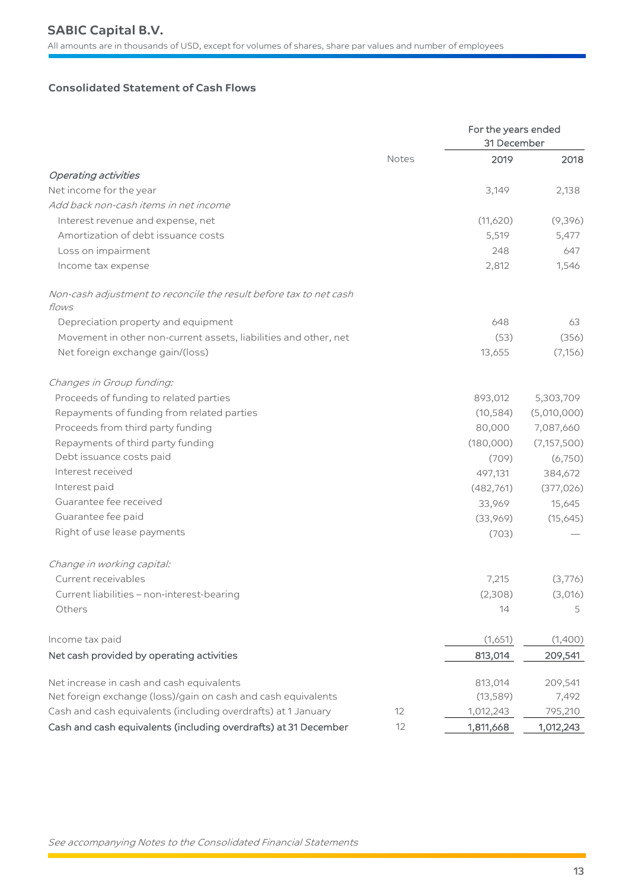## SABIC Capital B.V.

All amounts are in thousands of USD, except for volumes of shares, share par values and number of employees

### Consolidated Statement of Cash Flows

| | Notes | For the years ended 31 December 2019 | 2018 |
|---|---|---|---|
| *Operating activities* | | | |
| Net income for the year | | 3,149 | 2,138 |
| *Add back non-cash items in net income* | | | |
| Interest revenue and expense, net | | (11,620) | (9,396) |
| Amortization of debt issuance costs | | 5,519 | 5,477 |
| Loss on impairment | | 248 | 647 |
| Income tax expense | | 2,812 | 1,546 |
| *Non-cash adjustment to reconcile the result before tax to net cash flows* | | | |
| Depreciation property and equipment | | 648 | 63 |
| Movement in other non-current assets, liabilities and other, net | | (53) | (356) |
| Net foreign exchange gain/(loss) | | 13,655 | (7,156) |
| *Changes in Group funding:* | | | |
| Proceeds of funding to related parties | | 893,012 | 5,303,709 |
| Repayments of funding from related parties | | (10,584) | (5,010,000) |
| Proceeds from third party funding | | 80,000 | 7,087,660 |
| Repayments of third party funding | | (180,000) | (7,157,500) |
| Debt issuance costs paid | | (709) | (6,750) |
| Interest received | | 497,131 | 384,672 |
| Interest paid | | (482,761) | (377,026) |
| Guarantee fee received | | 33,969 | 15,645 |
| Guarantee fee paid | | (33,969) | (15,645) |
| Right of use lease payments | | (703) | — |
| *Change in working capital:* | | | |
| Current receivables | | 7,215 | (3,776) |
| Current liabilities – non-interest-bearing | | (2,308) | (3,016) |
| Others | | 14 | 5 |
| Income tax paid | | (1,651) | (1,400) |
| **Net cash provided by operating activities** | | **813,014** | **209,541** |
| Net increase in cash and cash equivalents | | 813,014 | 209,541 |
| Net foreign exchange (loss)/gain on cash and cash equivalents | | (13,589) | 7,492 |
| Cash and cash equivalents (including overdrafts) at 1 January | 12 | 1,012,243 | 795,210 |
| **Cash and cash equivalents (including overdrafts) at 31 December** | 12 | **1,811,668** | **1,012,243** |

*See accompanying Notes to the Consolidated Financial Statements*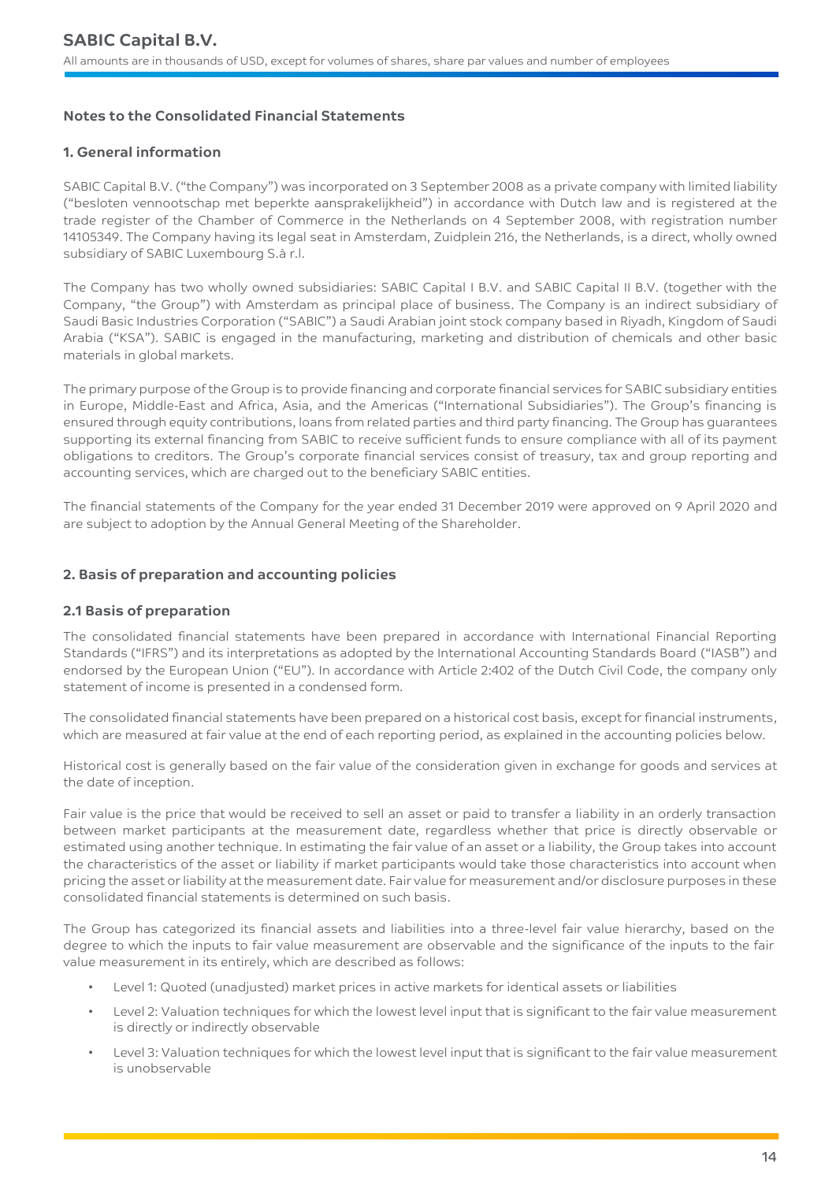## Notes to the Consolidated Financial Statements

### 1. General information

SABIC Capital B.V. ("the Company") was incorporated on 3 September 2008 as a private company with limited liability ("besloten vennootschap met beperkte aansprakelijkheid") in accordance with Dutch law and is registered at the trade register of the Chamber of Commerce in the Netherlands on 4 September 2008, with registration number 14105349. The Company having its legal seat in Amsterdam, Zuidplein 216, the Netherlands, is a direct, wholly owned subsidiary of SABIC Luxembourg S.à r.l.

The Company has two wholly owned subsidiaries: SABIC Capital I B.V. and SABIC Capital II B.V. (together with the Company, "the Group") with Amsterdam as principal place of business. The Company is an indirect subsidiary of Saudi Basic Industries Corporation ("SABIC") a Saudi Arabian joint stock company based in Riyadh, Kingdom of Saudi Arabia ("KSA"). SABIC is engaged in the manufacturing, marketing and distribution of chemicals and other basic materials in global markets.

The primary purpose of the Group is to provide financing and corporate financial services for SABIC subsidiary entities in Europe, Middle-East and Africa, Asia, and the Americas ("International Subsidiaries"). The Group's financing is ensured through equity contributions, loans from related parties and third party financing. The Group has guarantees supporting its external financing from SABIC to receive sufficient funds to ensure compliance with all of its payment obligations to creditors. The Group's corporate financial services consist of treasury, tax and group reporting and accounting services, which are charged out to the beneficiary SABIC entities.

The financial statements of the Company for the year ended 31 December 2019 were approved on 9 April 2020 and are subject to adoption by the Annual General Meeting of the Shareholder.

### 2. Basis of preparation and accounting policies

### 2.1 Basis of preparation

The consolidated financial statements have been prepared in accordance with International Financial Reporting Standards ("IFRS") and its interpretations as adopted by the International Accounting Standards Board ("IASB") and endorsed by the European Union ("EU"). In accordance with Article 2:402 of the Dutch Civil Code, the company only statement of income is presented in a condensed form.

The consolidated financial statements have been prepared on a historical cost basis, except for financial instruments, which are measured at fair value at the end of each reporting period, as explained in the accounting policies below.

Historical cost is generally based on the fair value of the consideration given in exchange for goods and services at the date of inception.

Fair value is the price that would be received to sell an asset or paid to transfer a liability in an orderly transaction between market participants at the measurement date, regardless whether that price is directly observable or estimated using another technique. In estimating the fair value of an asset or a liability, the Group takes into account the characteristics of the asset or liability if market participants would take those characteristics into account when pricing the asset or liability at the measurement date. Fair value for measurement and/or disclosure purposes in these consolidated financial statements is determined on such basis.

The Group has categorized its financial assets and liabilities into a three-level fair value hierarchy, based on the degree to which the inputs to fair value measurement are observable and the significance of the inputs to the fair value measurement in its entirely, which are described as follows:

- Level 1: Quoted (unadjusted) market prices in active markets for identical assets or liabilities
- Level 2: Valuation techniques for which the lowest level input that is significant to the fair value measurement is directly or indirectly observable
- Level 3: Valuation techniques for which the lowest level input that is significant to the fair value measurement is unobservable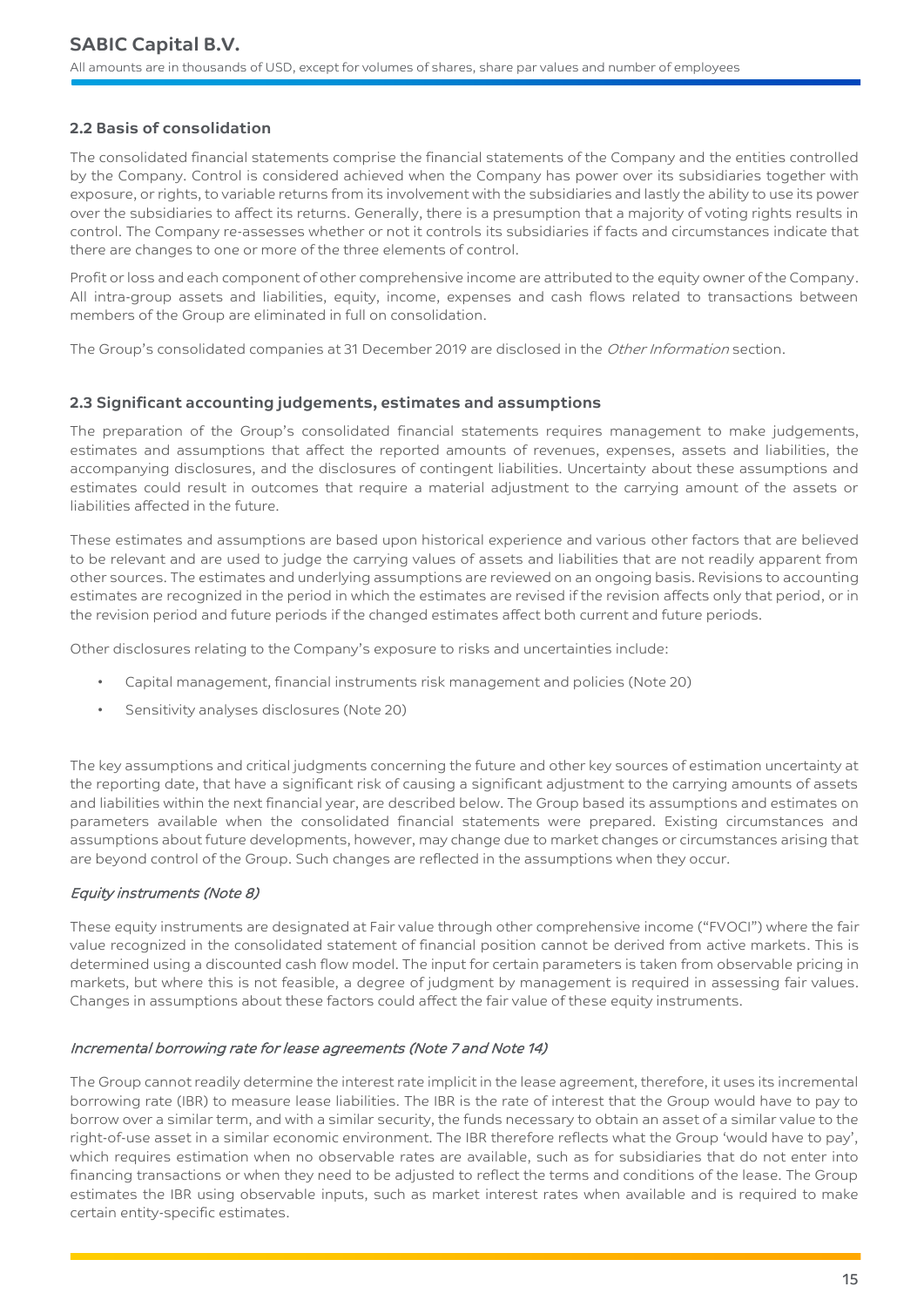### 2.2 Basis of consolidation

The consolidated financial statements comprise the financial statements of the Company and the entities controlled by the Company. Control is considered achieved when the Company has power over its subsidiaries together with exposure, or rights, to variable returns from its involvement with the subsidiaries and lastly the ability to use its power over the subsidiaries to affect its returns. Generally, there is a presumption that a majority of voting rights results in control. The Company re-assesses whether or not it controls its subsidiaries if facts and circumstances indicate that there are changes to one or more of the three elements of control.

Profit or loss and each component of other comprehensive income are attributed to the equity owner of the Company. All intra-group assets and liabilities, equity, income, expenses and cash flows related to transactions between members of the Group are eliminated in full on consolidation.

The Group's consolidated companies at 31 December 2019 are disclosed in the *Other Information* section.

### 2.3 Significant accounting judgements, estimates and assumptions

The preparation of the Group's consolidated financial statements requires management to make judgements, estimates and assumptions that affect the reported amounts of revenues, expenses, assets and liabilities, the accompanying disclosures, and the disclosures of contingent liabilities. Uncertainty about these assumptions and estimates could result in outcomes that require a material adjustment to the carrying amount of the assets or liabilities affected in the future.

These estimates and assumptions are based upon historical experience and various other factors that are believed to be relevant and are used to judge the carrying values of assets and liabilities that are not readily apparent from other sources. The estimates and underlying assumptions are reviewed on an ongoing basis. Revisions to accounting estimates are recognized in the period in which the estimates are revised if the revision affects only that period, or in the revision period and future periods if the changed estimates affect both current and future periods.

Other disclosures relating to the Company's exposure to risks and uncertainties include:

- Capital management, financial instruments risk management and policies (Note 20)
- Sensitivity analyses disclosures (Note 20)

The key assumptions and critical judgments concerning the future and other key sources of estimation uncertainty at the reporting date, that have a significant risk of causing a significant adjustment to the carrying amounts of assets and liabilities within the next financial year, are described below. The Group based its assumptions and estimates on parameters available when the consolidated financial statements were prepared. Existing circumstances and assumptions about future developments, however, may change due to market changes or circumstances arising that are beyond control of the Group. Such changes are reflected in the assumptions when they occur.

*Equity instruments (Note 8)*

These equity instruments are designated at Fair value through other comprehensive income ("FVOCI") where the fair value recognized in the consolidated statement of financial position cannot be derived from active markets. This is determined using a discounted cash flow model. The input for certain parameters is taken from observable pricing in markets, but where this is not feasible, a degree of judgment by management is required in assessing fair values. Changes in assumptions about these factors could affect the fair value of these equity instruments.

*Incremental borrowing rate for lease agreements (Note 7 and Note 14)*

The Group cannot readily determine the interest rate implicit in the lease agreement, therefore, it uses its incremental borrowing rate (IBR) to measure lease liabilities. The IBR is the rate of interest that the Group would have to pay to borrow over a similar term, and with a similar security, the funds necessary to obtain an asset of a similar value to the right-of-use asset in a similar economic environment. The IBR therefore reflects what the Group 'would have to pay', which requires estimation when no observable rates are available, such as for subsidiaries that do not enter into financing transactions or when they need to be adjusted to reflect the terms and conditions of the lease. The Group estimates the IBR using observable inputs, such as market interest rates when available and is required to make certain entity-specific estimates.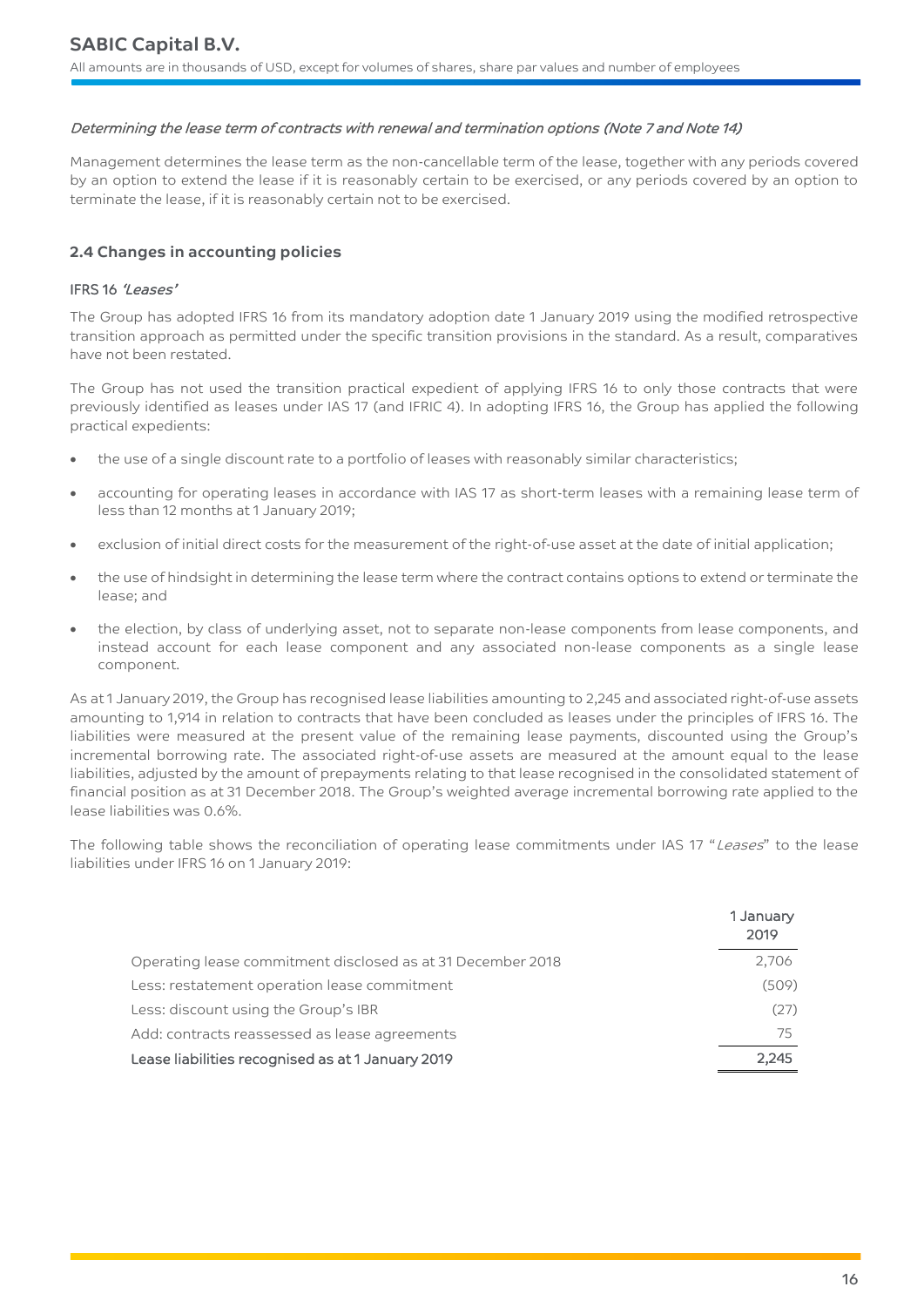*Determining the lease term of contracts with renewal and termination options (Note 7 and Note 14)*

Management determines the lease term as the non-cancellable term of the lease, together with any periods covered by an option to extend the lease if it is reasonably certain to be exercised, or any periods covered by an option to terminate the lease, if it is reasonably certain not to be exercised.

## 2.4 Changes in accounting policies

### IFRS 16 *'Leases'*

The Group has adopted IFRS 16 from its mandatory adoption date 1 January 2019 using the modified retrospective transition approach as permitted under the specific transition provisions in the standard. As a result, comparatives have not been restated.

The Group has not used the transition practical expedient of applying IFRS 16 to only those contracts that were previously identified as leases under IAS 17 (and IFRIC 4). In adopting IFRS 16, the Group has applied the following practical expedients:

- the use of a single discount rate to a portfolio of leases with reasonably similar characteristics;
- accounting for operating leases in accordance with IAS 17 as short-term leases with a remaining lease term of less than 12 months at 1 January 2019;
- exclusion of initial direct costs for the measurement of the right-of-use asset at the date of initial application;
- the use of hindsight in determining the lease term where the contract contains options to extend or terminate the lease; and
- the election, by class of underlying asset, not to separate non-lease components from lease components, and instead account for each lease component and any associated non-lease components as a single lease component.

As at 1 January 2019, the Group has recognised lease liabilities amounting to 2,245 and associated right-of-use assets amounting to 1,914 in relation to contracts that have been concluded as leases under the principles of IFRS 16. The liabilities were measured at the present value of the remaining lease payments, discounted using the Group's incremental borrowing rate. The associated right-of-use assets are measured at the amount equal to the lease liabilities, adjusted by the amount of prepayments relating to that lease recognised in the consolidated statement of financial position as at 31 December 2018. The Group's weighted average incremental borrowing rate applied to the lease liabilities was 0.6%.

The following table shows the reconciliation of operating lease commitments under IAS 17 "*Leases*" to the lease liabilities under IFRS 16 on 1 January 2019:

| | 1 January 2019 |
|---|---|
| Operating lease commitment disclosed as at 31 December 2018 | 2,706 |
| Less: restatement operation lease commitment | (509) |
| Less: discount using the Group's IBR | (27) |
| Add: contracts reassessed as lease agreements | 75 |
| **Lease liabilities recognised as at 1 January 2019** | **2,245** |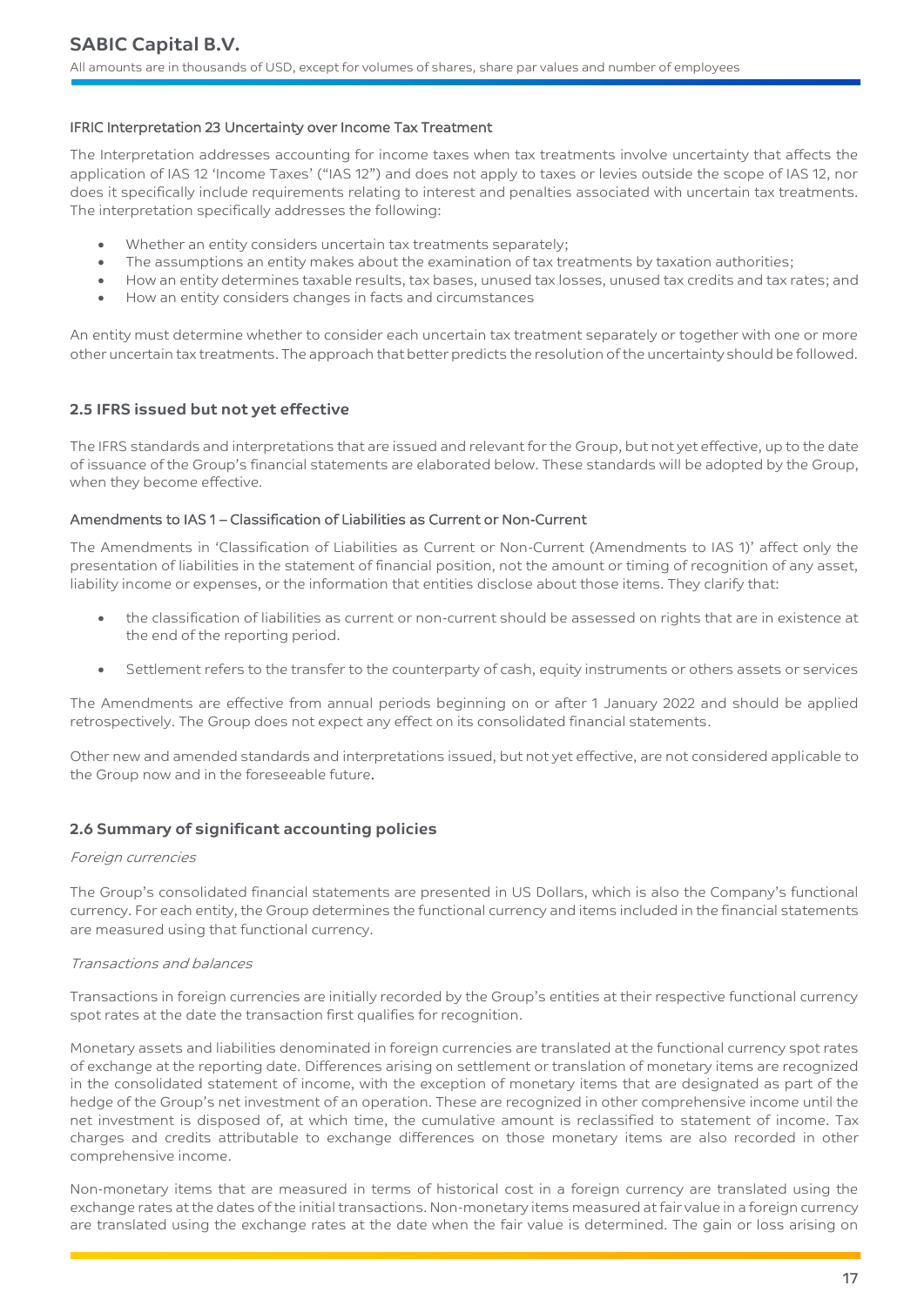#### IFRIC Interpretation 23 Uncertainty over Income Tax Treatment

The Interpretation addresses accounting for income taxes when tax treatments involve uncertainty that affects the application of IAS 12 'Income Taxes' ("IAS 12") and does not apply to taxes or levies outside the scope of IAS 12, nor does it specifically include requirements relating to interest and penalties associated with uncertain tax treatments. The interpretation specifically addresses the following:

- Whether an entity considers uncertain tax treatments separately;
- The assumptions an entity makes about the examination of tax treatments by taxation authorities;
- How an entity determines taxable results, tax bases, unused tax losses, unused tax credits and tax rates; and
- How an entity considers changes in facts and circumstances

An entity must determine whether to consider each uncertain tax treatment separately or together with one or more other uncertain tax treatments. The approach that better predicts the resolution of the uncertainty should be followed.

### 2.5 IFRS issued but not yet effective

The IFRS standards and interpretations that are issued and relevant for the Group, but not yet effective, up to the date of issuance of the Group's financial statements are elaborated below. These standards will be adopted by the Group, when they become effective.

#### Amendments to IAS 1 – Classification of Liabilities as Current or Non-Current

The Amendments in 'Classification of Liabilities as Current or Non-Current (Amendments to IAS 1)' affect only the presentation of liabilities in the statement of financial position, not the amount or timing of recognition of any asset, liability income or expenses, or the information that entities disclose about those items. They clarify that:

- the classification of liabilities as current or non-current should be assessed on rights that are in existence at the end of the reporting period.
- Settlement refers to the transfer to the counterparty of cash, equity instruments or others assets or services

The Amendments are effective from annual periods beginning on or after 1 January 2022 and should be applied retrospectively. The Group does not expect any effect on its consolidated financial statements.

Other new and amended standards and interpretations issued, but not yet effective, are not considered applicable to the Group now and in the foreseeable future.

### 2.6 Summary of significant accounting policies

*Foreign currencies*

The Group's consolidated financial statements are presented in US Dollars, which is also the Company's functional currency. For each entity, the Group determines the functional currency and items included in the financial statements are measured using that functional currency.

*Transactions and balances*

Transactions in foreign currencies are initially recorded by the Group's entities at their respective functional currency spot rates at the date the transaction first qualifies for recognition.

Monetary assets and liabilities denominated in foreign currencies are translated at the functional currency spot rates of exchange at the reporting date. Differences arising on settlement or translation of monetary items are recognized in the consolidated statement of income, with the exception of monetary items that are designated as part of the hedge of the Group's net investment of an operation. These are recognized in other comprehensive income until the net investment is disposed of, at which time, the cumulative amount is reclassified to statement of income. Tax charges and credits attributable to exchange differences on those monetary items are also recorded in other comprehensive income.

Non-monetary items that are measured in terms of historical cost in a foreign currency are translated using the exchange rates at the dates of the initial transactions. Non-monetary items measured at fair value in a foreign currency are translated using the exchange rates at the date when the fair value is determined. The gain or loss arising on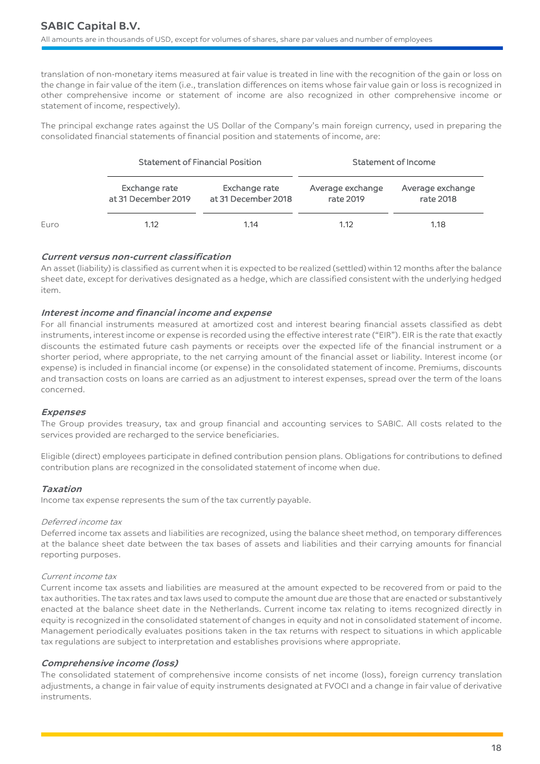translation of non-monetary items measured at fair value is treated in line with the recognition of the gain or loss on the change in fair value of the item (i.e., translation differences on items whose fair value gain or loss is recognized in other comprehensive income or statement of income are also recognized in other comprehensive income or statement of income, respectively).

The principal exchange rates against the US Dollar of the Company's main foreign currency, used in preparing the consolidated financial statements of financial position and statements of income, are:

| | Statement of Financial Position | | Statement of Income | |
|---|---|---|---|---|
| | Exchange rate at 31 December 2019 | Exchange rate at 31 December 2018 | Average exchange rate 2019 | Average exchange rate 2018 |
| Euro | 1.12 | 1.14 | 1.12 | 1.18 |

### *Current versus non-current classification*

An asset (liability) is classified as current when it is expected to be realized (settled) within 12 months after the balance sheet date, except for derivatives designated as a hedge, which are classified consistent with the underlying hedged item.

### *Interest income and financial income and expense*

For all financial instruments measured at amortized cost and interest bearing financial assets classified as debt instruments, interest income or expense is recorded using the effective interest rate ("EIR"). EIR is the rate that exactly discounts the estimated future cash payments or receipts over the expected life of the financial instrument or a shorter period, where appropriate, to the net carrying amount of the financial asset or liability. Interest income (or expense) is included in financial income (or expense) in the consolidated statement of income. Premiums, discounts and transaction costs on loans are carried as an adjustment to interest expenses, spread over the term of the loans concerned.

### *Expenses*

The Group provides treasury, tax and group financial and accounting services to SABIC. All costs related to the services provided are recharged to the service beneficiaries.

Eligible (direct) employees participate in defined contribution pension plans. Obligations for contributions to defined contribution plans are recognized in the consolidated statement of income when due.

### *Taxation*

Income tax expense represents the sum of the tax currently payable.

*Deferred income tax*

Deferred income tax assets and liabilities are recognized, using the balance sheet method, on temporary differences at the balance sheet date between the tax bases of assets and liabilities and their carrying amounts for financial reporting purposes.

*Current income tax*

Current income tax assets and liabilities are measured at the amount expected to be recovered from or paid to the tax authorities. The tax rates and tax laws used to compute the amount due are those that are enacted or substantively enacted at the balance sheet date in the Netherlands. Current income tax relating to items recognized directly in equity is recognized in the consolidated statement of changes in equity and not in consolidated statement of income. Management periodically evaluates positions taken in the tax returns with respect to situations in which applicable tax regulations are subject to interpretation and establishes provisions where appropriate.

### *Comprehensive income (loss)*

The consolidated statement of comprehensive income consists of net income (loss), foreign currency translation adjustments, a change in fair value of equity instruments designated at FVOCI and a change in fair value of derivative instruments.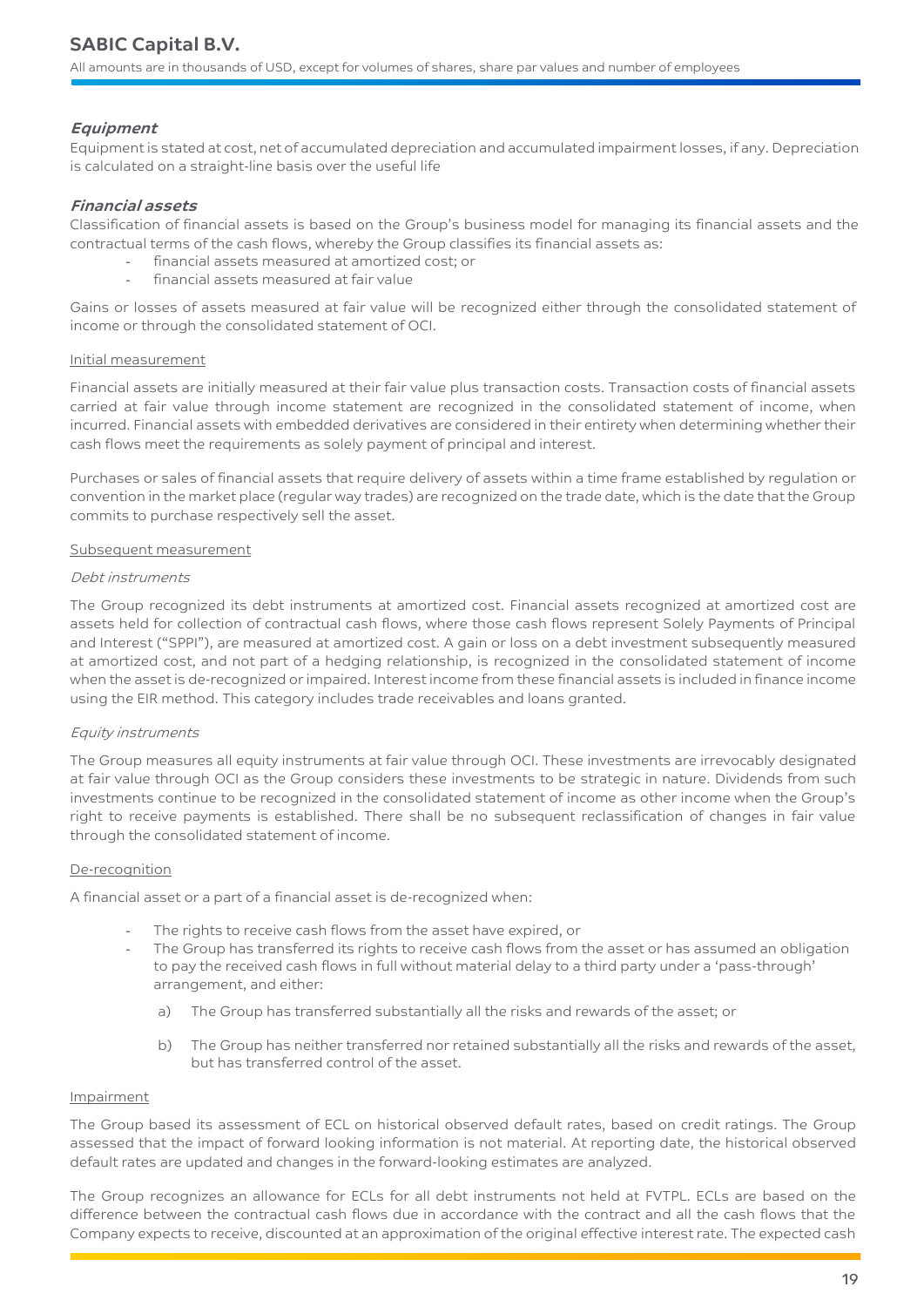### *Equipment*

Equipment is stated at cost, net of accumulated depreciation and accumulated impairment losses, if any. Depreciation is calculated on a straight-line basis over the useful life

### *Financial assets*

Classification of financial assets is based on the Group's business model for managing its financial assets and the contractual terms of the cash flows, whereby the Group classifies its financial assets as:

- financial assets measured at amortized cost; or
- financial assets measured at fair value

Gains or losses of assets measured at fair value will be recognized either through the consolidated statement of income or through the consolidated statement of OCI.

#### Initial measurement

Financial assets are initially measured at their fair value plus transaction costs. Transaction costs of financial assets carried at fair value through income statement are recognized in the consolidated statement of income, when incurred. Financial assets with embedded derivatives are considered in their entirety when determining whether their cash flows meet the requirements as solely payment of principal and interest.

Purchases or sales of financial assets that require delivery of assets within a time frame established by regulation or convention in the market place (regular way trades) are recognized on the trade date, which is the date that the Group commits to purchase respectively sell the asset.

#### Subsequent measurement

*Debt instruments*

The Group recognized its debt instruments at amortized cost. Financial assets recognized at amortized cost are assets held for collection of contractual cash flows, where those cash flows represent Solely Payments of Principal and Interest ("SPPI"), are measured at amortized cost. A gain or loss on a debt investment subsequently measured at amortized cost, and not part of a hedging relationship, is recognized in the consolidated statement of income when the asset is de-recognized or impaired. Interest income from these financial assets is included in finance income using the EIR method. This category includes trade receivables and loans granted.

*Equity instruments*

The Group measures all equity instruments at fair value through OCI. These investments are irrevocably designated at fair value through OCI as the Group considers these investments to be strategic in nature. Dividends from such investments continue to be recognized in the consolidated statement of income as other income when the Group's right to receive payments is established. There shall be no subsequent reclassification of changes in fair value through the consolidated statement of income.

#### De-recognition

A financial asset or a part of a financial asset is de-recognized when:

- The rights to receive cash flows from the asset have expired, or
- The Group has transferred its rights to receive cash flows from the asset or has assumed an obligation to pay the received cash flows in full without material delay to a third party under a 'pass-through' arrangement, and either:
  a) The Group has transferred substantially all the risks and rewards of the asset; or
  b) The Group has neither transferred nor retained substantially all the risks and rewards of the asset, but has transferred control of the asset.

#### Impairment

The Group based its assessment of ECL on historical observed default rates, based on credit ratings. The Group assessed that the impact of forward looking information is not material. At reporting date, the historical observed default rates are updated and changes in the forward-looking estimates are analyzed.

The Group recognizes an allowance for ECLs for all debt instruments not held at FVTPL. ECLs are based on the difference between the contractual cash flows due in accordance with the contract and all the cash flows that the Company expects to receive, discounted at an approximation of the original effective interest rate. The expected cash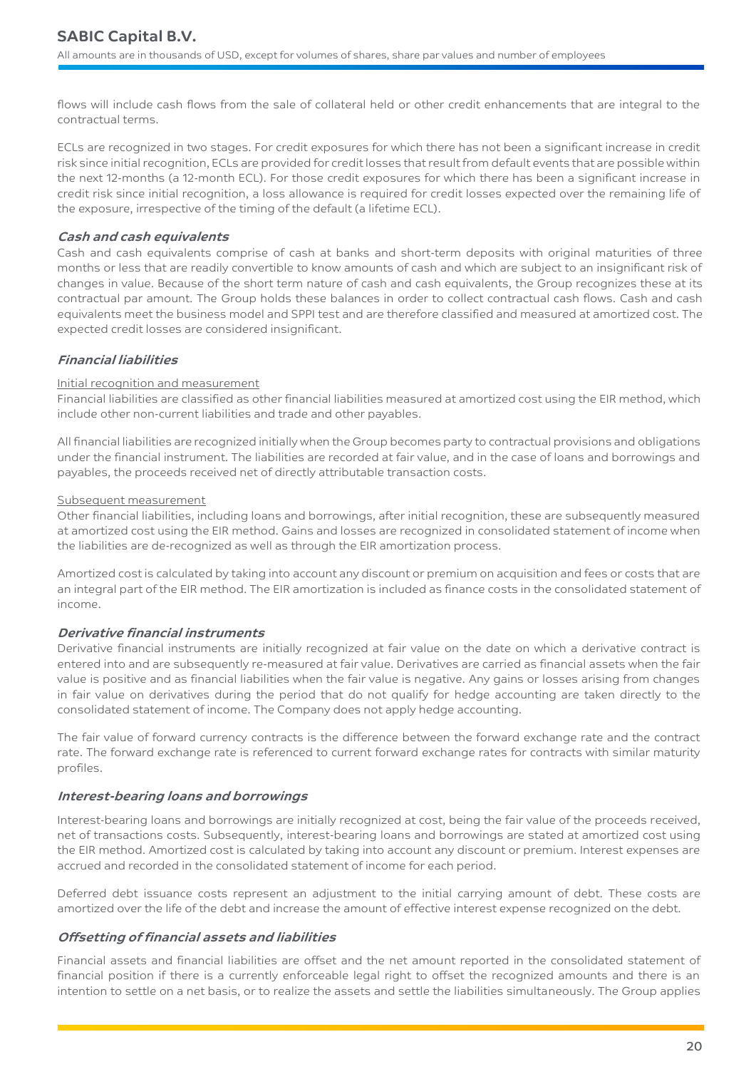flows will include cash flows from the sale of collateral held or other credit enhancements that are integral to the contractual terms.

ECLs are recognized in two stages. For credit exposures for which there has not been a significant increase in credit risk since initial recognition, ECLs are provided for credit losses that result from default events that are possible within the next 12-months (a 12-month ECL). For those credit exposures for which there has been a significant increase in credit risk since initial recognition, a loss allowance is required for credit losses expected over the remaining life of the exposure, irrespective of the timing of the default (a lifetime ECL).

### *Cash and cash equivalents*

Cash and cash equivalents comprise of cash at banks and short-term deposits with original maturities of three months or less that are readily convertible to know amounts of cash and which are subject to an insignificant risk of changes in value. Because of the short term nature of cash and cash equivalents, the Group recognizes these at its contractual par amount. The Group holds these balances in order to collect contractual cash flows. Cash and cash equivalents meet the business model and SPPI test and are therefore classified and measured at amortized cost. The expected credit losses are considered insignificant.

### *Financial liabilities*

Initial recognition and measurement

Financial liabilities are classified as other financial liabilities measured at amortized cost using the EIR method, which include other non-current liabilities and trade and other payables.

All financial liabilities are recognized initially when the Group becomes party to contractual provisions and obligations under the financial instrument. The liabilities are recorded at fair value, and in the case of loans and borrowings and payables, the proceeds received net of directly attributable transaction costs.

Subsequent measurement

Other financial liabilities, including loans and borrowings, after initial recognition, these are subsequently measured at amortized cost using the EIR method. Gains and losses are recognized in consolidated statement of income when the liabilities are de-recognized as well as through the EIR amortization process.

Amortized cost is calculated by taking into account any discount or premium on acquisition and fees or costs that are an integral part of the EIR method. The EIR amortization is included as finance costs in the consolidated statement of income.

### *Derivative financial instruments*

Derivative financial instruments are initially recognized at fair value on the date on which a derivative contract is entered into and are subsequently re-measured at fair value. Derivatives are carried as financial assets when the fair value is positive and as financial liabilities when the fair value is negative. Any gains or losses arising from changes in fair value on derivatives during the period that do not qualify for hedge accounting are taken directly to the consolidated statement of income. The Company does not apply hedge accounting.

The fair value of forward currency contracts is the difference between the forward exchange rate and the contract rate. The forward exchange rate is referenced to current forward exchange rates for contracts with similar maturity profiles.

### *Interest-bearing loans and borrowings*

Interest-bearing loans and borrowings are initially recognized at cost, being the fair value of the proceeds received, net of transactions costs. Subsequently, interest-bearing loans and borrowings are stated at amortized cost using the EIR method. Amortized cost is calculated by taking into account any discount or premium. Interest expenses are accrued and recorded in the consolidated statement of income for each period.

Deferred debt issuance costs represent an adjustment to the initial carrying amount of debt. These costs are amortized over the life of the debt and increase the amount of effective interest expense recognized on the debt.

### *Offsetting of financial assets and liabilities*

Financial assets and financial liabilities are offset and the net amount reported in the consolidated statement of financial position if there is a currently enforceable legal right to offset the recognized amounts and there is an intention to settle on a net basis, or to realize the assets and settle the liabilities simultaneously. The Group applies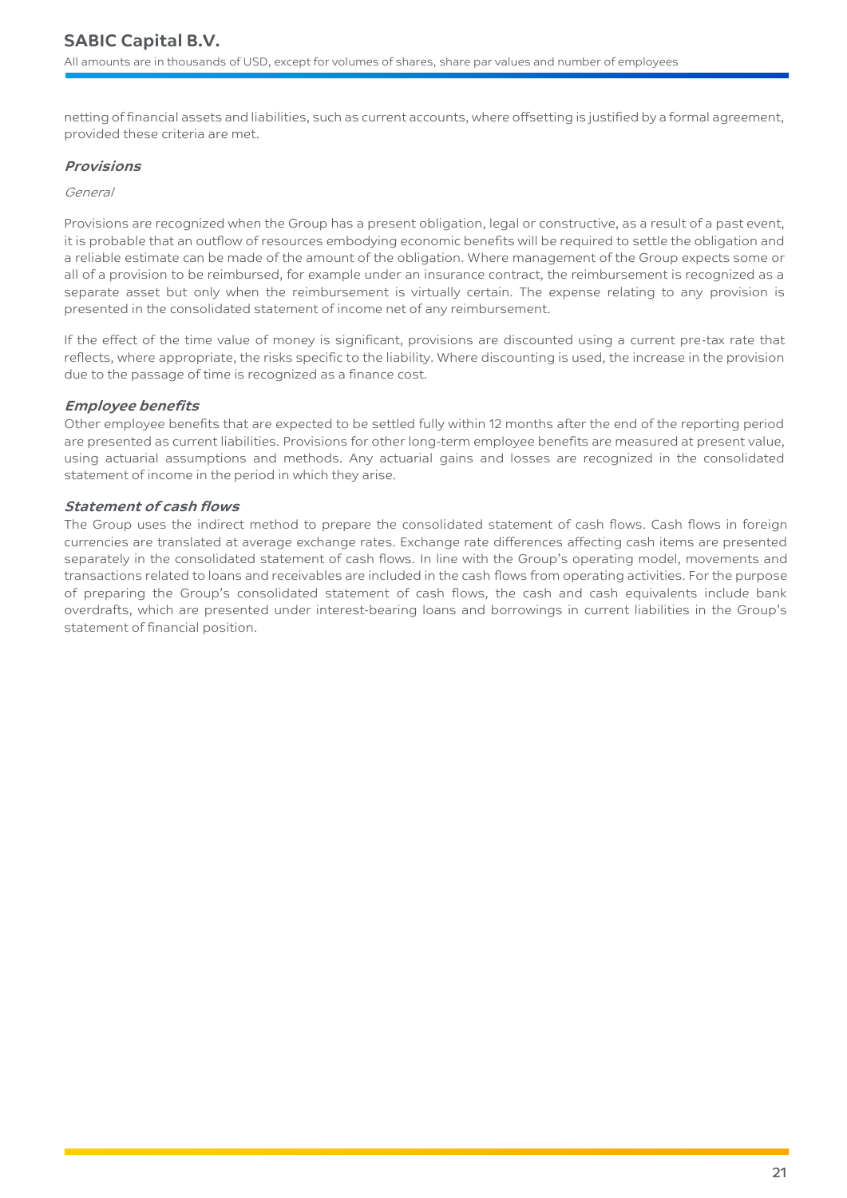netting of financial assets and liabilities, such as current accounts, where offsetting is justified by a formal agreement, provided these criteria are met.

### *Provisions*

*General*

Provisions are recognized when the Group has a present obligation, legal or constructive, as a result of a past event, it is probable that an outflow of resources embodying economic benefits will be required to settle the obligation and a reliable estimate can be made of the amount of the obligation. Where management of the Group expects some or all of a provision to be reimbursed, for example under an insurance contract, the reimbursement is recognized as a separate asset but only when the reimbursement is virtually certain. The expense relating to any provision is presented in the consolidated statement of income net of any reimbursement.

If the effect of the time value of money is significant, provisions are discounted using a current pre-tax rate that reflects, where appropriate, the risks specific to the liability. Where discounting is used, the increase in the provision due to the passage of time is recognized as a finance cost.

### *Employee benefits*

Other employee benefits that are expected to be settled fully within 12 months after the end of the reporting period are presented as current liabilities. Provisions for other long-term employee benefits are measured at present value, using actuarial assumptions and methods. Any actuarial gains and losses are recognized in the consolidated statement of income in the period in which they arise.

### *Statement of cash flows*

The Group uses the indirect method to prepare the consolidated statement of cash flows. Cash flows in foreign currencies are translated at average exchange rates. Exchange rate differences affecting cash items are presented separately in the consolidated statement of cash flows. In line with the Group's operating model, movements and transactions related to loans and receivables are included in the cash flows from operating activities. For the purpose of preparing the Group's consolidated statement of cash flows, the cash and cash equivalents include bank overdrafts, which are presented under interest-bearing loans and borrowings in current liabilities in the Group's statement of financial position.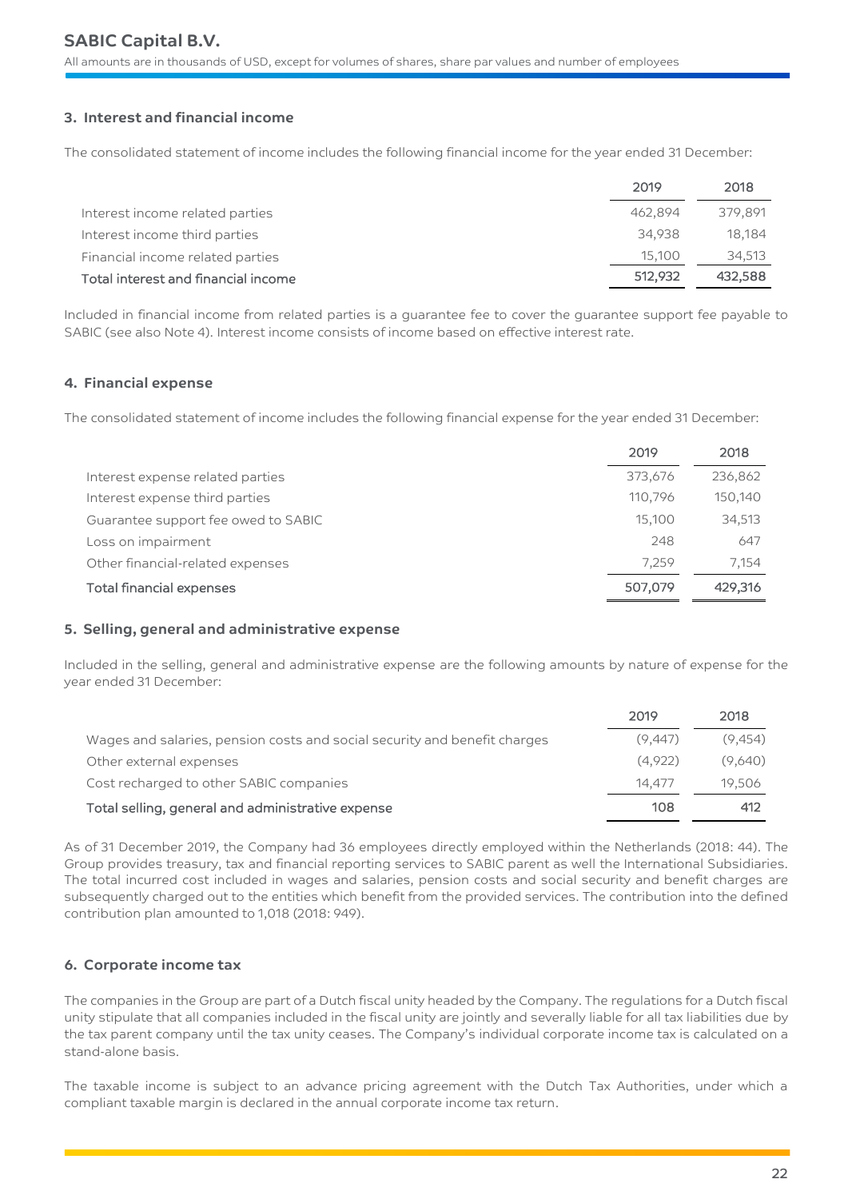## 3. Interest and financial income

The consolidated statement of income includes the following financial income for the year ended 31 December:

| | 2019 | 2018 |
|---|---|---|
| Interest income related parties | 462,894 | 379,891 |
| Interest income third parties | 34,938 | 18,184 |
| Financial income related parties | 15,100 | 34,513 |
| **Total interest and financial income** | **512,932** | **432,588** |

Included in financial income from related parties is a guarantee fee to cover the guarantee support fee payable to SABIC (see also Note 4). Interest income consists of income based on effective interest rate.

## 4. Financial expense

The consolidated statement of income includes the following financial expense for the year ended 31 December:

| | 2019 | 2018 |
|---|---|---|
| Interest expense related parties | 373,676 | 236,862 |
| Interest expense third parties | 110,796 | 150,140 |
| Guarantee support fee owed to SABIC | 15,100 | 34,513 |
| Loss on impairment | 248 | 647 |
| Other financial-related expenses | 7,259 | 7,154 |
| **Total financial expenses** | **507,079** | **429,316** |

## 5. Selling, general and administrative expense

Included in the selling, general and administrative expense are the following amounts by nature of expense for the year ended 31 December:

| | 2019 | 2018 |
|---|---|---|
| Wages and salaries, pension costs and social security and benefit charges | (9,447) | (9,454) |
| Other external expenses | (4,922) | (9,640) |
| Cost recharged to other SABIC companies | 14,477 | 19,506 |
| **Total selling, general and administrative expense** | **108** | **412** |

As of 31 December 2019, the Company had 36 employees directly employed within the Netherlands (2018: 44). The Group provides treasury, tax and financial reporting services to SABIC parent as well the International Subsidiaries. The total incurred cost included in wages and salaries, pension costs and social security and benefit charges are subsequently charged out to the entities which benefit from the provided services. The contribution into the defined contribution plan amounted to 1,018 (2018: 949).

## 6. Corporate income tax

The companies in the Group are part of a Dutch fiscal unity headed by the Company. The regulations for a Dutch fiscal unity stipulate that all companies included in the fiscal unity are jointly and severally liable for all tax liabilities due by the tax parent company until the tax unity ceases. The Company's individual corporate income tax is calculated on a stand-alone basis.

The taxable income is subject to an advance pricing agreement with the Dutch Tax Authorities, under which a compliant taxable margin is declared in the annual corporate income tax return.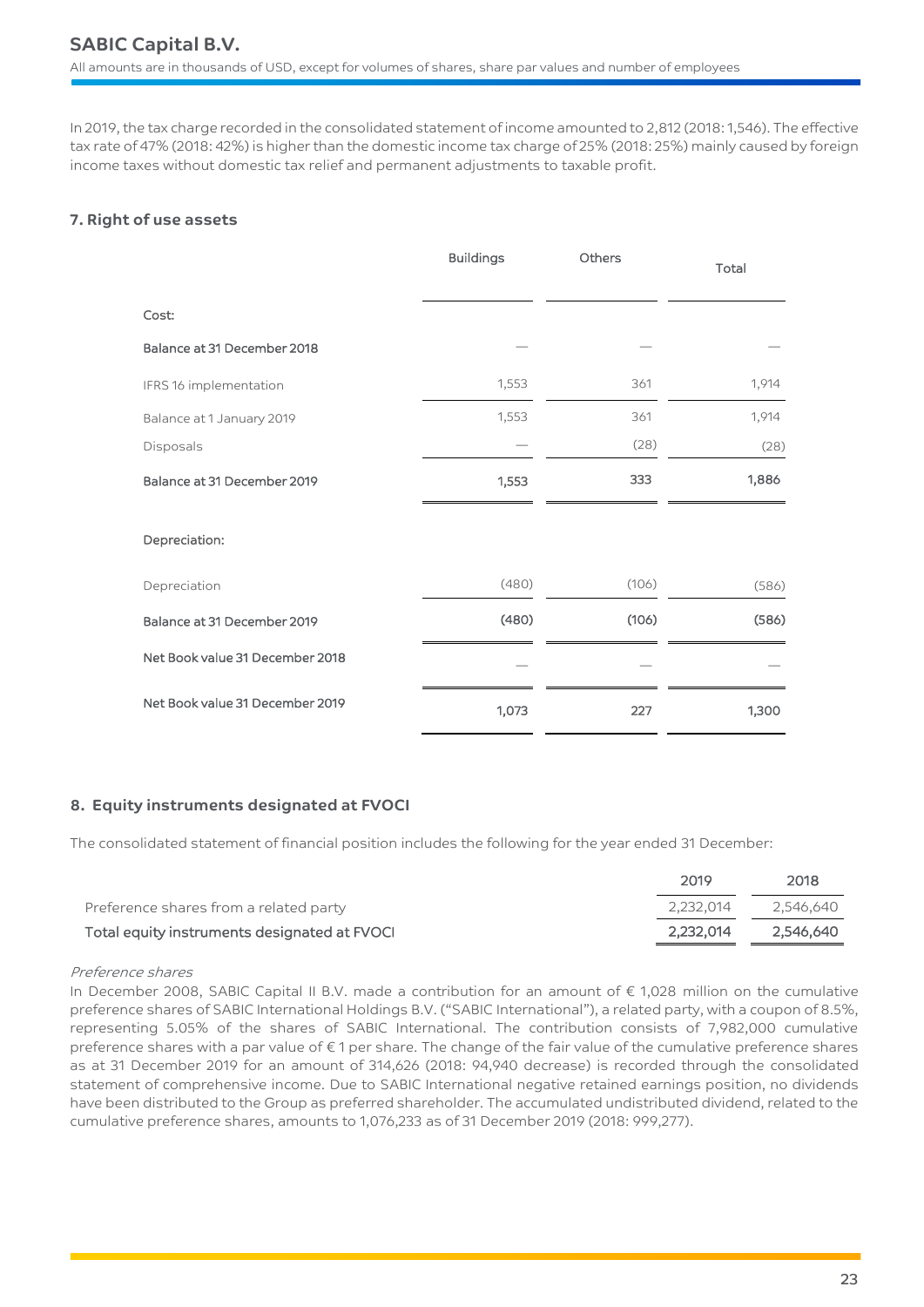In 2019, the tax charge recorded in the consolidated statement of income amounted to 2,812 (2018: 1,546). The effective tax rate of 47% (2018: 42%) is higher than the domestic income tax charge of 25% (2018: 25%) mainly caused by foreign income taxes without domestic tax relief and permanent adjustments to taxable profit.

### 7. Right of use assets

| | Buildings | Others | Total |
|---|---|---|---|
| **Cost:** | | | |
| **Balance at 31 December 2018** | — | — | — |
| IFRS 16 implementation | 1,553 | 361 | 1,914 |
| Balance at 1 January 2019 | 1,553 | 361 | 1,914 |
| Disposals | — | (28) | (28) |
| **Balance at 31 December 2019** | **1,553** | **333** | **1,886** |
| **Depreciation:** | | | |
| Depreciation | (480) | (106) | (586) |
| **Balance at 31 December 2019** | **(480)** | **(106)** | **(586)** |
| **Net Book value 31 December 2018** | — | — | — |
| **Net Book value 31 December 2019** | **1,073** | **227** | **1,300** |

### 8. Equity instruments designated at FVOCI

The consolidated statement of financial position includes the following for the year ended 31 December:

| | 2019 | 2018 |
|---|---|---|
| Preference shares from a related party | 2,232,014 | 2,546,640 |
| **Total equity instruments designated at FVOCI** | **2,232,014** | **2,546,640** |

*Preference shares*

In December 2008, SABIC Capital II B.V. made a contribution for an amount of € 1,028 million on the cumulative preference shares of SABIC International Holdings B.V. ("SABIC International"), a related party, with a coupon of 8.5%, representing 5.05% of the shares of SABIC International. The contribution consists of 7,982,000 cumulative preference shares with a par value of € 1 per share. The change of the fair value of the cumulative preference shares as at 31 December 2019 for an amount of 314,626 (2018: 94,940 decrease) is recorded through the consolidated statement of comprehensive income. Due to SABIC International negative retained earnings position, no dividends have been distributed to the Group as preferred shareholder. The accumulated undistributed dividend, related to the cumulative preference shares, amounts to 1,076,233 as of 31 December 2019 (2018: 999,277).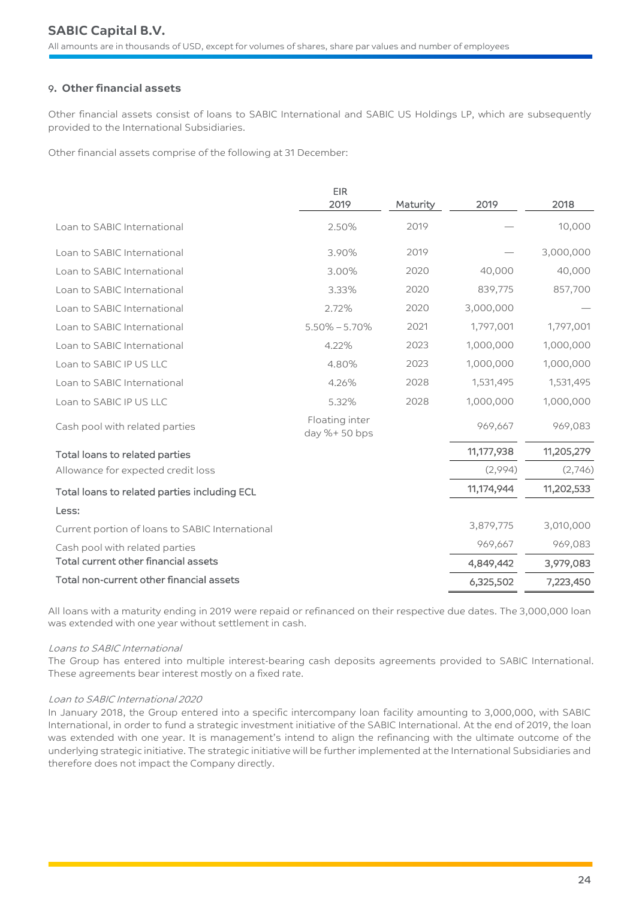## 9. Other financial assets

Other financial assets consist of loans to SABIC International and SABIC US Holdings LP, which are subsequently provided to the International Subsidiaries.

Other financial assets comprise of the following at 31 December:

| | EIR 2019 | Maturity | 2019 | 2018 |
|---|---|---|---|---|
| Loan to SABIC International | 2.50% | 2019 | — | 10,000 |
| Loan to SABIC International | 3.90% | 2019 | — | 3,000,000 |
| Loan to SABIC International | 3.00% | 2020 | 40,000 | 40,000 |
| Loan to SABIC International | 3.33% | 2020 | 839,775 | 857,700 |
| Loan to SABIC International | 2.72% | 2020 | 3,000,000 | — |
| Loan to SABIC International | 5.50% – 5.70% | 2021 | 1,797,001 | 1,797,001 |
| Loan to SABIC International | 4.22% | 2023 | 1,000,000 | 1,000,000 |
| Loan to SABIC IP US LLC | 4.80% | 2023 | 1,000,000 | 1,000,000 |
| Loan to SABIC International | 4.26% | 2028 | 1,531,495 | 1,531,495 |
| Loan to SABIC IP US LLC | 5.32% | 2028 | 1,000,000 | 1,000,000 |
| Cash pool with related parties | Floating inter day %+ 50 bps | | 969,667 | 969,083 |
| **Total loans to related parties** | | | 11,177,938 | 11,205,279 |
| Allowance for expected credit loss | | | (2,994) | (2,746) |
| **Total loans to related parties including ECL** | | | 11,174,944 | 11,202,533 |
| **Less:** | | | | |
| Current portion of loans to SABIC International | | | 3,879,775 | 3,010,000 |
| Cash pool with related parties | | | 969,667 | 969,083 |
| **Total current other financial assets** | | | 4,849,442 | 3,979,083 |
| **Total non-current other financial assets** | | | 6,325,502 | 7,223,450 |

All loans with a maturity ending in 2019 were repaid or refinanced on their respective due dates. The 3,000,000 loan was extended with one year without settlement in cash.

*Loans to SABIC International*

The Group has entered into multiple interest-bearing cash deposits agreements provided to SABIC International. These agreements bear interest mostly on a fixed rate.

*Loan to SABIC International 2020*

In January 2018, the Group entered into a specific intercompany loan facility amounting to 3,000,000, with SABIC International, in order to fund a strategic investment initiative of the SABIC International. At the end of 2019, the loan was extended with one year. It is management's intend to align the refinancing with the ultimate outcome of the underlying strategic initiative. The strategic initiative will be further implemented at the International Subsidiaries and therefore does not impact the Company directly.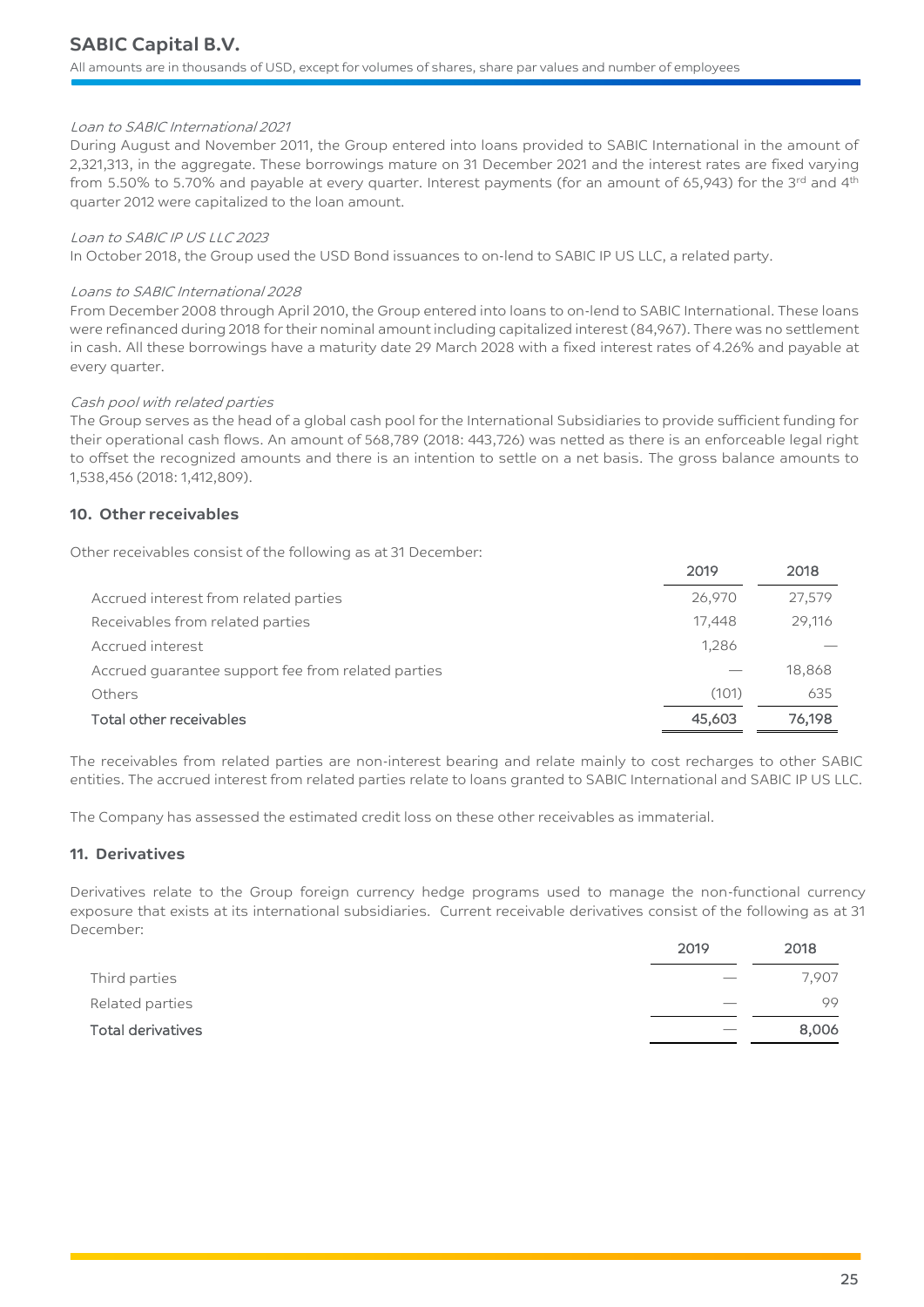*Loan to SABIC International 2021*

During August and November 2011, the Group entered into loans provided to SABIC International in the amount of 2,321,313, in the aggregate. These borrowings mature on 31 December 2021 and the interest rates are fixed varying from 5.50% to 5.70% and payable at every quarter. Interest payments (for an amount of 65,943) for the 3rd and 4th quarter 2012 were capitalized to the loan amount.

*Loan to SABIC IP US LLC 2023*

In October 2018, the Group used the USD Bond issuances to on-lend to SABIC IP US LLC, a related party.

*Loans to SABIC International 2028*

From December 2008 through April 2010, the Group entered into loans to on-lend to SABIC International. These loans were refinanced during 2018 for their nominal amount including capitalized interest (84,967). There was no settlement in cash. All these borrowings have a maturity date 29 March 2028 with a fixed interest rates of 4.26% and payable at every quarter.

*Cash pool with related parties*

The Group serves as the head of a global cash pool for the International Subsidiaries to provide sufficient funding for their operational cash flows. An amount of 568,789 (2018: 443,726) was netted as there is an enforceable legal right to offset the recognized amounts and there is an intention to settle on a net basis. The gross balance amounts to 1,538,456 (2018: 1,412,809).

## 10. Other receivables

Other receivables consist of the following as at 31 December:

| | 2019 | 2018 |
|---|---|---|
| Accrued interest from related parties | 26,970 | 27,579 |
| Receivables from related parties | 17,448 | 29,116 |
| Accrued interest | 1,286 | — |
| Accrued guarantee support fee from related parties | — | 18,868 |
| Others | (101) | 635 |
| **Total other receivables** | **45,603** | **76,198** |

The receivables from related parties are non-interest bearing and relate mainly to cost recharges to other SABIC entities. The accrued interest from related parties relate to loans granted to SABIC International and SABIC IP US LLC.

The Company has assessed the estimated credit loss on these other receivables as immaterial.

## 11. Derivatives

Derivatives relate to the Group foreign currency hedge programs used to manage the non-functional currency exposure that exists at its international subsidiaries. Current receivable derivatives consist of the following as at 31 December:

| | 2019 | 2018 |
|---|---|---|
| Third parties | — | 7,907 |
| Related parties | — | 99 |
| **Total derivatives** | — | **8,006** |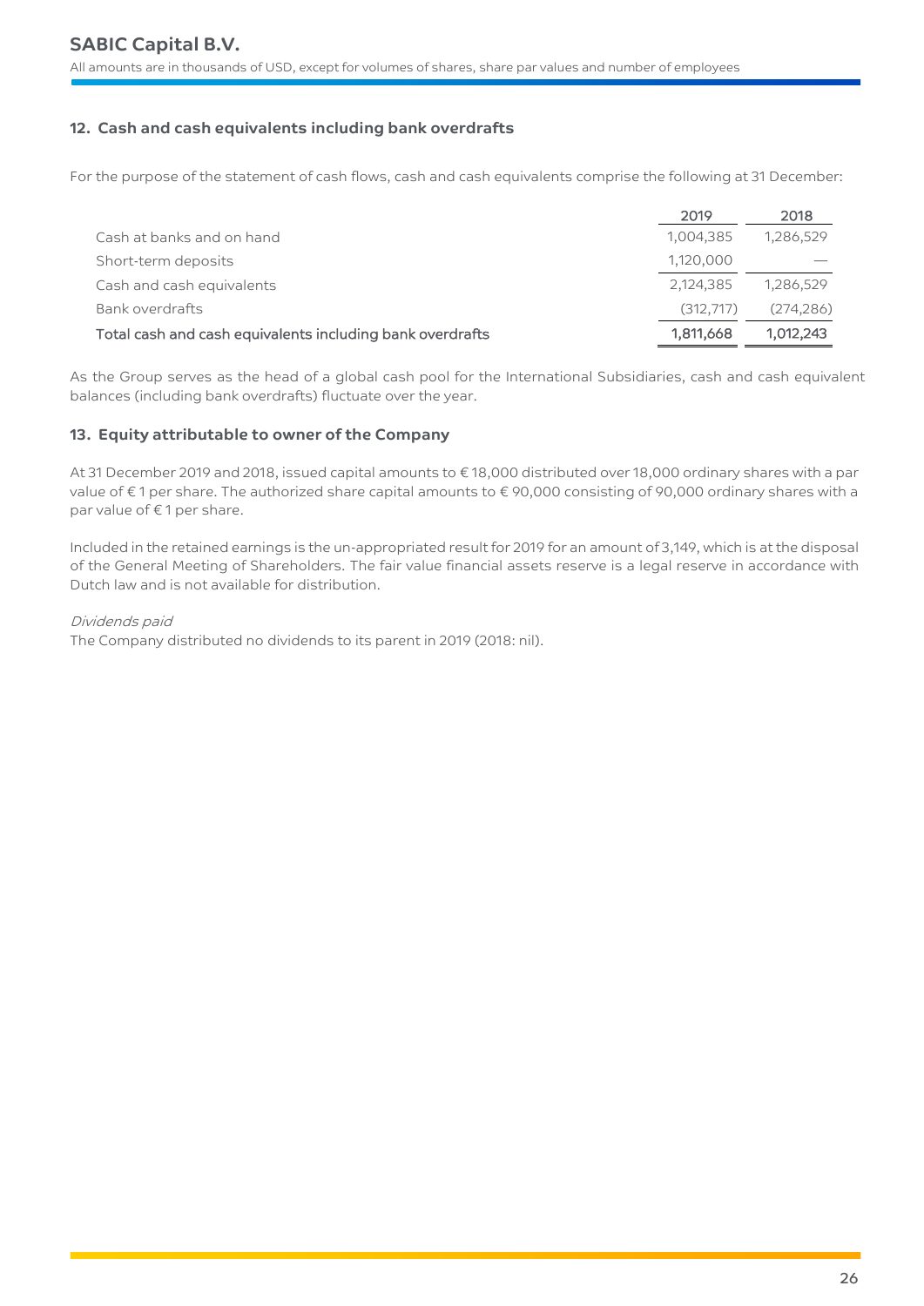## 12. Cash and cash equivalents including bank overdrafts

For the purpose of the statement of cash flows, cash and cash equivalents comprise the following at 31 December:

| | 2019 | 2018 |
|---|---|---|
| Cash at banks and on hand | 1,004,385 | 1,286,529 |
| Short-term deposits | 1,120,000 | — |
| Cash and cash equivalents | 2,124,385 | 1,286,529 |
| Bank overdrafts | (312,717) | (274,286) |
| **Total cash and cash equivalents including bank overdrafts** | **1,811,668** | **1,012,243** |

As the Group serves as the head of a global cash pool for the International Subsidiaries, cash and cash equivalent balances (including bank overdrafts) fluctuate over the year.

## 13. Equity attributable to owner of the Company

At 31 December 2019 and 2018, issued capital amounts to € 18,000 distributed over 18,000 ordinary shares with a par value of € 1 per share. The authorized share capital amounts to € 90,000 consisting of 90,000 ordinary shares with a par value of € 1 per share.

Included in the retained earnings is the un-appropriated result for 2019 for an amount of 3,149, which is at the disposal of the General Meeting of Shareholders. The fair value financial assets reserve is a legal reserve in accordance with Dutch law and is not available for distribution.

*Dividends paid*

The Company distributed no dividends to its parent in 2019 (2018: nil).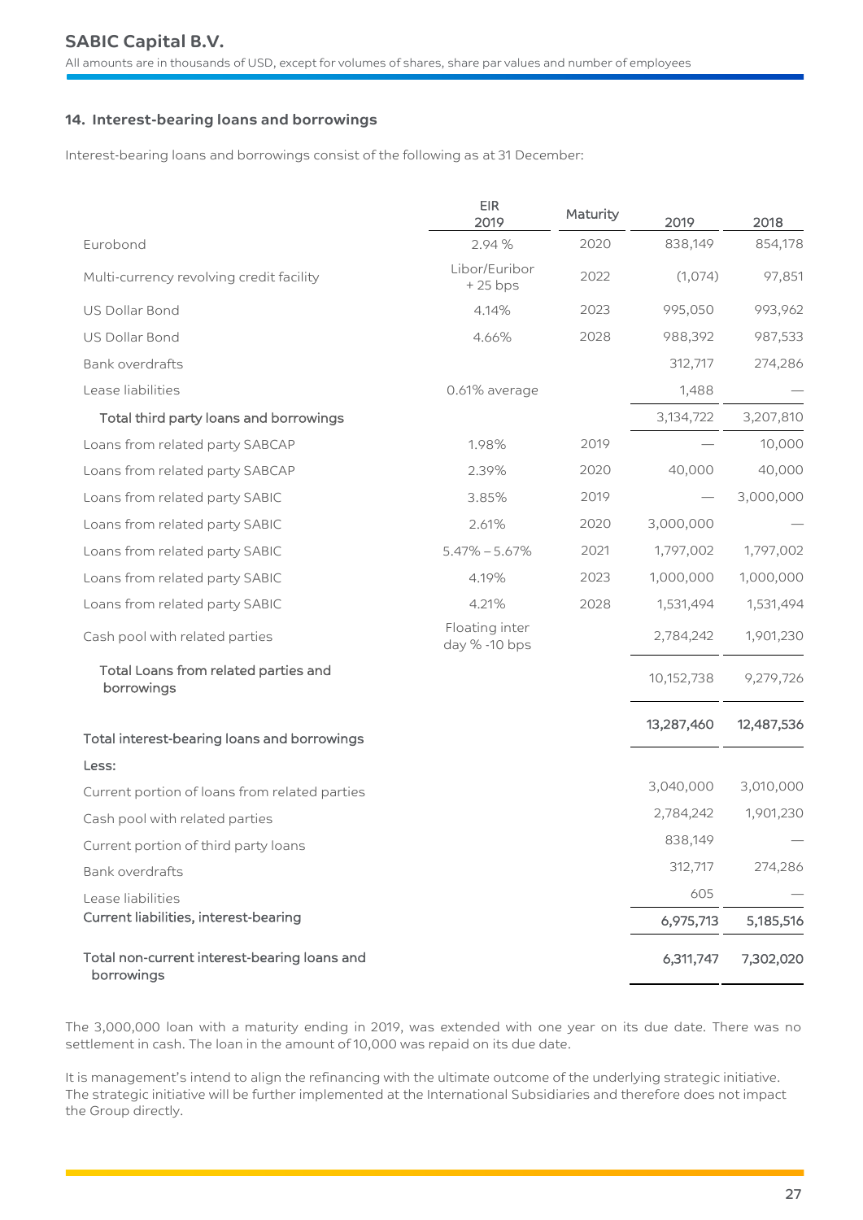### 14. Interest-bearing loans and borrowings

Interest-bearing loans and borrowings consist of the following as at 31 December:

| | EIR 2019 | Maturity | 2019 | 2018 |
|---|---|---|---|---|
| Eurobond | 2.94 % | 2020 | 838,149 | 854,178 |
| Multi-currency revolving credit facility | Libor/Euribor + 25 bps | 2022 | (1,074) | 97,851 |
| US Dollar Bond | 4.14% | 2023 | 995,050 | 993,962 |
| US Dollar Bond | 4.66% | 2028 | 988,392 | 987,533 |
| Bank overdrafts | | | 312,717 | 274,286 |
| Lease liabilities | 0.61% average | | 1,488 | — |
| Total third party loans and borrowings | | | 3,134,722 | 3,207,810 |
| Loans from related party SABCAP | 1.98% | 2019 | — | 10,000 |
| Loans from related party SABCAP | 2.39% | 2020 | 40,000 | 40,000 |
| Loans from related party SABIC | 3.85% | 2019 | — | 3,000,000 |
| Loans from related party SABIC | 2.61% | 2020 | 3,000,000 | — |
| Loans from related party SABIC | 5.47% – 5.67% | 2021 | 1,797,002 | 1,797,002 |
| Loans from related party SABIC | 4.19% | 2023 | 1,000,000 | 1,000,000 |
| Loans from related party SABIC | 4.21% | 2028 | 1,531,494 | 1,531,494 |
| Cash pool with related parties | Floating inter day % -10 bps | | 2,784,242 | 1,901,230 |
| Total Loans from related parties and borrowings | | | 10,152,738 | 9,279,726 |
| Total interest-bearing loans and borrowings | | | 13,287,460 | 12,487,536 |
| Less: | | | | |
| Current portion of loans from related parties | | | 3,040,000 | 3,010,000 |
| Cash pool with related parties | | | 2,784,242 | 1,901,230 |
| Current portion of third party loans | | | 838,149 | — |
| Bank overdrafts | | | 312,717 | 274,286 |
| Lease liabilities | | | 605 | — |
| Current liabilities, interest-bearing | | | 6,975,713 | 5,185,516 |
| Total non-current interest-bearing loans and borrowings | | | 6,311,747 | 7,302,020 |

The 3,000,000 loan with a maturity ending in 2019, was extended with one year on its due date. There was no settlement in cash. The loan in the amount of 10,000 was repaid on its due date.

It is management's intend to align the refinancing with the ultimate outcome of the underlying strategic initiative. The strategic initiative will be further implemented at the International Subsidiaries and therefore does not impact the Group directly.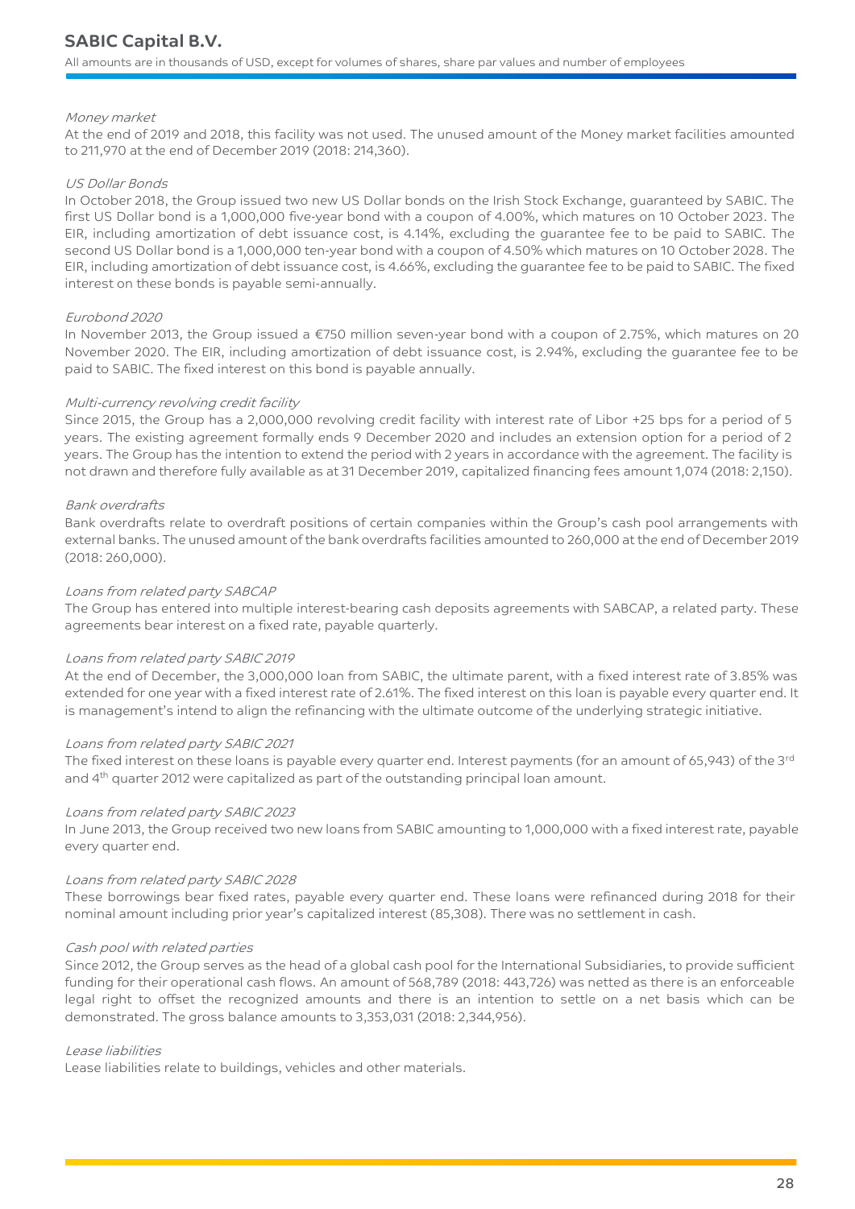*Money market*

At the end of 2019 and 2018, this facility was not used. The unused amount of the Money market facilities amounted to 211,970 at the end of December 2019 (2018: 214,360).

*US Dollar Bonds*

In October 2018, the Group issued two new US Dollar bonds on the Irish Stock Exchange, guaranteed by SABIC. The first US Dollar bond is a 1,000,000 five-year bond with a coupon of 4.00%, which matures on 10 October 2023. The EIR, including amortization of debt issuance cost, is 4.14%, excluding the guarantee fee to be paid to SABIC. The second US Dollar bond is a 1,000,000 ten-year bond with a coupon of 4.50% which matures on 10 October 2028. The EIR, including amortization of debt issuance cost, is 4.66%, excluding the guarantee fee to be paid to SABIC. The fixed interest on these bonds is payable semi-annually.

*Eurobond 2020*

In November 2013, the Group issued a €750 million seven-year bond with a coupon of 2.75%, which matures on 20 November 2020. The EIR, including amortization of debt issuance cost, is 2.94%, excluding the guarantee fee to be paid to SABIC. The fixed interest on this bond is payable annually.

*Multi-currency revolving credit facility*

Since 2015, the Group has a 2,000,000 revolving credit facility with interest rate of Libor +25 bps for a period of 5 years. The existing agreement formally ends 9 December 2020 and includes an extension option for a period of 2 years. The Group has the intention to extend the period with 2 years in accordance with the agreement. The facility is not drawn and therefore fully available as at 31 December 2019, capitalized financing fees amount 1,074 (2018: 2,150).

*Bank overdrafts*

Bank overdrafts relate to overdraft positions of certain companies within the Group's cash pool arrangements with external banks. The unused amount of the bank overdrafts facilities amounted to 260,000 at the end of December 2019 (2018: 260,000).

*Loans from related party SABCAP*

The Group has entered into multiple interest-bearing cash deposits agreements with SABCAP, a related party. These agreements bear interest on a fixed rate, payable quarterly.

*Loans from related party SABIC 2019*

At the end of December, the 3,000,000 loan from SABIC, the ultimate parent, with a fixed interest rate of 3.85% was extended for one year with a fixed interest rate of 2.61%. The fixed interest on this loan is payable every quarter end. It is management's intend to align the refinancing with the ultimate outcome of the underlying strategic initiative.

*Loans from related party SABIC 2021*

The fixed interest on these loans is payable every quarter end. Interest payments (for an amount of 65,943) of the 3rd and 4th quarter 2012 were capitalized as part of the outstanding principal loan amount.

*Loans from related party SABIC 2023*

In June 2013, the Group received two new loans from SABIC amounting to 1,000,000 with a fixed interest rate, payable every quarter end.

*Loans from related party SABIC 2028*

These borrowings bear fixed rates, payable every quarter end. These loans were refinanced during 2018 for their nominal amount including prior year's capitalized interest (85,308). There was no settlement in cash.

*Cash pool with related parties*

Since 2012, the Group serves as the head of a global cash pool for the International Subsidiaries, to provide sufficient funding for their operational cash flows. An amount of 568,789 (2018: 443,726) was netted as there is an enforceable legal right to offset the recognized amounts and there is an intention to settle on a net basis which can be demonstrated. The gross balance amounts to 3,353,031 (2018: 2,344,956).

*Lease liabilities*

Lease liabilities relate to buildings, vehicles and other materials.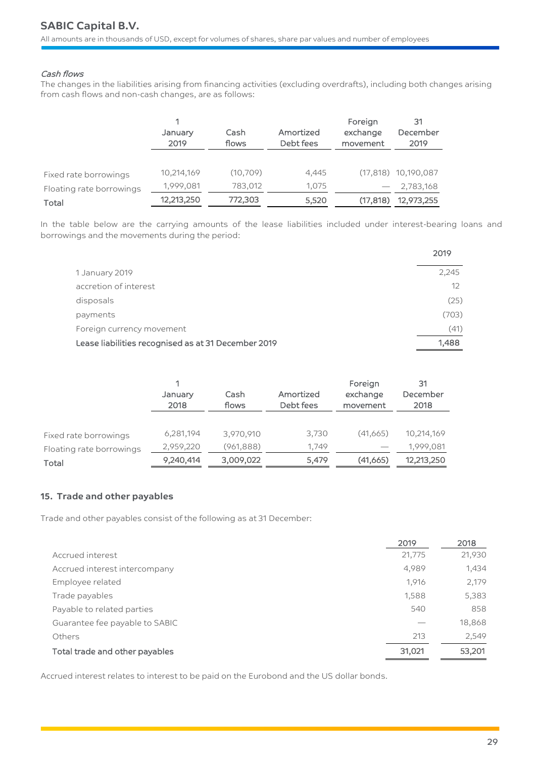*Cash flows*

The changes in the liabilities arising from financing activities (excluding overdrafts), including both changes arising from cash flows and non-cash changes, are as follows:

| | 1 January 2019 | Cash flows | Amortized Debt fees | Foreign exchange movement | 31 December 2019 |
|---|---|---|---|---|---|
| Fixed rate borrowings | 10,214,169 | (10,709) | 4,445 | (17,818) | 10,190,087 |
| Floating rate borrowings | 1,999,081 | 783,012 | 1,075 | — | 2,783,168 |
| **Total** | **12,213,250** | **772,303** | **5,520** | **(17,818)** | **12,973,255** |

In the table below are the carrying amounts of the lease liabilities included under interest-bearing loans and borrowings and the movements during the period:

| | 2019 |
|---|---|
| 1 January 2019 | 2,245 |
| accretion of interest | 12 |
| disposals | (25) |
| payments | (703) |
| Foreign currency movement | (41) |
| **Lease liabilities recognised as at 31 December 2019** | **1,488** |

| | 1 January 2018 | Cash flows | Amortized Debt fees | Foreign exchange movement | 31 December 2018 |
|---|---|---|---|---|---|
| Fixed rate borrowings | 6,281,194 | 3,970,910 | 3,730 | (41,665) | 10,214,169 |
| Floating rate borrowings | 2,959,220 | (961,888) | 1,749 | — | 1,999,081 |
| **Total** | **9,240,414** | **3,009,022** | **5,479** | **(41,665)** | **12,213,250** |

## 15. Trade and other payables

Trade and other payables consist of the following as at 31 December:

| | 2019 | 2018 |
|---|---|---|
| Accrued interest | 21,775 | 21,930 |
| Accrued interest intercompany | 4,989 | 1,434 |
| Employee related | 1,916 | 2,179 |
| Trade payables | 1,588 | 5,383 |
| Payable to related parties | 540 | 858 |
| Guarantee fee payable to SABIC | — | 18,868 |
| Others | 213 | 2,549 |
| **Total trade and other payables** | **31,021** | **53,201** |

Accrued interest relates to interest to be paid on the Eurobond and the US dollar bonds.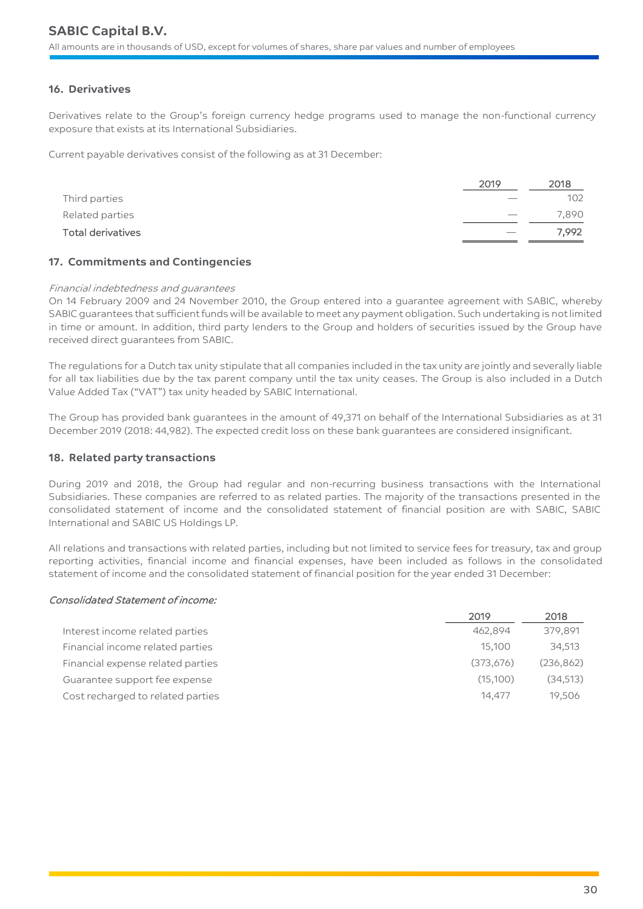## 16. Derivatives

Derivatives relate to the Group's foreign currency hedge programs used to manage the non-functional currency exposure that exists at its International Subsidiaries.

Current payable derivatives consist of the following as at 31 December:

| | 2019 | 2018 |
|---|---|---|
| Third parties | — | 102 |
| Related parties | — | 7,890 |
| **Total derivatives** | — | **7,992** |

## 17. Commitments and Contingencies

*Financial indebtedness and guarantees*

On 14 February 2009 and 24 November 2010, the Group entered into a guarantee agreement with SABIC, whereby SABIC guarantees that sufficient funds will be available to meet any payment obligation. Such undertaking is not limited in time or amount. In addition, third party lenders to the Group and holders of securities issued by the Group have received direct guarantees from SABIC.

The regulations for a Dutch tax unity stipulate that all companies included in the tax unity are jointly and severally liable for all tax liabilities due by the tax parent company until the tax unity ceases. The Group is also included in a Dutch Value Added Tax ("VAT") tax unity headed by SABIC International.

The Group has provided bank guarantees in the amount of 49,371 on behalf of the International Subsidiaries as at 31 December 2019 (2018: 44,982). The expected credit loss on these bank guarantees are considered insignificant.

## 18. Related party transactions

During 2019 and 2018, the Group had regular and non-recurring business transactions with the International Subsidiaries. These companies are referred to as related parties. The majority of the transactions presented in the consolidated statement of income and the consolidated statement of financial position are with SABIC, SABIC International and SABIC US Holdings LP.

All relations and transactions with related parties, including but not limited to service fees for treasury, tax and group reporting activities, financial income and financial expenses, have been included as follows in the consolidated statement of income and the consolidated statement of financial position for the year ended 31 December:

*Consolidated Statement of income:*

| | 2019 | 2018 |
|---|---|---|
| Interest income related parties | 462,894 | 379,891 |
| Financial income related parties | 15,100 | 34,513 |
| Financial expense related parties | (373,676) | (236,862) |
| Guarantee support fee expense | (15,100) | (34,513) |
| Cost recharged to related parties | 14,477 | 19,506 |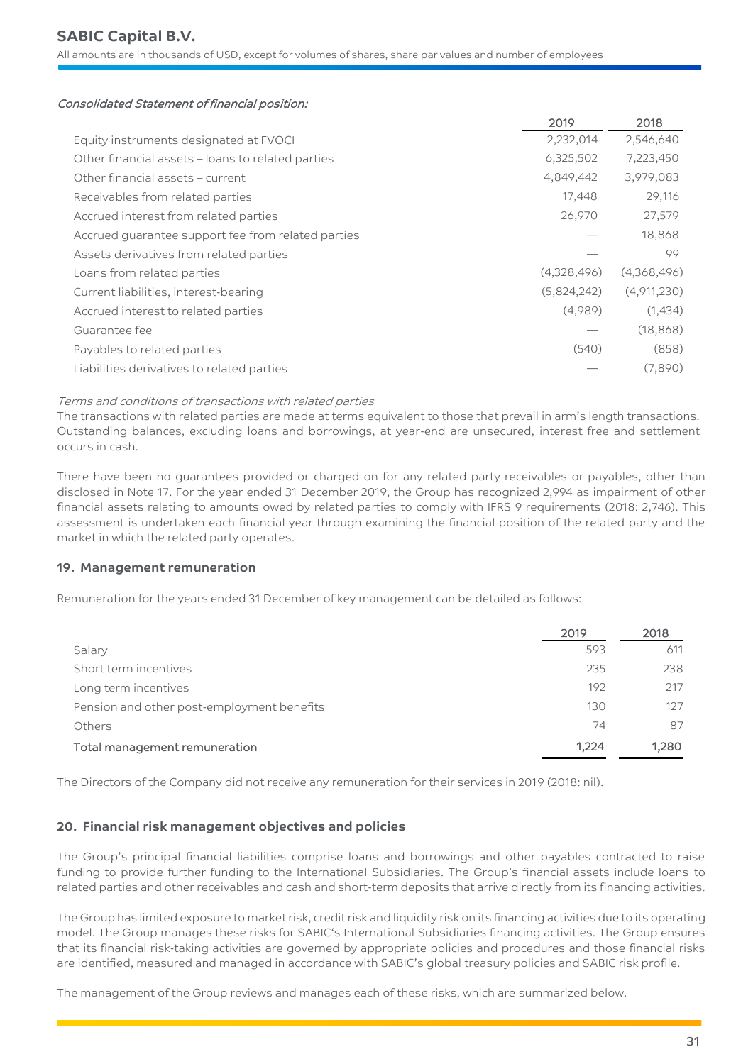*Consolidated Statement of financial position:*

| | 2019 | 2018 |
|---|---|---|
| Equity instruments designated at FVOCI | 2,232,014 | 2,546,640 |
| Other financial assets – loans to related parties | 6,325,502 | 7,223,450 |
| Other financial assets – current | 4,849,442 | 3,979,083 |
| Receivables from related parties | 17,448 | 29,116 |
| Accrued interest from related parties | 26,970 | 27,579 |
| Accrued guarantee support fee from related parties | — | 18,868 |
| Assets derivatives from related parties | — | 99 |
| Loans from related parties | (4,328,496) | (4,368,496) |
| Current liabilities, interest-bearing | (5,824,242) | (4,911,230) |
| Accrued interest to related parties | (4,989) | (1,434) |
| Guarantee fee | — | (18,868) |
| Payables to related parties | (540) | (858) |
| Liabilities derivatives to related parties | — | (7,890) |

*Terms and conditions of transactions with related parties*

The transactions with related parties are made at terms equivalent to those that prevail in arm's length transactions. Outstanding balances, excluding loans and borrowings, at year-end are unsecured, interest free and settlement occurs in cash.

There have been no guarantees provided or charged on for any related party receivables or payables, other than disclosed in Note 17. For the year ended 31 December 2019, the Group has recognized 2,994 as impairment of other financial assets relating to amounts owed by related parties to comply with IFRS 9 requirements (2018: 2,746). This assessment is undertaken each financial year through examining the financial position of the related party and the market in which the related party operates.

## 19. Management remuneration

Remuneration for the years ended 31 December of key management can be detailed as follows:

| | 2019 | 2018 |
|---|---|---|
| Salary | 593 | 611 |
| Short term incentives | 235 | 238 |
| Long term incentives | 192 | 217 |
| Pension and other post-employment benefits | 130 | 127 |
| Others | 74 | 87 |
| Total management remuneration | 1,224 | 1,280 |

The Directors of the Company did not receive any remuneration for their services in 2019 (2018: nil).

## 20. Financial risk management objectives and policies

The Group's principal financial liabilities comprise loans and borrowings and other payables contracted to raise funding to provide further funding to the International Subsidiaries. The Group's financial assets include loans to related parties and other receivables and cash and short-term deposits that arrive directly from its financing activities.

The Group has limited exposure to market risk, credit risk and liquidity risk on its financing activities due to its operating model. The Group manages these risks for SABIC's International Subsidiaries financing activities. The Group ensures that its financial risk-taking activities are governed by appropriate policies and procedures and those financial risks are identified, measured and managed in accordance with SABIC's global treasury policies and SABIC risk profile.

The management of the Group reviews and manages each of these risks, which are summarized below.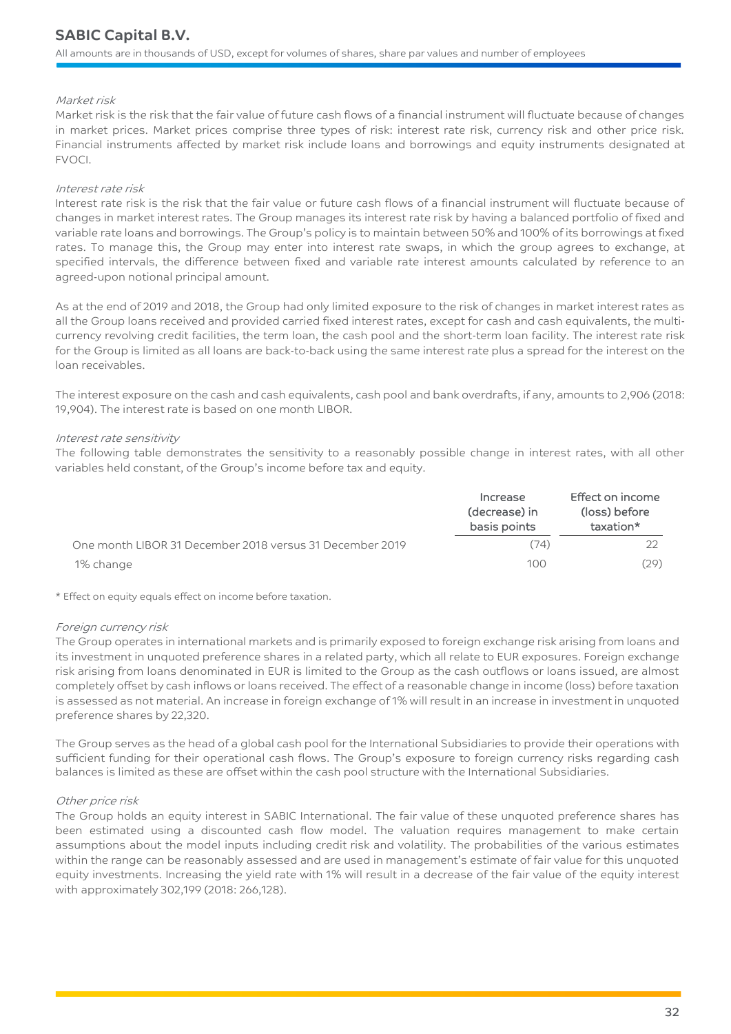*Market risk*

Market risk is the risk that the fair value of future cash flows of a financial instrument will fluctuate because of changes in market prices. Market prices comprise three types of risk: interest rate risk, currency risk and other price risk. Financial instruments affected by market risk include loans and borrowings and equity instruments designated at FVOCI.

*Interest rate risk*

Interest rate risk is the risk that the fair value or future cash flows of a financial instrument will fluctuate because of changes in market interest rates. The Group manages its interest rate risk by having a balanced portfolio of fixed and variable rate loans and borrowings. The Group's policy is to maintain between 50% and 100% of its borrowings at fixed rates. To manage this, the Group may enter into interest rate swaps, in which the group agrees to exchange, at specified intervals, the difference between fixed and variable rate interest amounts calculated by reference to an agreed-upon notional principal amount.

As at the end of 2019 and 2018, the Group had only limited exposure to the risk of changes in market interest rates as all the Group loans received and provided carried fixed interest rates, except for cash and cash equivalents, the multi-currency revolving credit facilities, the term loan, the cash pool and the short-term loan facility. The interest rate risk for the Group is limited as all loans are back-to-back using the same interest rate plus a spread for the interest on the loan receivables.

The interest exposure on the cash and cash equivalents, cash pool and bank overdrafts, if any, amounts to 2,906 (2018: 19,904). The interest rate is based on one month LIBOR.

*Interest rate sensitivity*

The following table demonstrates the sensitivity to a reasonably possible change in interest rates, with all other variables held constant, of the Group's income before tax and equity.

| | Increase (decrease) in basis points | Effect on income (loss) before taxation* |
|---|---|---|
| One month LIBOR 31 December 2018 versus 31 December 2019 | (74) | 22 |
| 1% change | 100 | (29) |

\* Effect on equity equals effect on income before taxation.

*Foreign currency risk*

The Group operates in international markets and is primarily exposed to foreign exchange risk arising from loans and its investment in unquoted preference shares in a related party, which all relate to EUR exposures. Foreign exchange risk arising from loans denominated in EUR is limited to the Group as the cash outflows or loans issued, are almost completely offset by cash inflows or loans received. The effect of a reasonable change in income (loss) before taxation is assessed as not material. An increase in foreign exchange of 1% will result in an increase in investment in unquoted preference shares by 22,320.

The Group serves as the head of a global cash pool for the International Subsidiaries to provide their operations with sufficient funding for their operational cash flows. The Group's exposure to foreign currency risks regarding cash balances is limited as these are offset within the cash pool structure with the International Subsidiaries.

*Other price risk*

The Group holds an equity interest in SABIC International. The fair value of these unquoted preference shares has been estimated using a discounted cash flow model. The valuation requires management to make certain assumptions about the model inputs including credit risk and volatility. The probabilities of the various estimates within the range can be reasonably assessed and are used in management's estimate of fair value for this unquoted equity investments. Increasing the yield rate with 1% will result in a decrease of the fair value of the equity interest with approximately 302,199 (2018: 266,128).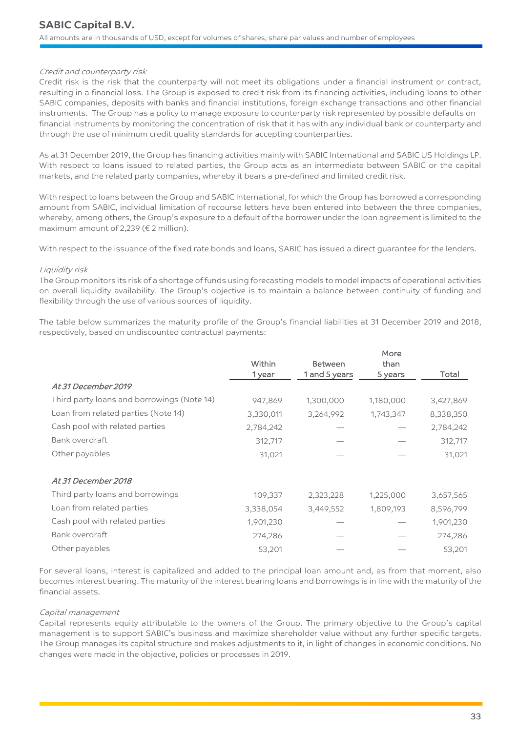*Credit and counterparty risk*

Credit risk is the risk that the counterparty will not meet its obligations under a financial instrument or contract, resulting in a financial loss. The Group is exposed to credit risk from its financing activities, including loans to other SABIC companies, deposits with banks and financial institutions, foreign exchange transactions and other financial instruments. The Group has a policy to manage exposure to counterparty risk represented by possible defaults on financial instruments by monitoring the concentration of risk that it has with any individual bank or counterparty and through the use of minimum credit quality standards for accepting counterparties.

As at 31 December 2019, the Group has financing activities mainly with SABIC International and SABIC US Holdings LP. With respect to loans issued to related parties, the Group acts as an intermediate between SABIC or the capital markets, and the related party companies, whereby it bears a pre-defined and limited credit risk.

With respect to loans between the Group and SABIC International, for which the Group has borrowed a corresponding amount from SABIC, individual limitation of recourse letters have been entered into between the three companies, whereby, among others, the Group's exposure to a default of the borrower under the loan agreement is limited to the maximum amount of 2,239 (€ 2 million).

With respect to the issuance of the fixed rate bonds and loans, SABIC has issued a direct guarantee for the lenders.

*Liquidity risk*

The Group monitors its risk of a shortage of funds using forecasting models to model impacts of operational activities on overall liquidity availability. The Group's objective is to maintain a balance between continuity of funding and flexibility through the use of various sources of liquidity.

The table below summarizes the maturity profile of the Group's financial liabilities at 31 December 2019 and 2018, respectively, based on undiscounted contractual payments:

| | Within 1 year | Between 1 and 5 years | More than 5 years | Total |
|---|---|---|---|---|
| *At 31 December 2019* | | | | |
| Third party loans and borrowings (Note 14) | 947,869 | 1,300,000 | 1,180,000 | 3,427,869 |
| Loan from related parties (Note 14) | 3,330,011 | 3,264,992 | 1,743,347 | 8,338,350 |
| Cash pool with related parties | 2,784,242 | — | — | 2,784,242 |
| Bank overdraft | 312,717 | — | — | 312,717 |
| Other payables | 31,021 | — | — | 31,021 |
| *At 31 December 2018* | | | | |
| Third party loans and borrowings | 109,337 | 2,323,228 | 1,225,000 | 3,657,565 |
| Loan from related parties | 3,338,054 | 3,449,552 | 1,809,193 | 8,596,799 |
| Cash pool with related parties | 1,901,230 | — | — | 1,901,230 |
| Bank overdraft | 274,286 | — | — | 274,286 |
| Other payables | 53,201 | — | — | 53,201 |

For several loans, interest is capitalized and added to the principal loan amount and, as from that moment, also becomes interest bearing. The maturity of the interest bearing loans and borrowings is in line with the maturity of the financial assets.

*Capital management*

Capital represents equity attributable to the owners of the Group. The primary objective to the Group's capital management is to support SABIC's business and maximize shareholder value without any further specific targets. The Group manages its capital structure and makes adjustments to it, in light of changes in economic conditions. No changes were made in the objective, policies or processes in 2019.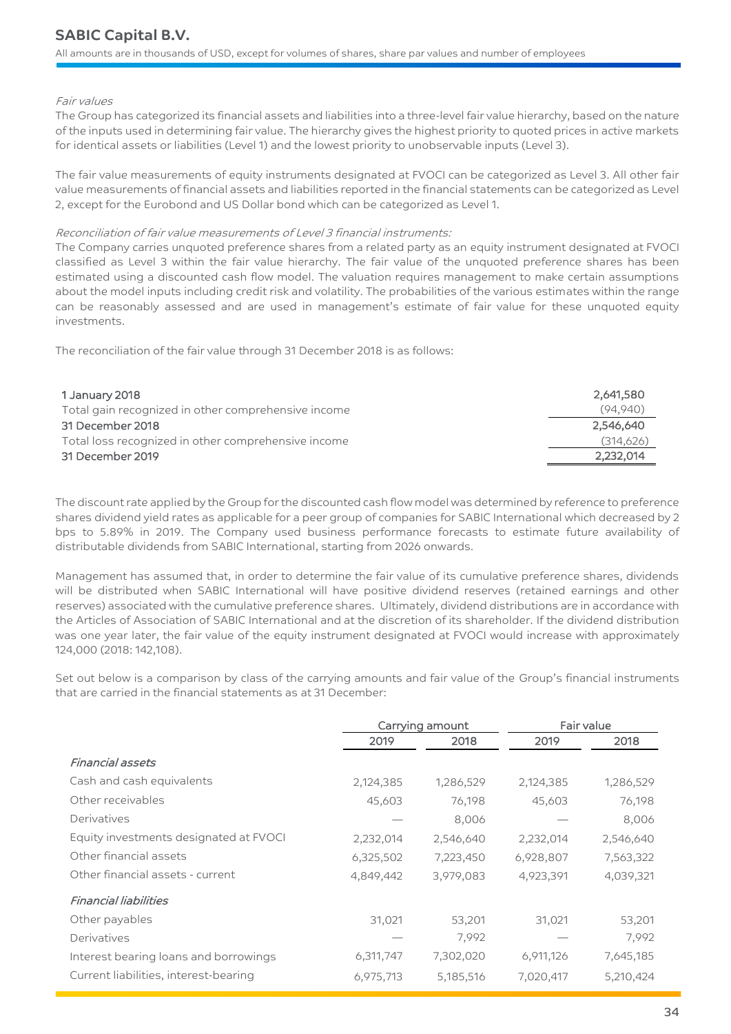*Fair values*

The Group has categorized its financial assets and liabilities into a three-level fair value hierarchy, based on the nature of the inputs used in determining fair value. The hierarchy gives the highest priority to quoted prices in active markets for identical assets or liabilities (Level 1) and the lowest priority to unobservable inputs (Level 3).

The fair value measurements of equity instruments designated at FVOCI can be categorized as Level 3. All other fair value measurements of financial assets and liabilities reported in the financial statements can be categorized as Level 2, except for the Eurobond and US Dollar bond which can be categorized as Level 1.

*Reconciliation of fair value measurements of Level 3 financial instruments:*

The Company carries unquoted preference shares from a related party as an equity instrument designated at FVOCI classified as Level 3 within the fair value hierarchy. The fair value of the unquoted preference shares has been estimated using a discounted cash flow model. The valuation requires management to make certain assumptions about the model inputs including credit risk and volatility. The probabilities of the various estimates within the range can be reasonably assessed and are used in management's estimate of fair value for these unquoted equity investments.

The reconciliation of the fair value through 31 December 2018 is as follows:

| | |
|---|---|
| **1 January 2018** | **2,641,580** |
| Total gain recognized in other comprehensive income | (94,940) |
| **31 December 2018** | **2,546,640** |
| Total loss recognized in other comprehensive income | (314,626) |
| **31 December 2019** | **2,232,014** |

The discount rate applied by the Group for the discounted cash flow model was determined by reference to preference shares dividend yield rates as applicable for a peer group of companies for SABIC International which decreased by 2 bps to 5.89% in 2019. The Company used business performance forecasts to estimate future availability of distributable dividends from SABIC International, starting from 2026 onwards.

Management has assumed that, in order to determine the fair value of its cumulative preference shares, dividends will be distributed when SABIC International will have positive dividend reserves (retained earnings and other reserves) associated with the cumulative preference shares. Ultimately, dividend distributions are in accordance with the Articles of Association of SABIC International and at the discretion of its shareholder. If the dividend distribution was one year later, the fair value of the equity instrument designated at FVOCI would increase with approximately 124,000 (2018: 142,108).

Set out below is a comparison by class of the carrying amounts and fair value of the Group's financial instruments that are carried in the financial statements as at 31 December:

| | Carrying amount | | Fair value | |
|---|---|---|---|---|
| | 2019 | 2018 | 2019 | 2018 |
| *Financial assets* | | | | |
| Cash and cash equivalents | 2,124,385 | 1,286,529 | 2,124,385 | 1,286,529 |
| Other receivables | 45,603 | 76,198 | 45,603 | 76,198 |
| Derivatives | — | 8,006 | — | 8,006 |
| Equity investments designated at FVOCI | 2,232,014 | 2,546,640 | 2,232,014 | 2,546,640 |
| Other financial assets | 6,325,502 | 7,223,450 | 6,928,807 | 7,563,322 |
| Other financial assets - current | 4,849,442 | 3,979,083 | 4,923,391 | 4,039,321 |
| *Financial liabilities* | | | | |
| Other payables | 31,021 | 53,201 | 31,021 | 53,201 |
| Derivatives | — | 7,992 | — | 7,992 |
| Interest bearing loans and borrowings | 6,311,747 | 7,302,020 | 6,911,126 | 7,645,185 |
| Current liabilities, interest-bearing | 6,975,713 | 5,185,516 | 7,020,417 | 5,210,424 |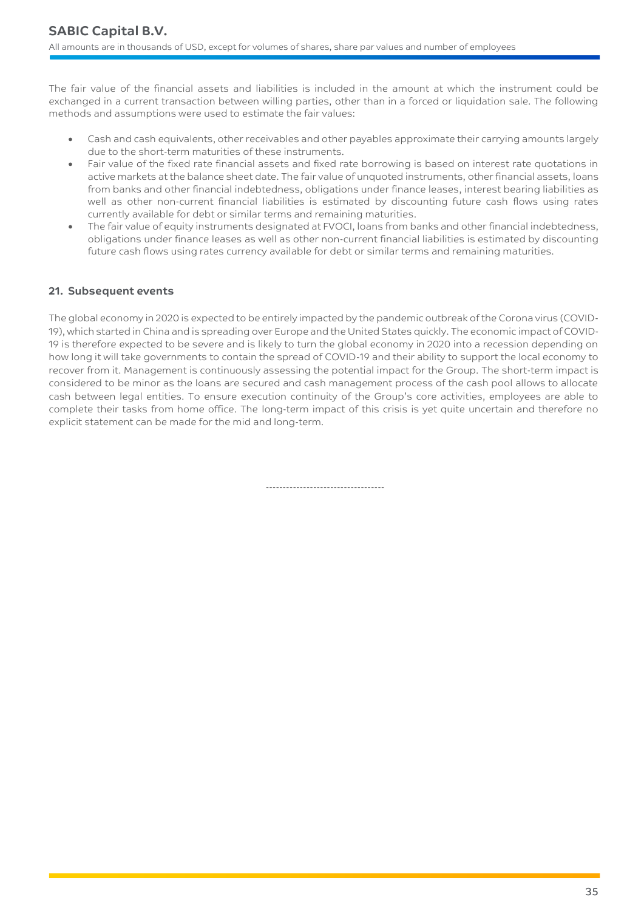The fair value of the financial assets and liabilities is included in the amount at which the instrument could be exchanged in a current transaction between willing parties, other than in a forced or liquidation sale. The following methods and assumptions were used to estimate the fair values:

- Cash and cash equivalents, other receivables and other payables approximate their carrying amounts largely due to the short-term maturities of these instruments.
- Fair value of the fixed rate financial assets and fixed rate borrowing is based on interest rate quotations in active markets at the balance sheet date. The fair value of unquoted instruments, other financial assets, loans from banks and other financial indebtedness, obligations under finance leases, interest bearing liabilities as well as other non-current financial liabilities is estimated by discounting future cash flows using rates currently available for debt or similar terms and remaining maturities.
- The fair value of equity instruments designated at FVOCI, loans from banks and other financial indebtedness, obligations under finance leases as well as other non-current financial liabilities is estimated by discounting future cash flows using rates currency available for debt or similar terms and remaining maturities.

## 21. Subsequent events

The global economy in 2020 is expected to be entirely impacted by the pandemic outbreak of the Corona virus (COVID-19), which started in China and is spreading over Europe and the United States quickly. The economic impact of COVID-19 is therefore expected to be severe and is likely to turn the global economy in 2020 into a recession depending on how long it will take governments to contain the spread of COVID-19 and their ability to support the local economy to recover from it. Management is continuously assessing the potential impact for the Group. The short-term impact is considered to be minor as the loans are secured and cash management process of the cash pool allows to allocate cash between legal entities. To ensure execution continuity of the Group's core activities, employees are able to complete their tasks from home office. The long-term impact of this crisis is yet quite uncertain and therefore no explicit statement can be made for the mid and long-term.

-----------------------------------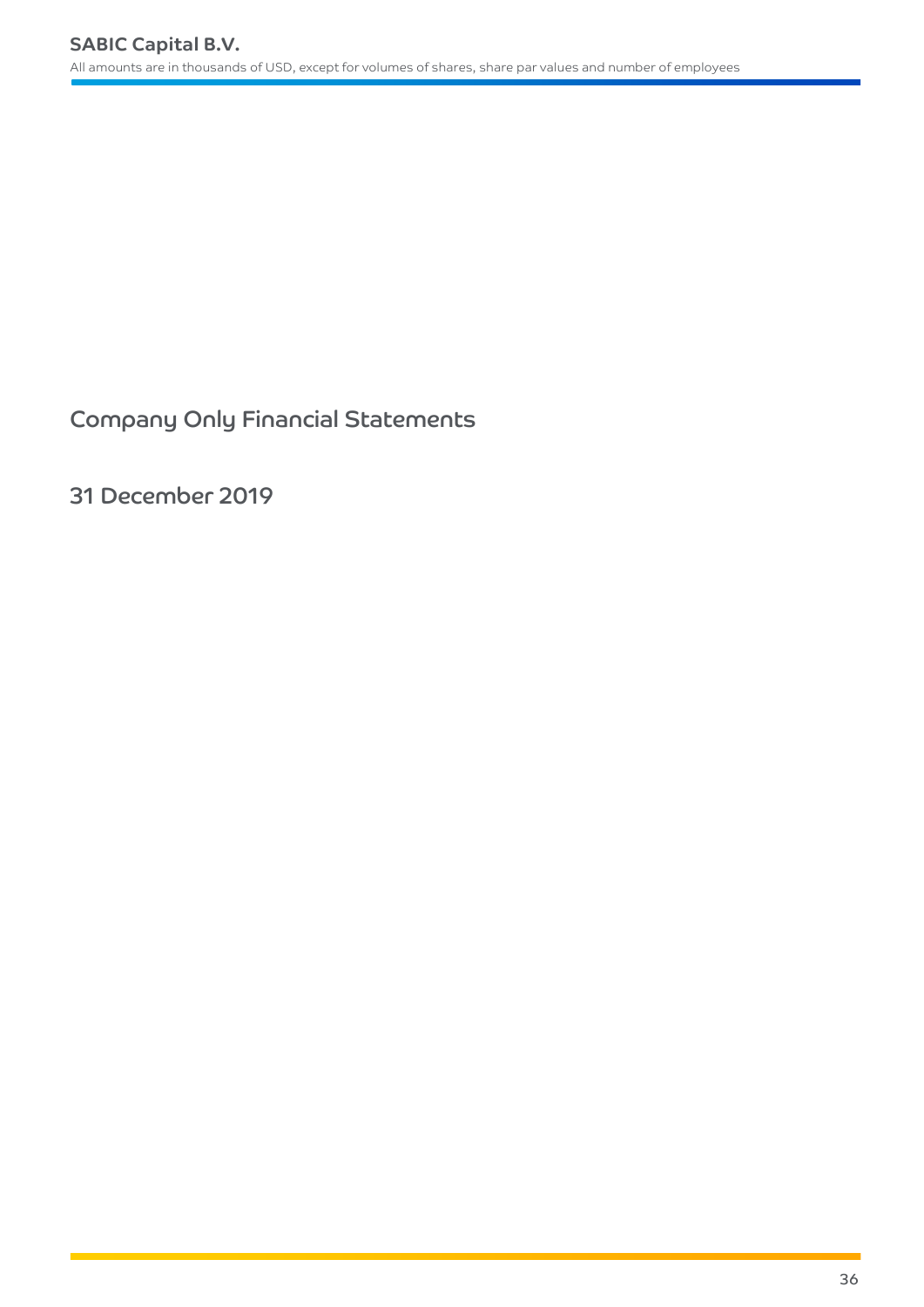# Company Only Financial Statements

## 31 December 2019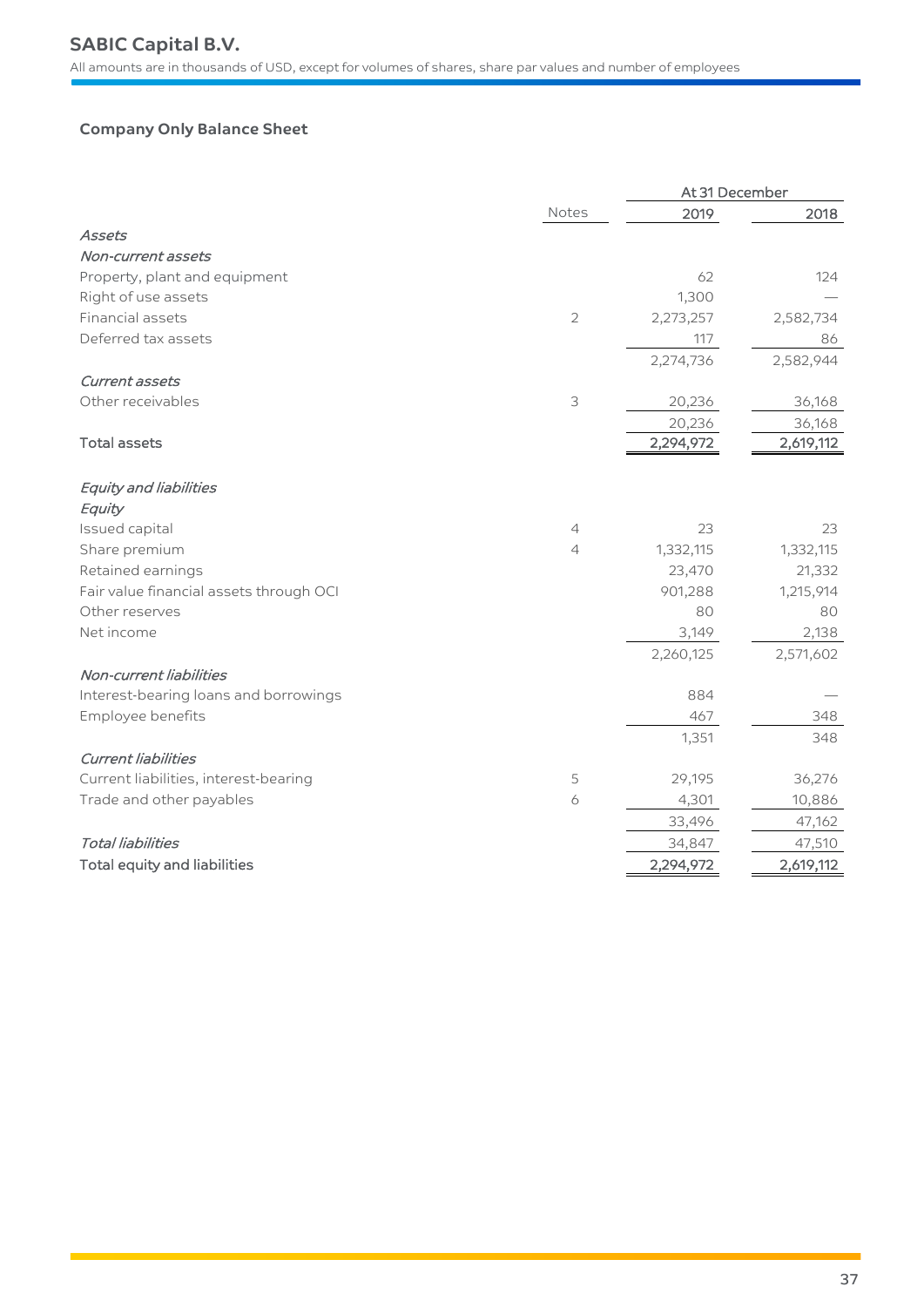## SABIC Capital B.V.

All amounts are in thousands of USD, except for volumes of shares, share par values and number of employees

### Company Only Balance Sheet

| | Notes | At 31 December 2019 | 2018 |
|---|---|---|---|
| *Assets* | | | |
| *Non-current assets* | | | |
| Property, plant and equipment | | 62 | 124 |
| Right of use assets | | 1,300 | — |
| Financial assets | 2 | 2,273,257 | 2,582,734 |
| Deferred tax assets | | 117 | 86 |
| | | 2,274,736 | 2,582,944 |
| *Current assets* | | | |
| Other receivables | 3 | 20,236 | 36,168 |
| | | 20,236 | 36,168 |
| **Total assets** | | **2,294,972** | **2,619,112** |
| | | | |
| *Equity and liabilities* | | | |
| *Equity* | | | |
| Issued capital | 4 | 23 | 23 |
| Share premium | 4 | 1,332,115 | 1,332,115 |
| Retained earnings | | 23,470 | 21,332 |
| Fair value financial assets through OCI | | 901,288 | 1,215,914 |
| Other reserves | | 80 | 80 |
| Net income | | 3,149 | 2,138 |
| | | 2,260,125 | 2,571,602 |
| *Non-current liabilities* | | | |
| Interest-bearing loans and borrowings | | 884 | — |
| Employee benefits | | 467 | 348 |
| | | 1,351 | 348 |
| *Current liabilities* | | | |
| Current liabilities, interest-bearing | 5 | 29,195 | 36,276 |
| Trade and other payables | 6 | 4,301 | 10,886 |
| | | 33,496 | 47,162 |
| *Total liabilities* | | 34,847 | 47,510 |
| **Total equity and liabilities** | | **2,294,972** | **2,619,112** |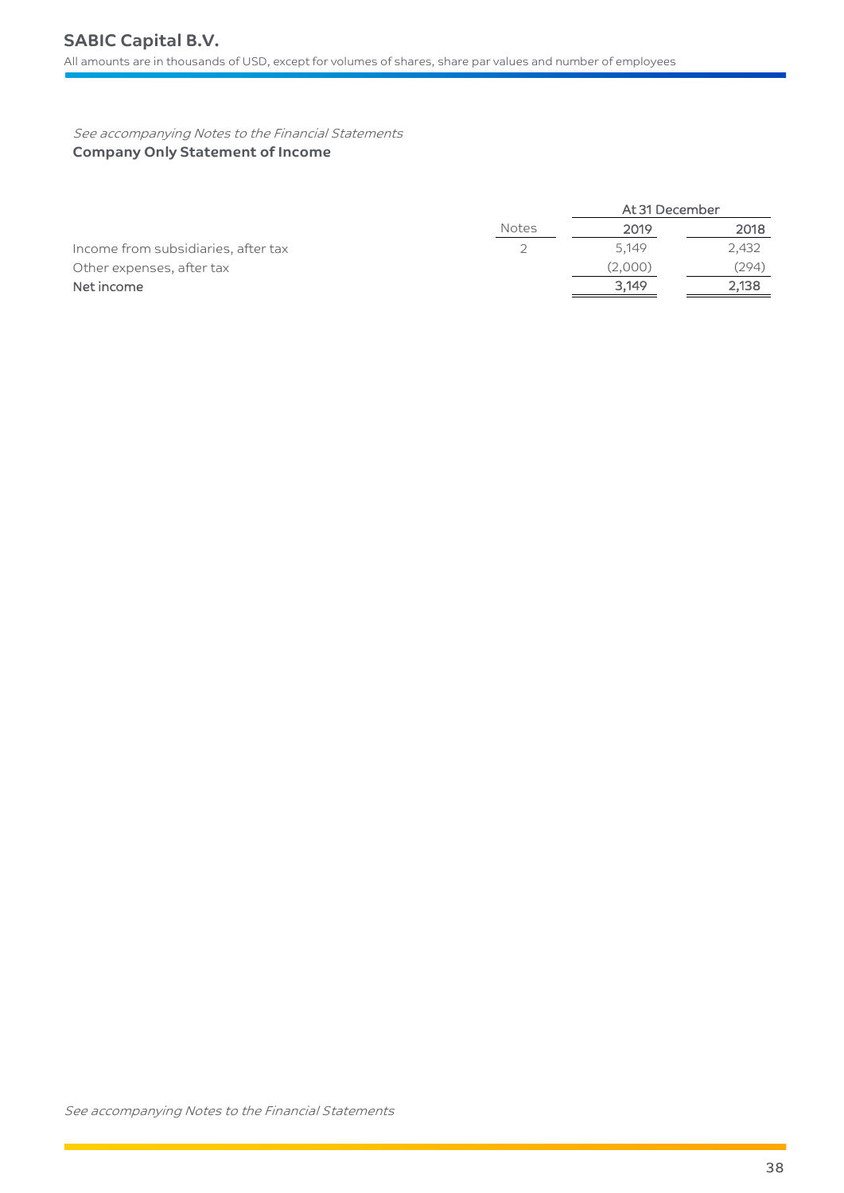*See accompanying Notes to the Financial Statements*

## Company Only Statement of Income

| | Notes | At 31 December | |
|---|---|---|---|
| | | 2019 | 2018 |
| Income from subsidiaries, after tax | 2 | 5,149 | 2,432 |
| Other expenses, after tax | | (2,000) | (294) |
| **Net income** | | **3,149** | **2,138** |

*See accompanying Notes to the Financial Statements*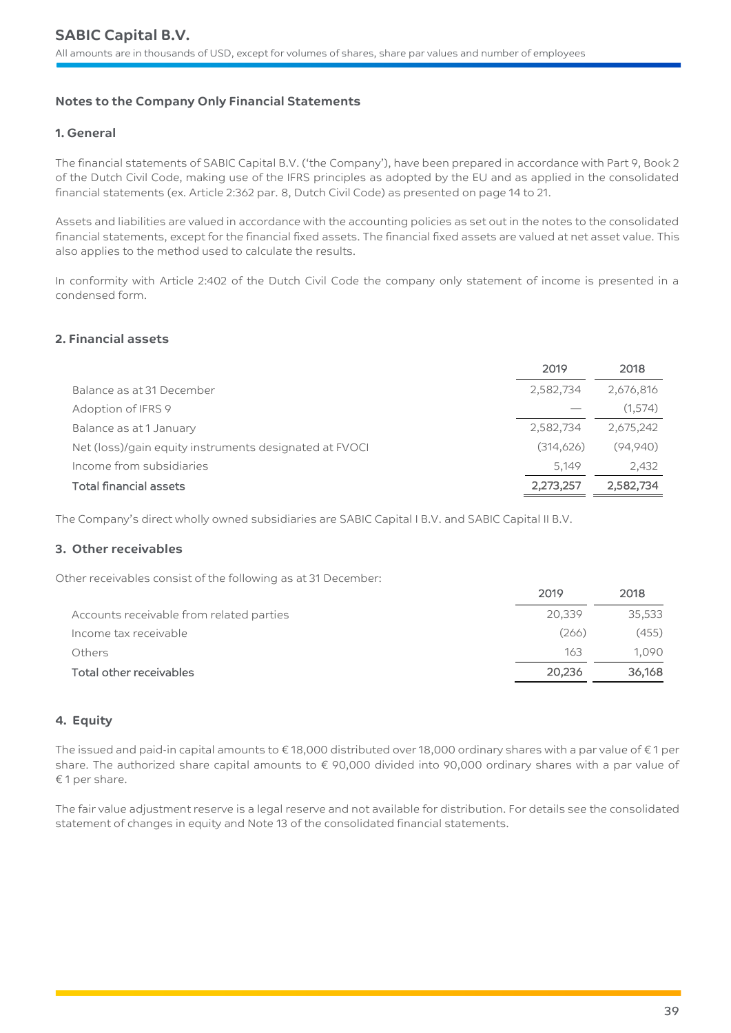## Notes to the Company Only Financial Statements

### 1. General

The financial statements of SABIC Capital B.V. ('the Company'), have been prepared in accordance with Part 9, Book 2 of the Dutch Civil Code, making use of the IFRS principles as adopted by the EU and as applied in the consolidated financial statements (ex. Article 2:362 par. 8, Dutch Civil Code) as presented on page 14 to 21.

Assets and liabilities are valued in accordance with the accounting policies as set out in the notes to the consolidated financial statements, except for the financial fixed assets. The financial fixed assets are valued at net asset value. This also applies to the method used to calculate the results.

In conformity with Article 2:402 of the Dutch Civil Code the company only statement of income is presented in a condensed form.

### 2. Financial assets

| | 2019 | 2018 |
|---|---|---|
| Balance as at 31 December | 2,582,734 | 2,676,816 |
| Adoption of IFRS 9 | — | (1,574) |
| Balance as at 1 January | 2,582,734 | 2,675,242 |
| Net (loss)/gain equity instruments designated at FVOCI | (314,626) | (94,940) |
| Income from subsidiaries | 5,149 | 2,432 |
| **Total financial assets** | **2,273,257** | **2,582,734** |

The Company's direct wholly owned subsidiaries are SABIC Capital I B.V. and SABIC Capital II B.V.

### 3. Other receivables

Other receivables consist of the following as at 31 December:

| | 2019 | 2018 |
|---|---|---|
| Accounts receivable from related parties | 20,339 | 35,533 |
| Income tax receivable | (266) | (455) |
| Others | 163 | 1,090 |
| **Total other receivables** | **20,236** | **36,168** |

### 4. Equity

The issued and paid-in capital amounts to € 18,000 distributed over 18,000 ordinary shares with a par value of € 1 per share. The authorized share capital amounts to € 90,000 divided into 90,000 ordinary shares with a par value of € 1 per share.

The fair value adjustment reserve is a legal reserve and not available for distribution. For details see the consolidated statement of changes in equity and Note 13 of the consolidated financial statements.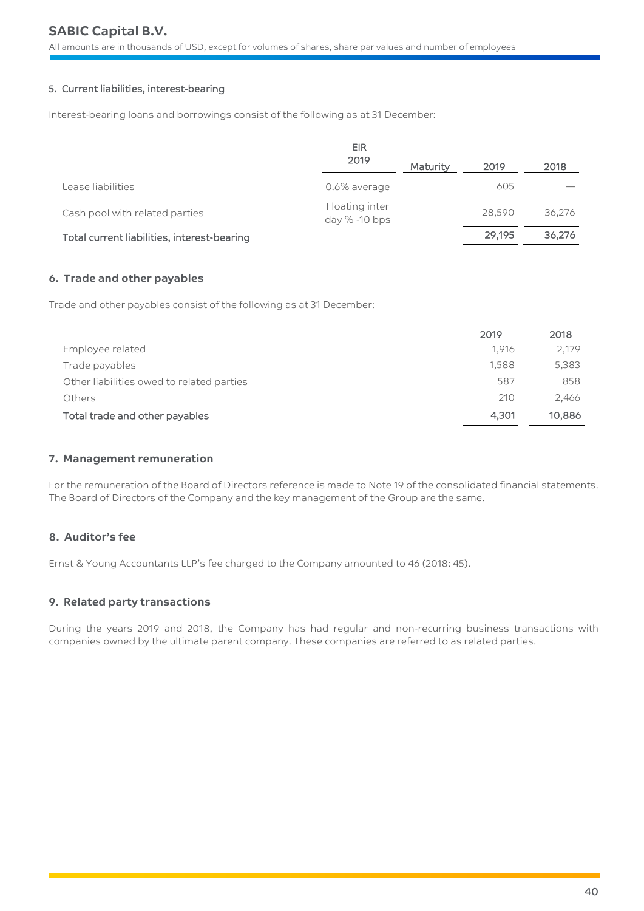### 5. Current liabilities, interest-bearing

Interest-bearing loans and borrowings consist of the following as at 31 December:

| | EIR 2019 | Maturity | 2019 | 2018 |
|---|---|---|---|---|
| Lease liabilities | 0.6% average | | 605 | — |
| Cash pool with related parties | Floating inter day % -10 bps | | 28,590 | 36,276 |
| **Total current liabilities, interest-bearing** | | | **29,195** | **36,276** |

### 6. Trade and other payables

Trade and other payables consist of the following as at 31 December:

| | 2019 | 2018 |
|---|---|---|
| Employee related | 1,916 | 2,179 |
| Trade payables | 1,588 | 5,383 |
| Other liabilities owed to related parties | 587 | 858 |
| Others | 210 | 2,466 |
| **Total trade and other payables** | **4,301** | **10,886** |

### 7. Management remuneration

For the remuneration of the Board of Directors reference is made to Note 19 of the consolidated financial statements. The Board of Directors of the Company and the key management of the Group are the same.

### 8. Auditor's fee

Ernst & Young Accountants LLP's fee charged to the Company amounted to 46 (2018: 45).

### 9. Related party transactions

During the years 2019 and 2018, the Company has had regular and non-recurring business transactions with companies owned by the ultimate parent company. These companies are referred to as related parties.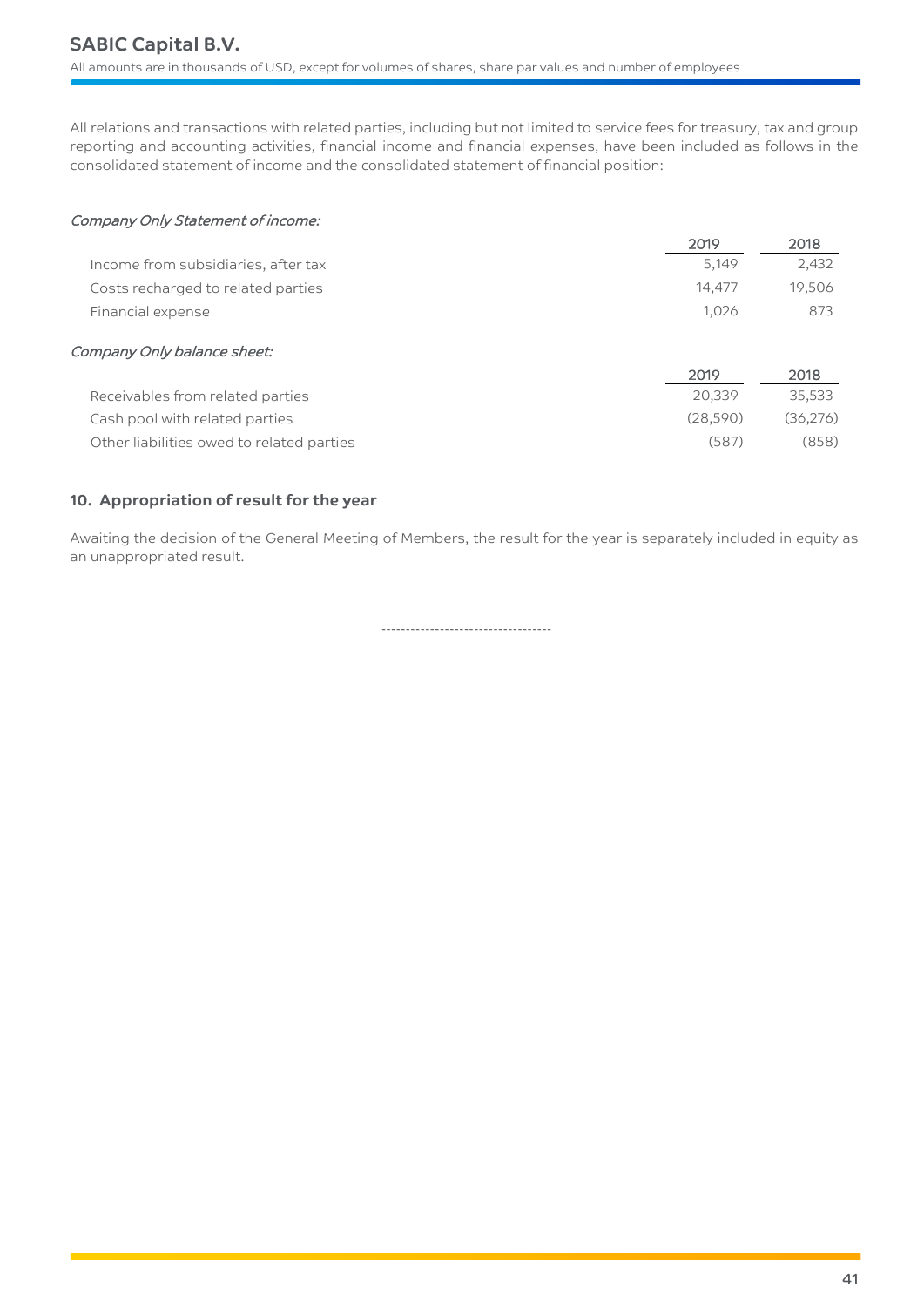All relations and transactions with related parties, including but not limited to service fees for treasury, tax and group reporting and accounting activities, financial income and financial expenses, have been included as follows in the consolidated statement of income and the consolidated statement of financial position:

*Company Only Statement of income:*

| | 2019 | 2018 |
|---|---|---|
| Income from subsidiaries, after tax | 5,149 | 2,432 |
| Costs recharged to related parties | 14,477 | 19,506 |
| Financial expense | 1,026 | 873 |

*Company Only balance sheet:*

| | 2019 | 2018 |
|---|---|---|
| Receivables from related parties | 20,339 | 35,533 |
| Cash pool with related parties | (28,590) | (36,276) |
| Other liabilities owed to related parties | (587) | (858) |

## 10. Appropriation of result for the year

Awaiting the decision of the General Meeting of Members, the result for the year is separately included in equity as an unappropriated result.

-----------------------------------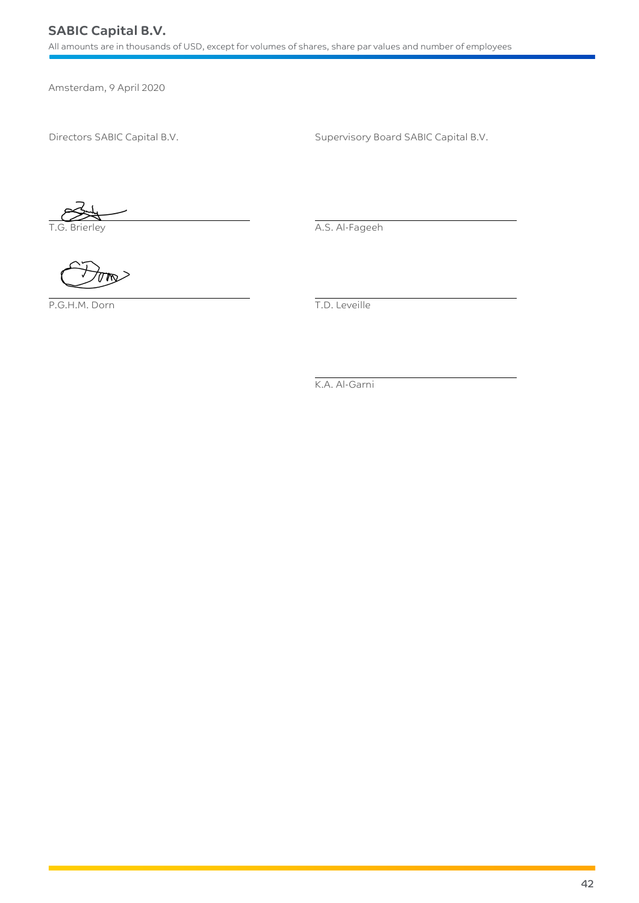Amsterdam, 9 April 2020

Directors SABIC Capital B.V.

T.G. Brierley

P.G.H.M. Dorn

Supervisory Board SABIC Capital B.V.

A.S. Al-Fageeh

T.D. Leveille

K.A. Al-Garni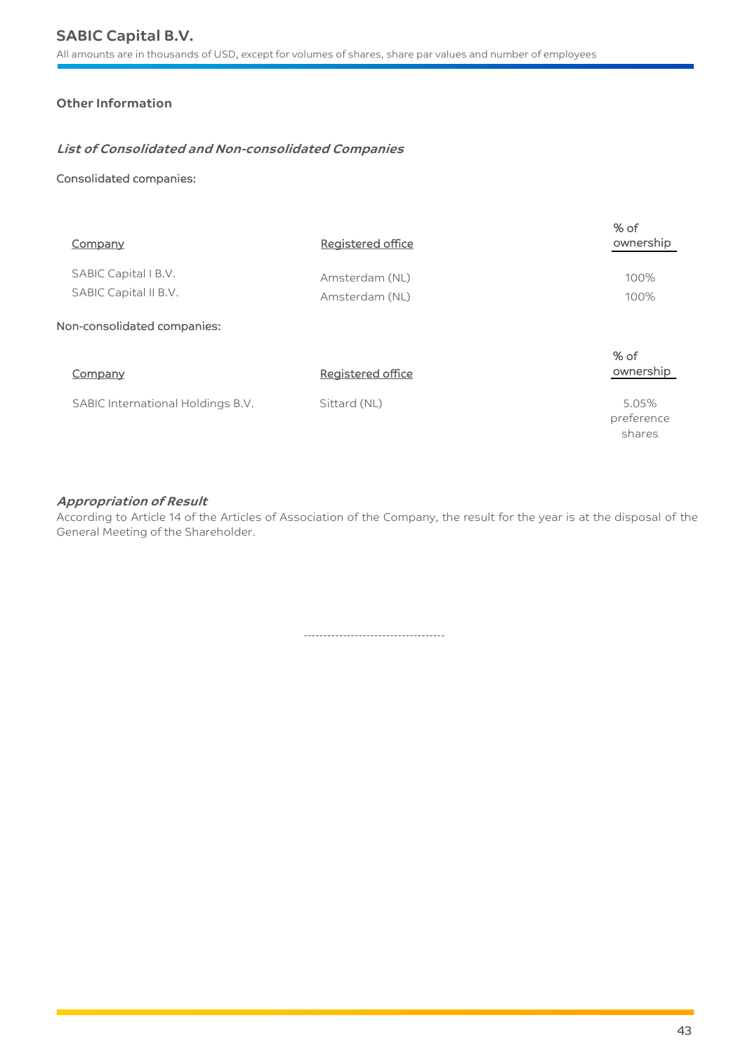## Other Information

### *List of Consolidated and Non-consolidated Companies*

Consolidated companies:

| Company | Registered office | % of ownership |
|---|---|---|
| SABIC Capital I B.V. | Amsterdam (NL) | 100% |
| SABIC Capital II B.V. | Amsterdam (NL) | 100% |

Non-consolidated companies:

| Company | Registered office | % of ownership |
|---|---|---|
| SABIC International Holdings B.V. | Sittard (NL) | 5.05% preference shares |

### *Appropriation of Result*

According to Article 14 of the Articles of Association of the Company, the result for the year is at the disposal of the General Meeting of the Shareholder.

------------------------------------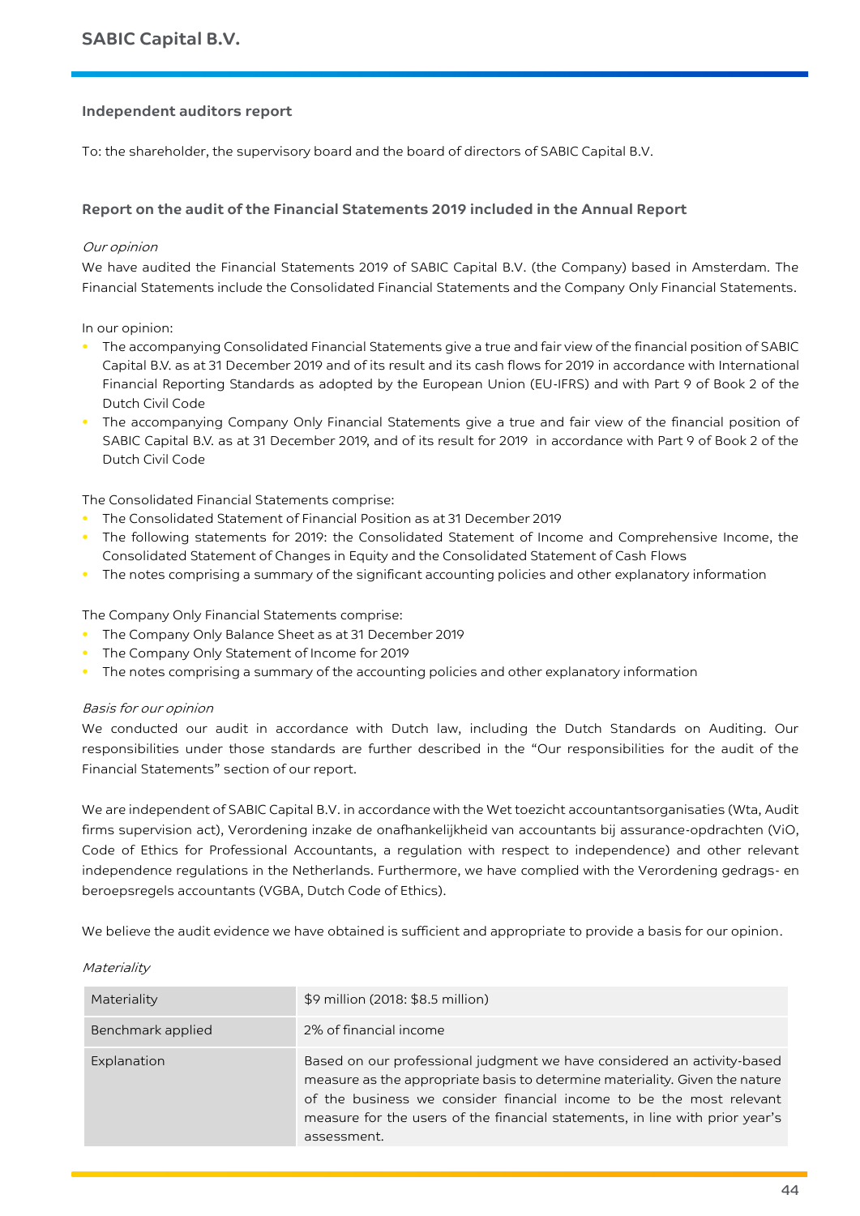## Independent auditors report

To: the shareholder, the supervisory board and the board of directors of SABIC Capital B.V.

### Report on the audit of the Financial Statements 2019 included in the Annual Report

*Our opinion*

We have audited the Financial Statements 2019 of SABIC Capital B.V. (the Company) based in Amsterdam. The Financial Statements include the Consolidated Financial Statements and the Company Only Financial Statements.

In our opinion:

- The accompanying Consolidated Financial Statements give a true and fair view of the financial position of SABIC Capital B.V. as at 31 December 2019 and of its result and its cash flows for 2019 in accordance with International Financial Reporting Standards as adopted by the European Union (EU-IFRS) and with Part 9 of Book 2 of the Dutch Civil Code
- The accompanying Company Only Financial Statements give a true and fair view of the financial position of SABIC Capital B.V. as at 31 December 2019, and of its result for 2019 in accordance with Part 9 of Book 2 of the Dutch Civil Code

The Consolidated Financial Statements comprise:

- The Consolidated Statement of Financial Position as at 31 December 2019
- The following statements for 2019: the Consolidated Statement of Income and Comprehensive Income, the Consolidated Statement of Changes in Equity and the Consolidated Statement of Cash Flows
- The notes comprising a summary of the significant accounting policies and other explanatory information

The Company Only Financial Statements comprise:

- The Company Only Balance Sheet as at 31 December 2019
- The Company Only Statement of Income for 2019
- The notes comprising a summary of the accounting policies and other explanatory information

*Basis for our opinion*

We conducted our audit in accordance with Dutch law, including the Dutch Standards on Auditing. Our responsibilities under those standards are further described in the "Our responsibilities for the audit of the Financial Statements" section of our report.

We are independent of SABIC Capital B.V. in accordance with the Wet toezicht accountantsorganisaties (Wta, Audit firms supervision act), Verordening inzake de onafhankelijkheid van accountants bij assurance-opdrachten (ViO, Code of Ethics for Professional Accountants, a regulation with respect to independence) and other relevant independence regulations in the Netherlands. Furthermore, we have complied with the Verordening gedrags- en beroepsregels accountants (VGBA, Dutch Code of Ethics).

We believe the audit evidence we have obtained is sufficient and appropriate to provide a basis for our opinion.

*Materiality*

| | |
|---|---|
| Materiality | $9 million (2018: $8.5 million) |
| Benchmark applied | 2% of financial income |
| Explanation | Based on our professional judgment we have considered an activity-based measure as the appropriate basis to determine materiality. Given the nature of the business we consider financial income to be the most relevant measure for the users of the financial statements, in line with prior year's assessment. |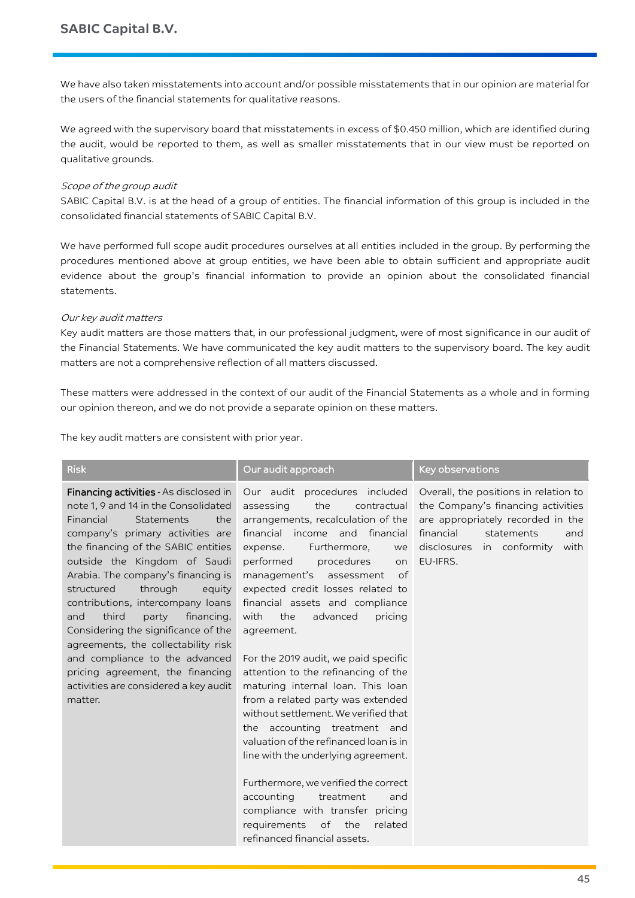We have also taken misstatements into account and/or possible misstatements that in our opinion are material for the users of the financial statements for qualitative reasons.

We agreed with the supervisory board that misstatements in excess of $0.450 million, which are identified during the audit, would be reported to them, as well as smaller misstatements that in our view must be reported on qualitative grounds.

*Scope of the group audit*

SABIC Capital B.V. is at the head of a group of entities. The financial information of this group is included in the consolidated financial statements of SABIC Capital B.V.

We have performed full scope audit procedures ourselves at all entities included in the group. By performing the procedures mentioned above at group entities, we have been able to obtain sufficient and appropriate audit evidence about the group's financial information to provide an opinion about the consolidated financial statements.

*Our key audit matters*

Key audit matters are those matters that, in our professional judgment, were of most significance in our audit of the Financial Statements. We have communicated the key audit matters to the supervisory board. The key audit matters are not a comprehensive reflection of all matters discussed.

These matters were addressed in the context of our audit of the Financial Statements as a whole and in forming our opinion thereon, and we do not provide a separate opinion on these matters.

The key audit matters are consistent with prior year.

| Risk | Our audit approach | Key observations |
|---|---|---|
| **Financing activities** - As disclosed in note 1, 9 and 14 in the Consolidated Financial Statements the company's primary activities are the financing of the SABIC entities outside the Kingdom of Saudi Arabia. The company's financing is structured through equity contributions, intercompany loans and third party financing. Considering the significance of the agreements, the collectability risk and compliance to the advanced pricing agreement, the financing activities are considered a key audit matter. | Our audit procedures included assessing the contractual arrangements, recalculation of the financial income and financial expense. Furthermore, we performed procedures on management's assessment of expected credit losses related to financial assets and compliance with the advanced pricing agreement.<br><br>For the 2019 audit, we paid specific attention to the refinancing of the maturing internal loan. This loan from a related party was extended without settlement. We verified that the accounting treatment and valuation of the refinanced loan is in line with the underlying agreement.<br><br>Furthermore, we verified the correct accounting treatment and compliance with transfer pricing requirements of the related refinanced financial assets. | Overall, the positions in relation to the Company's financing activities are appropriately recorded in the financial statements and disclosures in conformity with EU-IFRS. |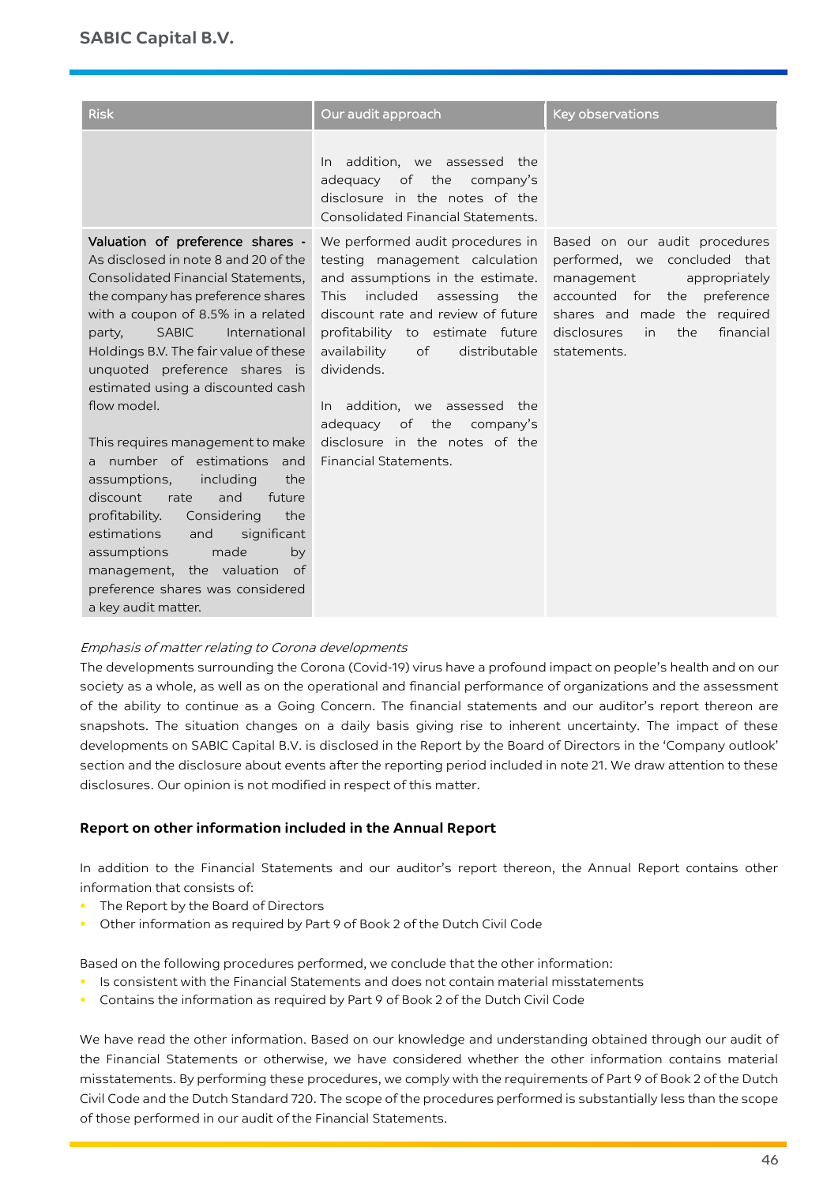| Risk | Our audit approach | Key observations |
|---|---|---|
| | In addition, we assessed the adequacy of the company's disclosure in the notes of the Consolidated Financial Statements. | |
| **Valuation of preference shares -** As disclosed in note 8 and 20 of the Consolidated Financial Statements, the company has preference shares with a coupon of 8.5% in a related party, SABIC International Holdings B.V. The fair value of these unquoted preference shares is estimated using a discounted cash flow model.<br><br>This requires management to make a number of estimations and assumptions, including the discount rate and future profitability. Considering the estimations and significant assumptions made by management, the valuation of preference shares was considered a key audit matter. | We performed audit procedures in testing management calculation and assumptions in the estimate. This included assessing the discount rate and review of future profitability to estimate future availability of distributable dividends.<br><br>In addition, we assessed the adequacy of the company's disclosure in the notes of the Financial Statements. | Based on our audit procedures performed, we concluded that management appropriately accounted for the preference shares and made the required disclosures in the financial statements. |

*Emphasis of matter relating to Corona developments*

The developments surrounding the Corona (Covid-19) virus have a profound impact on people's health and on our society as a whole, as well as on the operational and financial performance of organizations and the assessment of the ability to continue as a Going Concern. The financial statements and our auditor's report thereon are snapshots. The situation changes on a daily basis giving rise to inherent uncertainty. The impact of these developments on SABIC Capital B.V. is disclosed in the Report by the Board of Directors in the 'Company outlook' section and the disclosure about events after the reporting period included in note 21. We draw attention to these disclosures. Our opinion is not modified in respect of this matter.

### Report on other information included in the Annual Report

In addition to the Financial Statements and our auditor's report thereon, the Annual Report contains other information that consists of:

- The Report by the Board of Directors
- Other information as required by Part 9 of Book 2 of the Dutch Civil Code

Based on the following procedures performed, we conclude that the other information:

- Is consistent with the Financial Statements and does not contain material misstatements
- Contains the information as required by Part 9 of Book 2 of the Dutch Civil Code

We have read the other information. Based on our knowledge and understanding obtained through our audit of the Financial Statements or otherwise, we have considered whether the other information contains material misstatements. By performing these procedures, we comply with the requirements of Part 9 of Book 2 of the Dutch Civil Code and the Dutch Standard 720. The scope of the procedures performed is substantially less than the scope of those performed in our audit of the Financial Statements.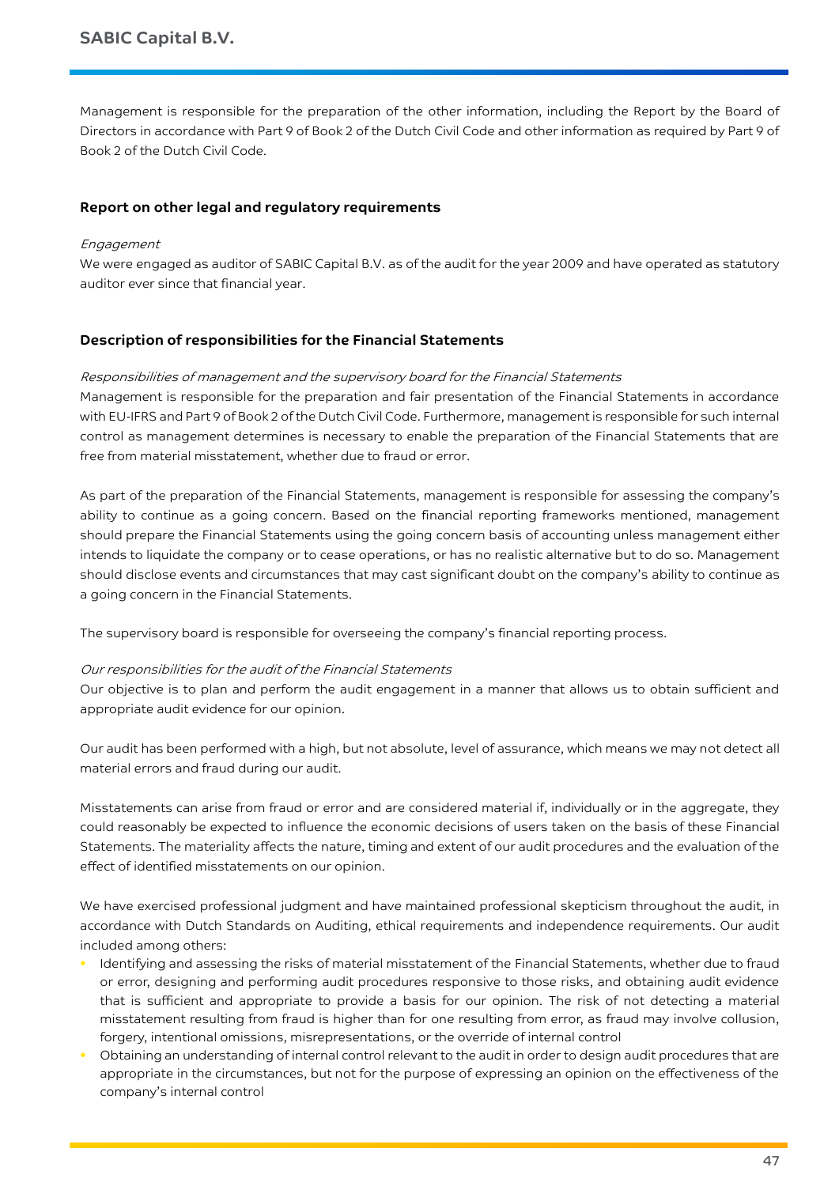Management is responsible for the preparation of the other information, including the Report by the Board of Directors in accordance with Part 9 of Book 2 of the Dutch Civil Code and other information as required by Part 9 of Book 2 of the Dutch Civil Code.

## Report on other legal and regulatory requirements

*Engagement*

We were engaged as auditor of SABIC Capital B.V. as of the audit for the year 2009 and have operated as statutory auditor ever since that financial year.

## Description of responsibilities for the Financial Statements

*Responsibilities of management and the supervisory board for the Financial Statements*

Management is responsible for the preparation and fair presentation of the Financial Statements in accordance with EU-IFRS and Part 9 of Book 2 of the Dutch Civil Code. Furthermore, management is responsible for such internal control as management determines is necessary to enable the preparation of the Financial Statements that are free from material misstatement, whether due to fraud or error.

As part of the preparation of the Financial Statements, management is responsible for assessing the company's ability to continue as a going concern. Based on the financial reporting frameworks mentioned, management should prepare the Financial Statements using the going concern basis of accounting unless management either intends to liquidate the company or to cease operations, or has no realistic alternative but to do so. Management should disclose events and circumstances that may cast significant doubt on the company's ability to continue as a going concern in the Financial Statements.

The supervisory board is responsible for overseeing the company's financial reporting process.

*Our responsibilities for the audit of the Financial Statements*

Our objective is to plan and perform the audit engagement in a manner that allows us to obtain sufficient and appropriate audit evidence for our opinion.

Our audit has been performed with a high, but not absolute, level of assurance, which means we may not detect all material errors and fraud during our audit.

Misstatements can arise from fraud or error and are considered material if, individually or in the aggregate, they could reasonably be expected to influence the economic decisions of users taken on the basis of these Financial Statements. The materiality affects the nature, timing and extent of our audit procedures and the evaluation of the effect of identified misstatements on our opinion.

We have exercised professional judgment and have maintained professional skepticism throughout the audit, in accordance with Dutch Standards on Auditing, ethical requirements and independence requirements. Our audit included among others:

- Identifying and assessing the risks of material misstatement of the Financial Statements, whether due to fraud or error, designing and performing audit procedures responsive to those risks, and obtaining audit evidence that is sufficient and appropriate to provide a basis for our opinion. The risk of not detecting a material misstatement resulting from fraud is higher than for one resulting from error, as fraud may involve collusion, forgery, intentional omissions, misrepresentations, or the override of internal control
- Obtaining an understanding of internal control relevant to the audit in order to design audit procedures that are appropriate in the circumstances, but not for the purpose of expressing an opinion on the effectiveness of the company's internal control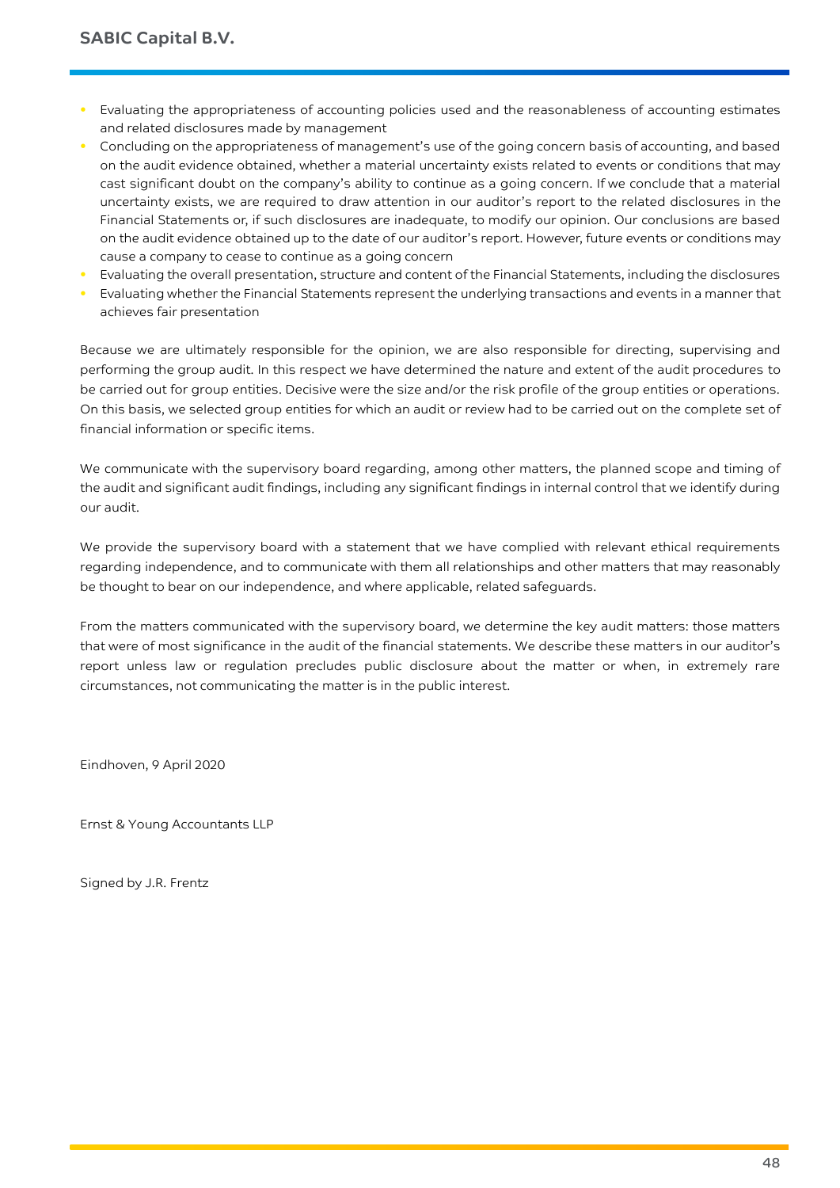- Evaluating the appropriateness of accounting policies used and the reasonableness of accounting estimates and related disclosures made by management
- Concluding on the appropriateness of management's use of the going concern basis of accounting, and based on the audit evidence obtained, whether a material uncertainty exists related to events or conditions that may cast significant doubt on the company's ability to continue as a going concern. If we conclude that a material uncertainty exists, we are required to draw attention in our auditor's report to the related disclosures in the Financial Statements or, if such disclosures are inadequate, to modify our opinion. Our conclusions are based on the audit evidence obtained up to the date of our auditor's report. However, future events or conditions may cause a company to cease to continue as a going concern
- Evaluating the overall presentation, structure and content of the Financial Statements, including the disclosures
- Evaluating whether the Financial Statements represent the underlying transactions and events in a manner that achieves fair presentation

Because we are ultimately responsible for the opinion, we are also responsible for directing, supervising and performing the group audit. In this respect we have determined the nature and extent of the audit procedures to be carried out for group entities. Decisive were the size and/or the risk profile of the group entities or operations. On this basis, we selected group entities for which an audit or review had to be carried out on the complete set of financial information or specific items.

We communicate with the supervisory board regarding, among other matters, the planned scope and timing of the audit and significant audit findings, including any significant findings in internal control that we identify during our audit.

We provide the supervisory board with a statement that we have complied with relevant ethical requirements regarding independence, and to communicate with them all relationships and other matters that may reasonably be thought to bear on our independence, and where applicable, related safeguards.

From the matters communicated with the supervisory board, we determine the key audit matters: those matters that were of most significance in the audit of the financial statements. We describe these matters in our auditor's report unless law or regulation precludes public disclosure about the matter or when, in extremely rare circumstances, not communicating the matter is in the public interest.

Eindhoven, 9 April 2020

Ernst & Young Accountants LLP

Signed by J.R. Frentz